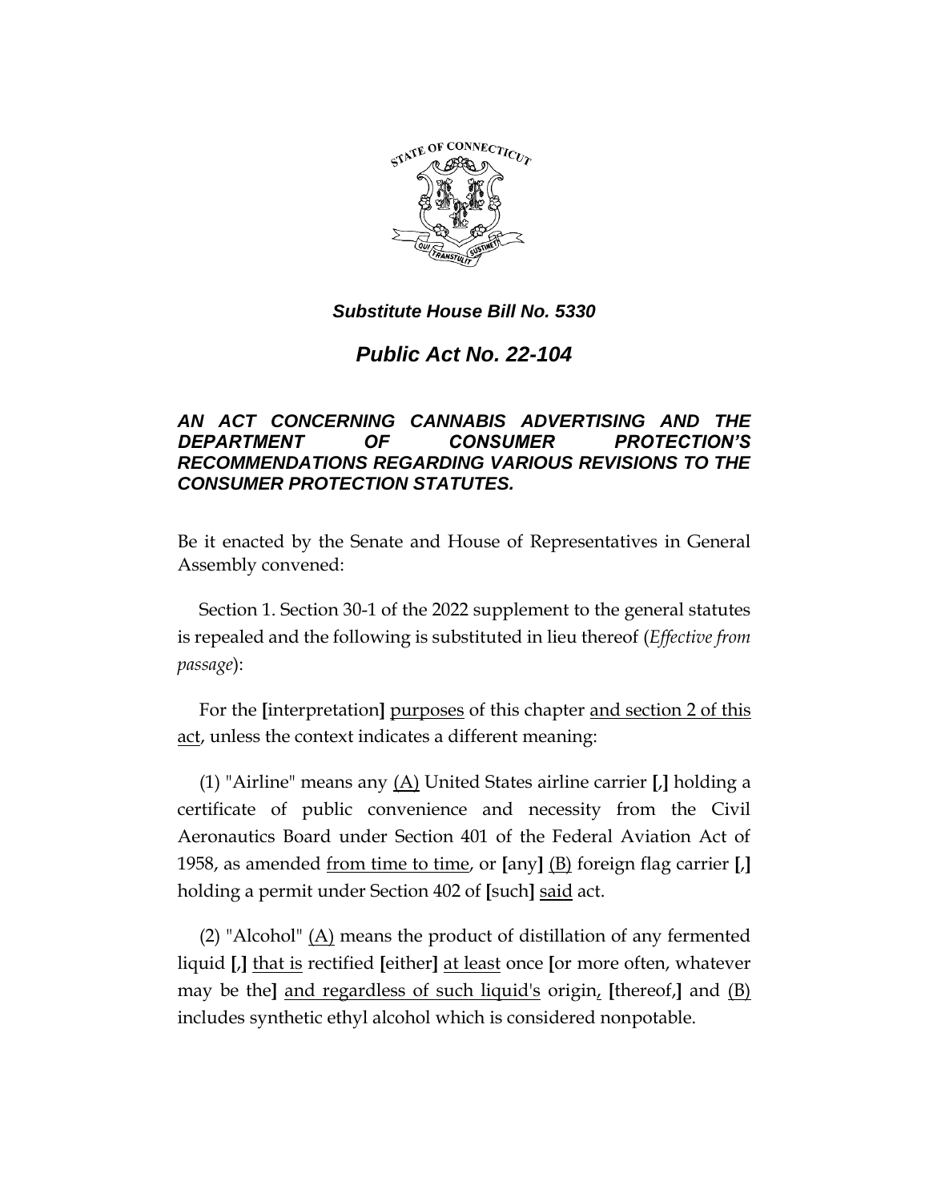*Substitute House Bill No. 5330*

# *Public Act No. 22-104*

### *AN ACT CONCERNING CANNABIS ADVERTISING AND THE DEPARTMENT OF CONSUMER PROTECTION'S RECOMMENDATIONS REGARDING VARIOUS REVISIONS TO THE CONSUMER PROTECTION STATUTES.*

Be it enacted by the Senate and House of Representatives in General Assembly convened:

Section 1. Section 30-1 of the 2022 supplement to the general statutes is repealed and the following is substituted in lieu thereof (*Effective from passage*):

For the **[**interpretation**]** purposes of this chapter and section 2 of this act, unless the context indicates a different meaning:

(1) "Airline" means any (A) United States airline carrier **[**,**]** holding a certificate of public convenience and necessity from the Civil Aeronautics Board under Section 401 of the Federal Aviation Act of 1958, as amended from time to time, or **[**any**]** (B) foreign flag carrier **[**,**]** holding a permit under Section 402 of **[**such**]** said act.

(2) "Alcohol" (A) means the product of distillation of any fermented liquid **[**,**]** that is rectified **[**either**]** at least once **[**or more often, whatever may be the**]** and regardless of such liquid's origin, **[**thereof,**]** and (B) includes synthetic ethyl alcohol which is considered nonpotable.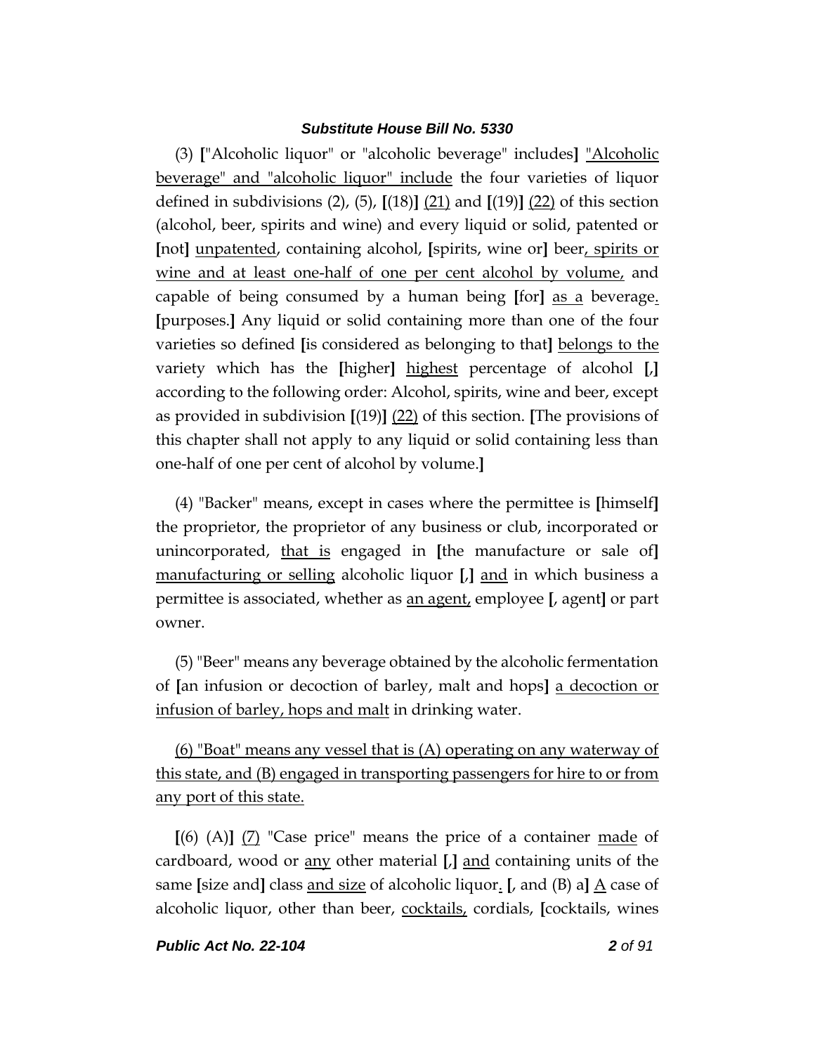(3) ["Alcoholic liquor" or "alcoholic beverage" includes] "Alcoholic beverage" and "alcoholic liquor" include the four varieties of liquor defined in subdivisions (2), (5), [(18)] (21) and [(19)] (22) of this section (alcohol, beer, spirits and wine) and every liquid or solid, patented or [not] unpatented, containing alcohol, [spirits, wine or] beer, spirits or wine and at least one-half of one per cent alcohol by volume, and capable of being consumed by a human being [for] as a beverage. [purposes.] Any liquid or solid containing more than one of the four varieties so defined [is considered as belonging to that] belongs to the variety which has the [higher] highest percentage of alcohol [,] according to the following order: Alcohol, spirits, wine and beer, except as provided in subdivision [(19)] (22) of this section. [The provisions of this chapter shall not apply to any liquid or solid containing less than one-half of one per cent of alcohol by volume.]

(4) "Backer" means, except in cases where the permittee is [himself] the proprietor, the proprietor of any business or club, incorporated or unincorporated, that is engaged in [the manufacture or sale of] manufacturing or selling alcoholic liquor [,] and in which business a permittee is associated, whether as an agent, employee [, agent] or part owner.

(5) "Beer" means any beverage obtained by the alcoholic fermentation of [an infusion or decoction of barley, malt and hops] a decoction or infusion of barley, hops and malt in drinking water.

(6) "Boat" means any vessel that is (A) operating on any waterway of this state, and (B) engaged in transporting passengers for hire to or from any port of this state.

[(6) (A)] (7) "Case price" means the price of a container made of cardboard, wood or any other material [,] and containing units of the same [size and] class and size of alcoholic liquor. [, and (B) a] A case of alcoholic liquor, other than beer, cocktails, cordials, [cocktails, wines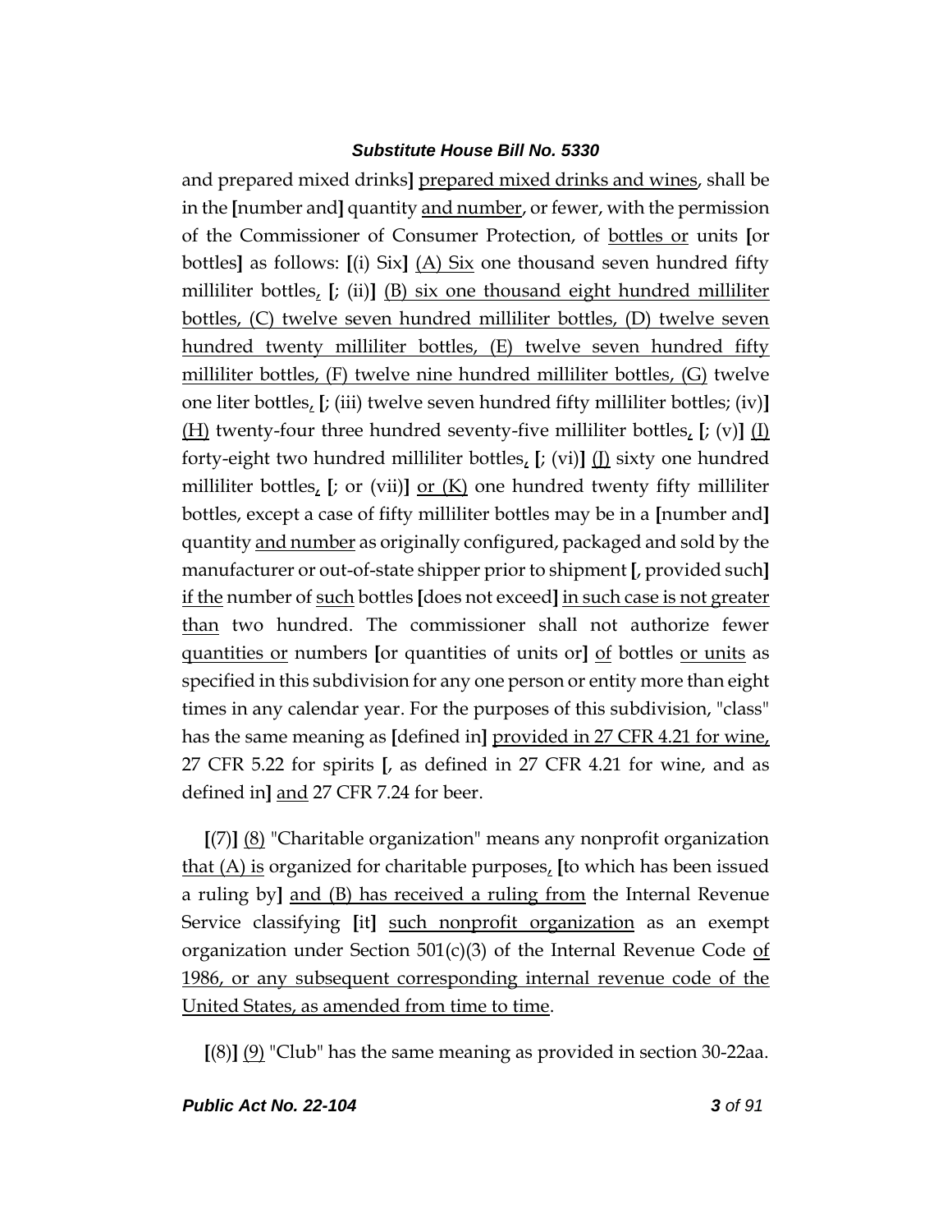and prepared mixed drinks] prepared mixed drinks and wines, shall be in the [number and] quantity and number, or fewer, with the permission of the Commissioner of Consumer Protection, of bottles or units [or bottles] as follows: [(i) Six] (A) Six one thousand seven hundred fifty milliliter bottles, [; (ii)] (B) six one thousand eight hundred milliliter bottles, (C) twelve seven hundred milliliter bottles, (D) twelve seven hundred twenty milliliter bottles, (E) twelve seven hundred fifty milliliter bottles, (F) twelve nine hundred milliliter bottles, (G) twelve one liter bottles, [; (iii) twelve seven hundred fifty milliliter bottles; (iv)] (H) twenty-four three hundred seventy-five milliliter bottles, [; (v)] (I) forty-eight two hundred milliliter bottles, [; (vi)] (J) sixty one hundred milliliter bottles, [; or (vii)] or (K) one hundred twenty fifty milliliter bottles, except a case of fifty milliliter bottles may be in a [number and] quantity and number as originally configured, packaged and sold by the manufacturer or out-of-state shipper prior to shipment [, provided such] if the number of such bottles [does not exceed] in such case is not greater than two hundred. The commissioner shall not authorize fewer quantities or numbers [or quantities of units or] of bottles or units as specified in this subdivision for any one person or entity more than eight times in any calendar year. For the purposes of this subdivision, "class" has the same meaning as [defined in] provided in 27 CFR 4.21 for wine, 27 CFR 5.22 for spirits [, as defined in 27 CFR 4.21 for wine, and as defined in] and 27 CFR 7.24 for beer.

[(7)] (8) "Charitable organization" means any nonprofit organization that (A) is organized for charitable purposes, [to which has been issued a ruling by] and (B) has received a ruling from the Internal Revenue Service classifying [it] such nonprofit organization as an exempt organization under Section 501(c)(3) of the Internal Revenue Code of 1986, or any subsequent corresponding internal revenue code of the United States, as amended from time to time.

[(8)] (9) "Club" has the same meaning as provided in section 30-22aa.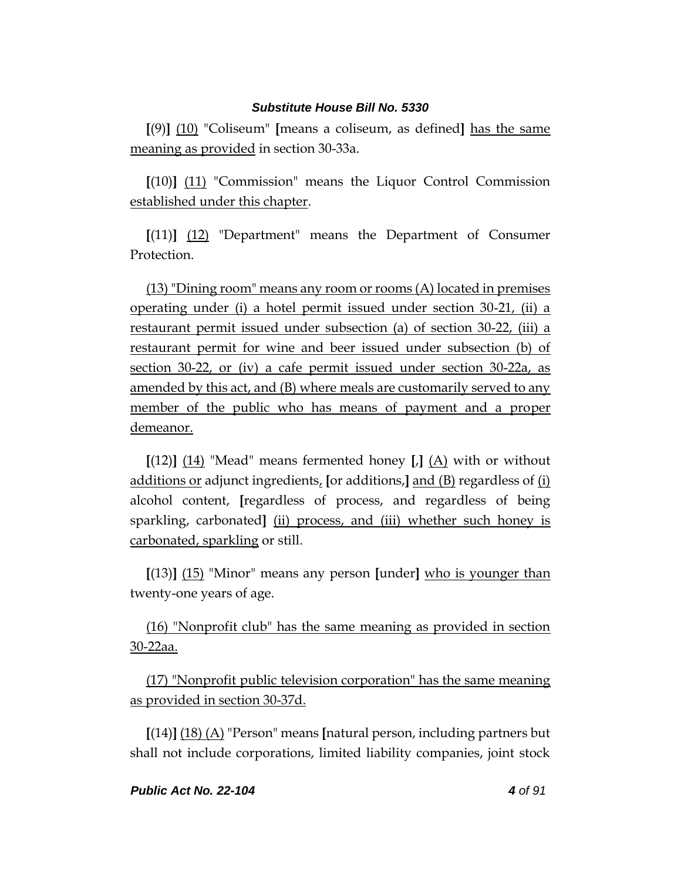**[**(9)**]** (10) "Coliseum" **[**means a coliseum, as defined**]** has the same meaning as provided in section 30-33a.

**[**(10)**]** (11) "Commission" means the Liquor Control Commission established under this chapter.

**[**(11)**]** (12) "Department" means the Department of Consumer Protection.

(13) "Dining room" means any room or rooms (A) located in premises operating under (i) a hotel permit issued under section 30-21, (ii) a restaurant permit issued under subsection (a) of section 30-22, (iii) a restaurant permit for wine and beer issued under subsection (b) of section 30-22, or (iv) a cafe permit issued under section 30-22a, as amended by this act, and (B) where meals are customarily served to any member of the public who has means of payment and a proper demeanor.

**[**(12)**]** (14) "Mead" means fermented honey **[**,**]** (A) with or without additions or adjunct ingredients, **[**or additions,**]** and (B) regardless of (i) alcohol content, **[**regardless of process, and regardless of being sparkling, carbonated**]** (ii) process, and (iii) whether such honey is carbonated, sparkling or still.

**[**(13)**]** (15) "Minor" means any person **[**under**]** who is younger than twenty-one years of age.

(16) "Nonprofit club" has the same meaning as provided in section 30-22aa.

(17) "Nonprofit public television corporation" has the same meaning as provided in section 30-37d.

**[**(14)**]** (18) (A) "Person" means **[**natural person, including partners but shall not include corporations, limited liability companies, joint stock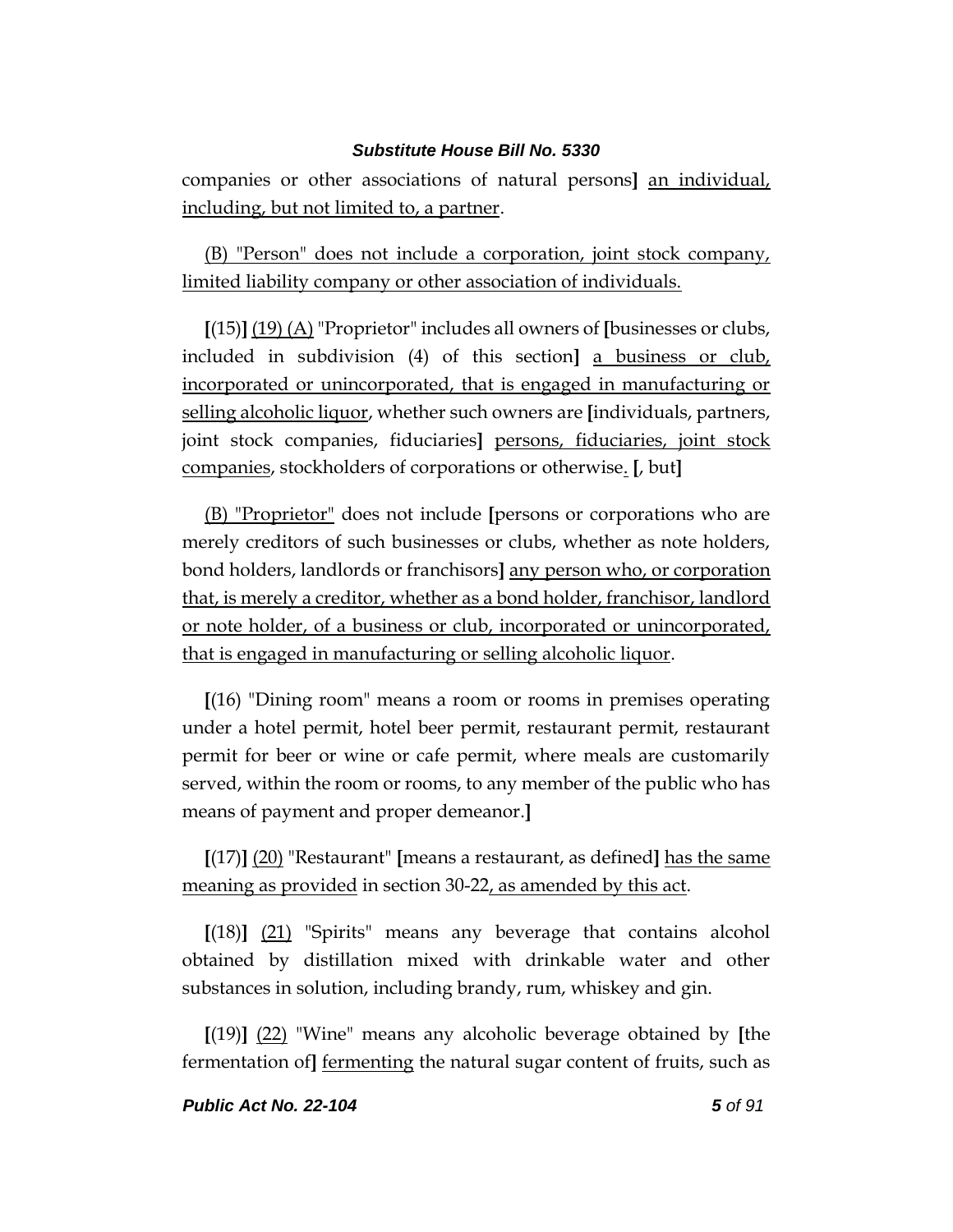companies or other associations of natural persons**]** <u>an individual, including, but not limited to, a partner</u>.

<u>(B) "Person" does not include a corporation, joint stock company, limited liability company or other association of individuals.</u>

**[**(15)**]** <u>(19) (A)</u> "Proprietor" includes all owners of **[**businesses or clubs, included in subdivision (4) of this section**]** <u>a business or club, incorporated or unincorporated, that is engaged in manufacturing or selling alcoholic liquor</u>, whether such owners are **[**individuals, partners, joint stock companies, fiduciaries**]** <u>persons, fiduciaries, joint stock companies</u>, stockholders of corporations or otherwise<u>.</u> **[**, but**]**

<u>(B) "Proprietor"</u> does not include **[**persons or corporations who are merely creditors of such businesses or clubs, whether as note holders, bond holders, landlords or franchisors**]** <u>any person who, or corporation that, is merely a creditor, whether as a bond holder, franchisor, landlord or note holder, of a business or club, incorporated or unincorporated, that is engaged in manufacturing or selling alcoholic liquor</u>.

**[**(16) "Dining room" means a room or rooms in premises operating under a hotel permit, hotel beer permit, restaurant permit, restaurant permit for beer or wine or cafe permit, where meals are customarily served, within the room or rooms, to any member of the public who has means of payment and proper demeanor.**]**

**[**(17)**]** <u>(20)</u> "Restaurant" **[**means a restaurant, as defined**]** <u>has the same meaning as provided</u> in section 30-22<u>, as amended by this act</u>.

**[**(18)**]** <u>(21)</u> "Spirits" means any beverage that contains alcohol obtained by distillation mixed with drinkable water and other substances in solution, including brandy, rum, whiskey and gin.

**[**(19)**]** <u>(22)</u> "Wine" means any alcoholic beverage obtained by **[**the fermentation of**]** <u>fermenting</u> the natural sugar content of fruits, such as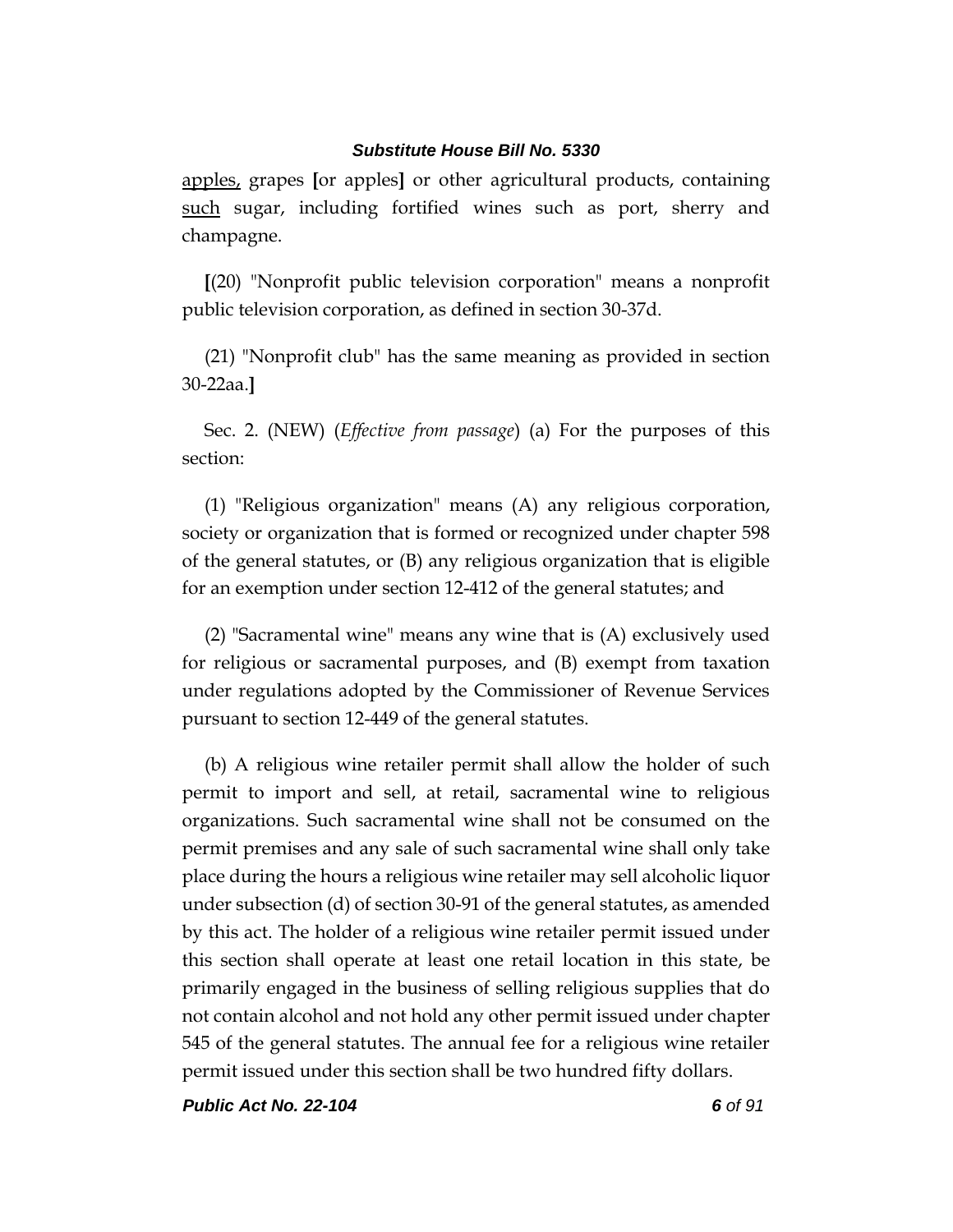apples, grapes [or apples] or other agricultural products, containing such sugar, including fortified wines such as port, sherry and champagne.

[(20) "Nonprofit public television corporation" means a nonprofit public television corporation, as defined in section 30-37d.

(21) "Nonprofit club" has the same meaning as provided in section 30-22aa.]

Sec. 2. (NEW) (*Effective from passage*) (a) For the purposes of this section:

(1) "Religious organization" means (A) any religious corporation, society or organization that is formed or recognized under chapter 598 of the general statutes, or (B) any religious organization that is eligible for an exemption under section 12-412 of the general statutes; and

(2) "Sacramental wine" means any wine that is (A) exclusively used for religious or sacramental purposes, and (B) exempt from taxation under regulations adopted by the Commissioner of Revenue Services pursuant to section 12-449 of the general statutes.

(b) A religious wine retailer permit shall allow the holder of such permit to import and sell, at retail, sacramental wine to religious organizations. Such sacramental wine shall not be consumed on the permit premises and any sale of such sacramental wine shall only take place during the hours a religious wine retailer may sell alcoholic liquor under subsection (d) of section 30-91 of the general statutes, as amended by this act. The holder of a religious wine retailer permit issued under this section shall operate at least one retail location in this state, be primarily engaged in the business of selling religious supplies that do not contain alcohol and not hold any other permit issued under chapter 545 of the general statutes. The annual fee for a religious wine retailer permit issued under this section shall be two hundred fifty dollars.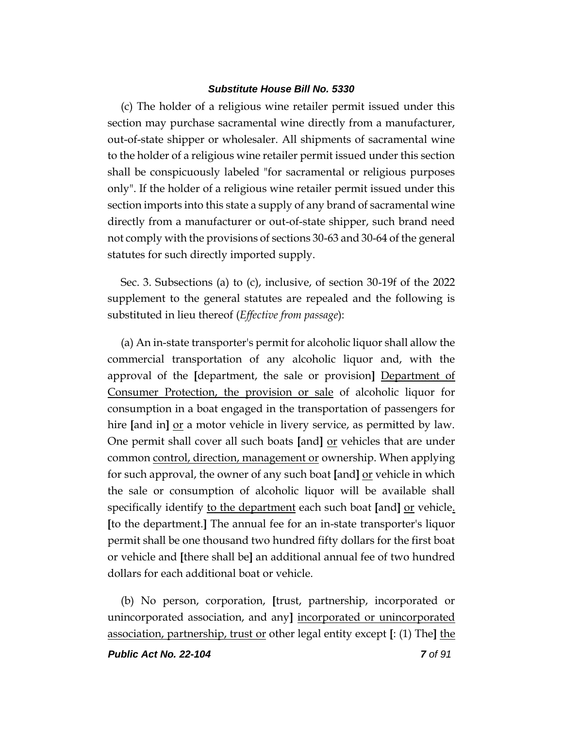(c) The holder of a religious wine retailer permit issued under this section may purchase sacramental wine directly from a manufacturer, out-of-state shipper or wholesaler. All shipments of sacramental wine to the holder of a religious wine retailer permit issued under this section shall be conspicuously labeled "for sacramental or religious purposes only". If the holder of a religious wine retailer permit issued under this section imports into this state a supply of any brand of sacramental wine directly from a manufacturer or out-of-state shipper, such brand need not comply with the provisions of sections 30-63 and 30-64 of the general statutes for such directly imported supply.

Sec. 3. Subsections (a) to (c), inclusive, of section 30-19f of the 2022 supplement to the general statutes are repealed and the following is substituted in lieu thereof (*Effective from passage*):

(a) An in-state transporter's permit for alcoholic liquor shall allow the commercial transportation of any alcoholic liquor and, with the approval of the **[**department, the sale or provision**]** <u>Department of Consumer Protection, the provision or sale</u> of alcoholic liquor for consumption in a boat engaged in the transportation of passengers for hire **[**and in**]** <u>or</u> a motor vehicle in livery service, as permitted by law. One permit shall cover all such boats **[**and**]** <u>or</u> vehicles that are under common <u>control, direction, management or</u> ownership. When applying for such approval, the owner of any such boat **[**and**]** <u>or</u> vehicle in which the sale or consumption of alcoholic liquor will be available shall specifically identify <u>to the department</u> each such boat **[**and**]** <u>or</u> vehicle<u>.</u> **[**to the department.**]** The annual fee for an in-state transporter's liquor permit shall be one thousand two hundred fifty dollars for the first boat or vehicle and **[**there shall be**]** an additional annual fee of two hundred dollars for each additional boat or vehicle.

(b) No person, corporation, **[**trust, partnership, incorporated or unincorporated association, and any**]** <u>incorporated or unincorporated association, partnership, trust or</u> other legal entity except **[**: (1) The**]** <u>the</u>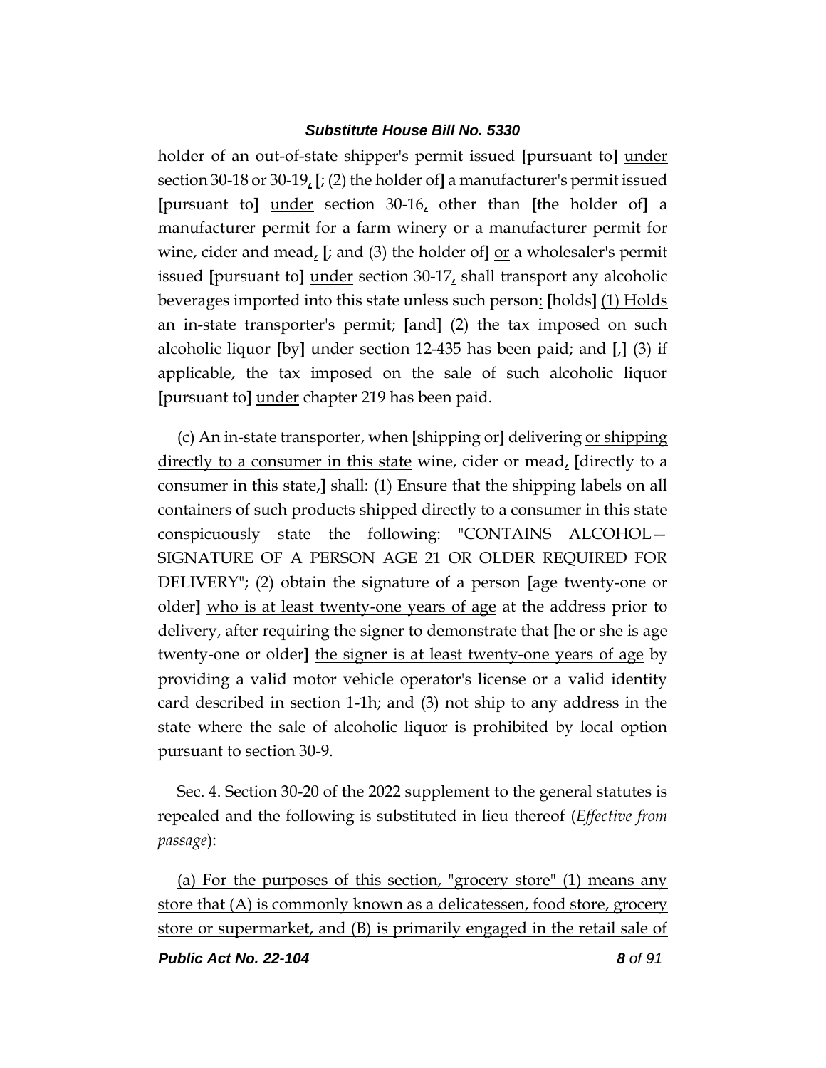holder of an out-of-state shipper's permit issued **[**pursuant to**]** under section 30-18 or 30-19, **[**; (2) the holder of**]** a manufacturer's permit issued **[**pursuant to**]** under section 30-16, other than **[**the holder of**]** a manufacturer permit for a farm winery or a manufacturer permit for wine, cider and mead, **[**; and (3) the holder of**]** or a wholesaler's permit issued **[**pursuant to**]** under section 30-17, shall transport any alcoholic beverages imported into this state unless such person: **[**holds**]** (1) Holds an in-state transporter's permit; **[**and**]** (2) the tax imposed on such alcoholic liquor **[**by**]** under section 12-435 has been paid; and **[**,**]** (3) if applicable, the tax imposed on the sale of such alcoholic liquor **[**pursuant to**]** under chapter 219 has been paid.

(c) An in-state transporter, when **[**shipping or**]** delivering or shipping directly to a consumer in this state wine, cider or mead, **[**directly to a consumer in this state,**]** shall: (1) Ensure that the shipping labels on all containers of such products shipped directly to a consumer in this state conspicuously state the following: "CONTAINS ALCOHOL— SIGNATURE OF A PERSON AGE 21 OR OLDER REQUIRED FOR DELIVERY"; (2) obtain the signature of a person **[**age twenty-one or older**]** who is at least twenty-one years of age at the address prior to delivery, after requiring the signer to demonstrate that **[**he or she is age twenty-one or older**]** the signer is at least twenty-one years of age by providing a valid motor vehicle operator's license or a valid identity card described in section 1-1h; and (3) not ship to any address in the state where the sale of alcoholic liquor is prohibited by local option pursuant to section 30-9.

Sec. 4. Section 30-20 of the 2022 supplement to the general statutes is repealed and the following is substituted in lieu thereof (*Effective from passage*):

(a) For the purposes of this section, "grocery store" (1) means any store that (A) is commonly known as a delicatessen, food store, grocery store or supermarket, and (B) is primarily engaged in the retail sale of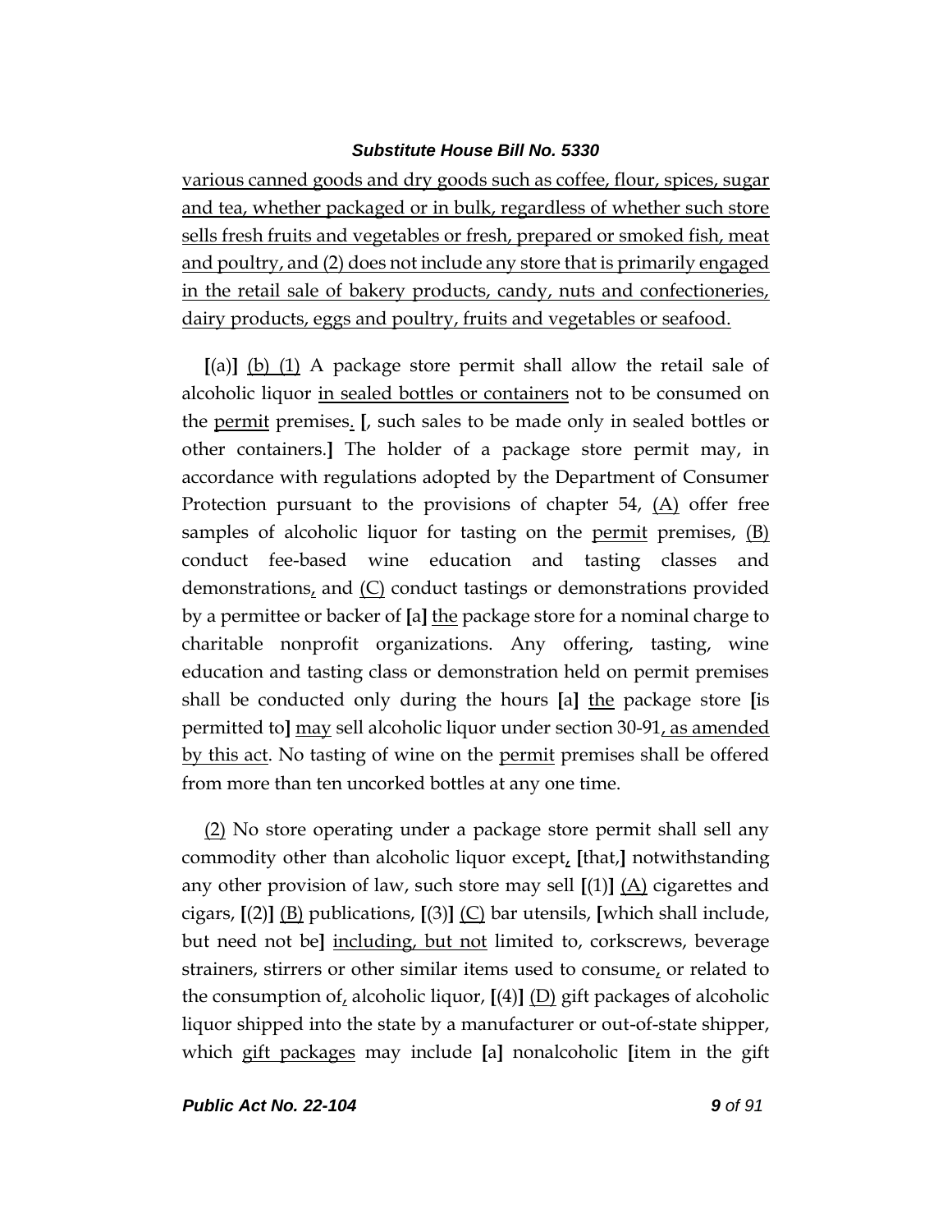various canned goods and dry goods such as coffee, flour, spices, sugar and tea, whether packaged or in bulk, regardless of whether such store sells fresh fruits and vegetables or fresh, prepared or smoked fish, meat and poultry, and (2) does not include any store that is primarily engaged in the retail sale of bakery products, candy, nuts and confectioneries, dairy products, eggs and poultry, fruits and vegetables or seafood.

**[**(a)**]** (b) (1) A package store permit shall allow the retail sale of alcoholic liquor in sealed bottles or containers not to be consumed on the permit premises. **[**, such sales to be made only in sealed bottles or other containers.**]** The holder of a package store permit may, in accordance with regulations adopted by the Department of Consumer Protection pursuant to the provisions of chapter 54, (A) offer free samples of alcoholic liquor for tasting on the permit premises, (B) conduct fee-based wine education and tasting classes and demonstrations, and (C) conduct tastings or demonstrations provided by a permittee or backer of **[**a**]** the package store for a nominal charge to charitable nonprofit organizations. Any offering, tasting, wine education and tasting class or demonstration held on permit premises shall be conducted only during the hours **[**a**]** the package store **[**is permitted to**]** may sell alcoholic liquor under section 30-91, as amended by this act. No tasting of wine on the permit premises shall be offered from more than ten uncorked bottles at any one time.

(2) No store operating under a package store permit shall sell any commodity other than alcoholic liquor except, **[**that,**]** notwithstanding any other provision of law, such store may sell **[**(1)**]** (A) cigarettes and cigars, **[**(2)**]** (B) publications, **[**(3)**]** (C) bar utensils, **[**which shall include, but need not be**]** including, but not limited to, corkscrews, beverage strainers, stirrers or other similar items used to consume, or related to the consumption of, alcoholic liquor, **[**(4)**]** (D) gift packages of alcoholic liquor shipped into the state by a manufacturer or out-of-state shipper, which gift packages may include **[**a**]** nonalcoholic **[**item in the gift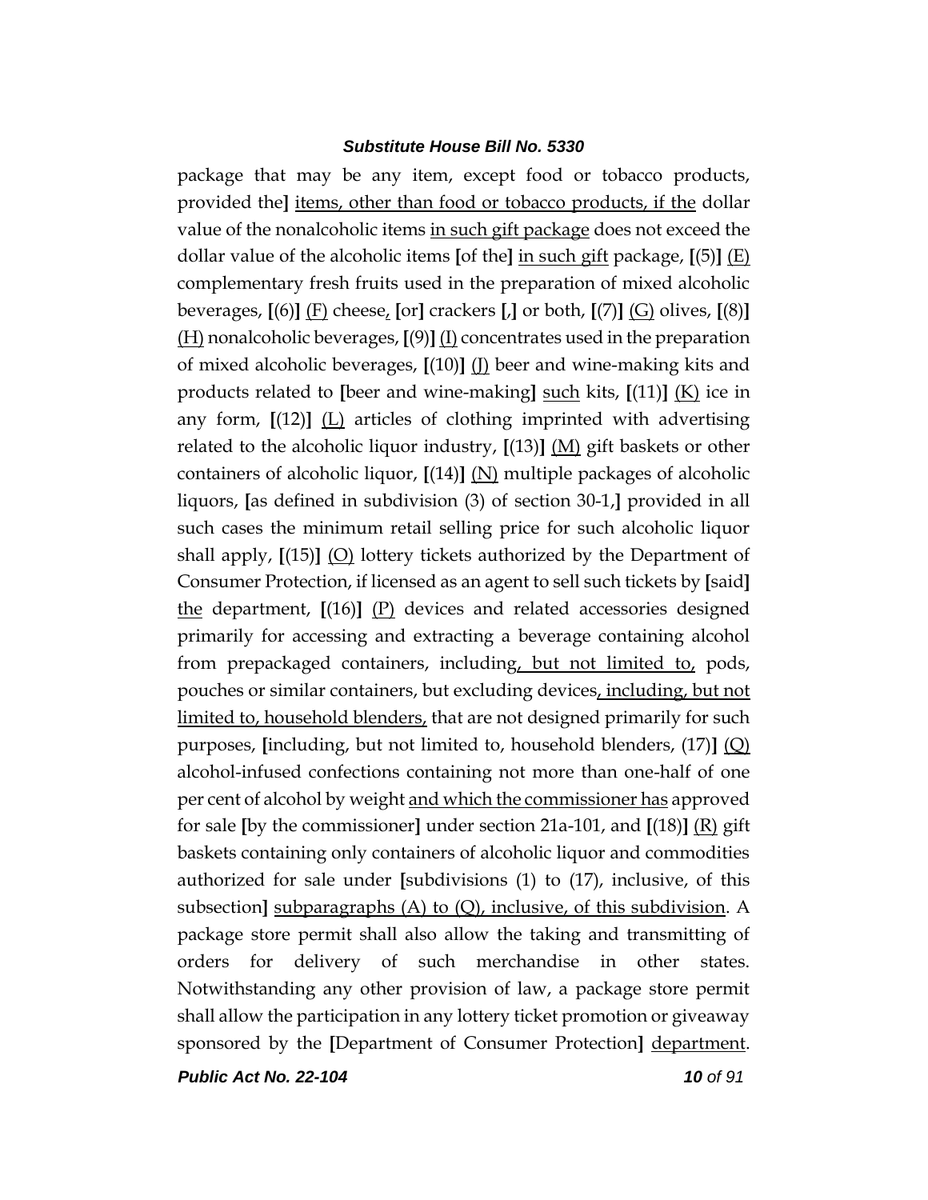package that may be any item, except food or tobacco products, provided the] items, other than food or tobacco products, if the dollar value of the nonalcoholic items in such gift package does not exceed the dollar value of the alcoholic items [of the] in such gift package, [(5)] (E) complementary fresh fruits used in the preparation of mixed alcoholic beverages, [(6)] (F) cheese, [or] crackers [,] or both, [(7)] (G) olives, [(8)] (H) nonalcoholic beverages, [(9)] (I) concentrates used in the preparation of mixed alcoholic beverages, [(10)] (J) beer and wine-making kits and products related to [beer and wine-making] such kits, [(11)] (K) ice in any form, [(12)] (L) articles of clothing imprinted with advertising related to the alcoholic liquor industry, [(13)] (M) gift baskets or other containers of alcoholic liquor, [(14)] (N) multiple packages of alcoholic liquors, [as defined in subdivision (3) of section 30-1,] provided in all such cases the minimum retail selling price for such alcoholic liquor shall apply, [(15)] (O) lottery tickets authorized by the Department of Consumer Protection, if licensed as an agent to sell such tickets by [said] the department, [(16)] (P) devices and related accessories designed primarily for accessing and extracting a beverage containing alcohol from prepackaged containers, including, but not limited to, pods, pouches or similar containers, but excluding devices, including, but not limited to, household blenders, that are not designed primarily for such purposes, [including, but not limited to, household blenders, (17)] (Q) alcohol-infused confections containing not more than one-half of one per cent of alcohol by weight and which the commissioner has approved for sale [by the commissioner] under section 21a-101, and [(18)] (R) gift baskets containing only containers of alcoholic liquor and commodities authorized for sale under [subdivisions (1) to (17), inclusive, of this subsection] subparagraphs (A) to (Q), inclusive, of this subdivision. A package store permit shall also allow the taking and transmitting of orders for delivery of such merchandise in other states. Notwithstanding any other provision of law, a package store permit shall allow the participation in any lottery ticket promotion or giveaway sponsored by the [Department of Consumer Protection] department.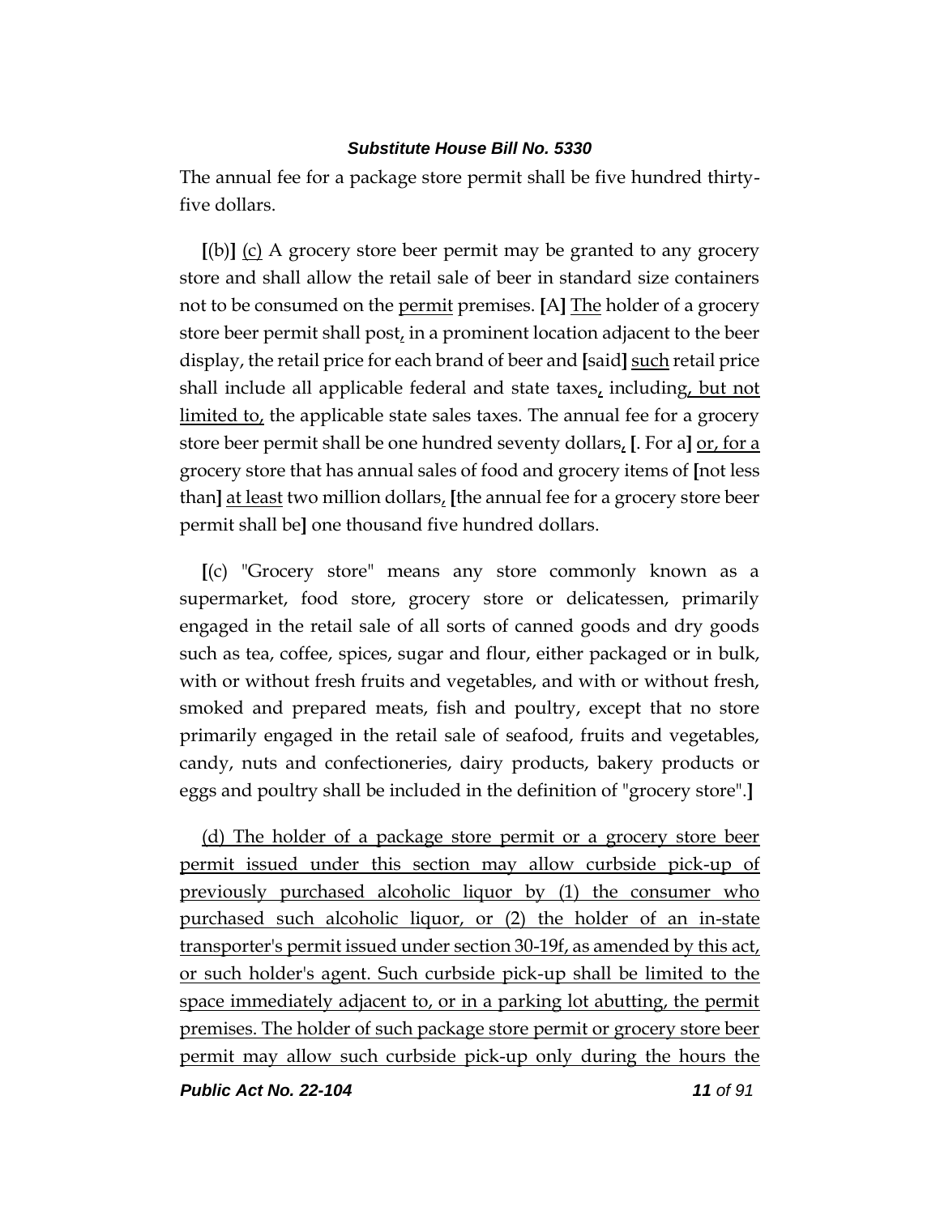The annual fee for a package store permit shall be five hundred thirty-five dollars.

[(b)] (c) A grocery store beer permit may be granted to any grocery store and shall allow the retail sale of beer in standard size containers not to be consumed on the permit premises. [A] The holder of a grocery store beer permit shall post, in a prominent location adjacent to the beer display, the retail price for each brand of beer and [said] such retail price shall include all applicable federal and state taxes, including, but not limited to, the applicable state sales taxes. The annual fee for a grocery store beer permit shall be one hundred seventy dollars, [. For a] or, for a grocery store that has annual sales of food and grocery items of [not less than] at least two million dollars, [the annual fee for a grocery store beer permit shall be] one thousand five hundred dollars.

[(c) "Grocery store" means any store commonly known as a supermarket, food store, grocery store or delicatessen, primarily engaged in the retail sale of all sorts of canned goods and dry goods such as tea, coffee, spices, sugar and flour, either packaged or in bulk, with or without fresh fruits and vegetables, and with or without fresh, smoked and prepared meats, fish and poultry, except that no store primarily engaged in the retail sale of seafood, fruits and vegetables, candy, nuts and confectioneries, dairy products, bakery products or eggs and poultry shall be included in the definition of "grocery store".]

(d) The holder of a package store permit or a grocery store beer permit issued under this section may allow curbside pick-up of previously purchased alcoholic liquor by (1) the consumer who purchased such alcoholic liquor, or (2) the holder of an in-state transporter's permit issued under section 30-19f, as amended by this act, or such holder's agent. Such curbside pick-up shall be limited to the space immediately adjacent to, or in a parking lot abutting, the permit premises. The holder of such package store permit or grocery store beer permit may allow such curbside pick-up only during the hours the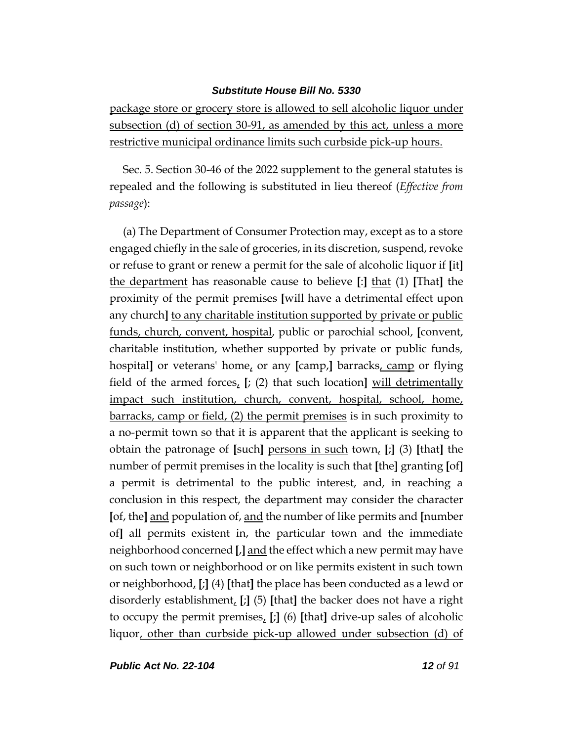package store or grocery store is allowed to sell alcoholic liquor under subsection (d) of section 30-91, as amended by this act, unless a more restrictive municipal ordinance limits such curbside pick-up hours.

Sec. 5. Section 30-46 of the 2022 supplement to the general statutes is repealed and the following is substituted in lieu thereof (*Effective from passage*):

(a) The Department of Consumer Protection may, except as to a store engaged chiefly in the sale of groceries, in its discretion, suspend, revoke or refuse to grant or renew a permit for the sale of alcoholic liquor if **[**it**]** the department has reasonable cause to believe **[**:**]** that (1) **[**That**]** the proximity of the permit premises **[**will have a detrimental effect upon any church**]** to any charitable institution supported by private or public funds, church, convent, hospital, public or parochial school, **[**convent, charitable institution, whether supported by private or public funds, hospital**]** or veterans' home, or any **[**camp,**]** barracks, camp or flying field of the armed forces, **[**; (2) that such location**]** will detrimentally impact such institution, church, convent, hospital, school, home, barracks, camp or field, (2) the permit premises is in such proximity to a no-permit town so that it is apparent that the applicant is seeking to obtain the patronage of **[**such**]** persons in such town, **[**;**]** (3) **[**that**]** the number of permit premises in the locality is such that **[**the**]** granting **[**of**]** a permit is detrimental to the public interest, and, in reaching a conclusion in this respect, the department may consider the character **[**of, the**]** and population of, and the number of like permits and **[**number of**]** all permits existent in, the particular town and the immediate neighborhood concerned **[**,**]** and the effect which a new permit may have on such town or neighborhood or on like permits existent in such town or neighborhood, **[**;**]** (4) **[**that**]** the place has been conducted as a lewd or disorderly establishment, **[**;**]** (5) **[**that**]** the backer does not have a right to occupy the permit premises, **[**;**]** (6) **[**that**]** drive-up sales of alcoholic liquor, other than curbside pick-up allowed under subsection (d) of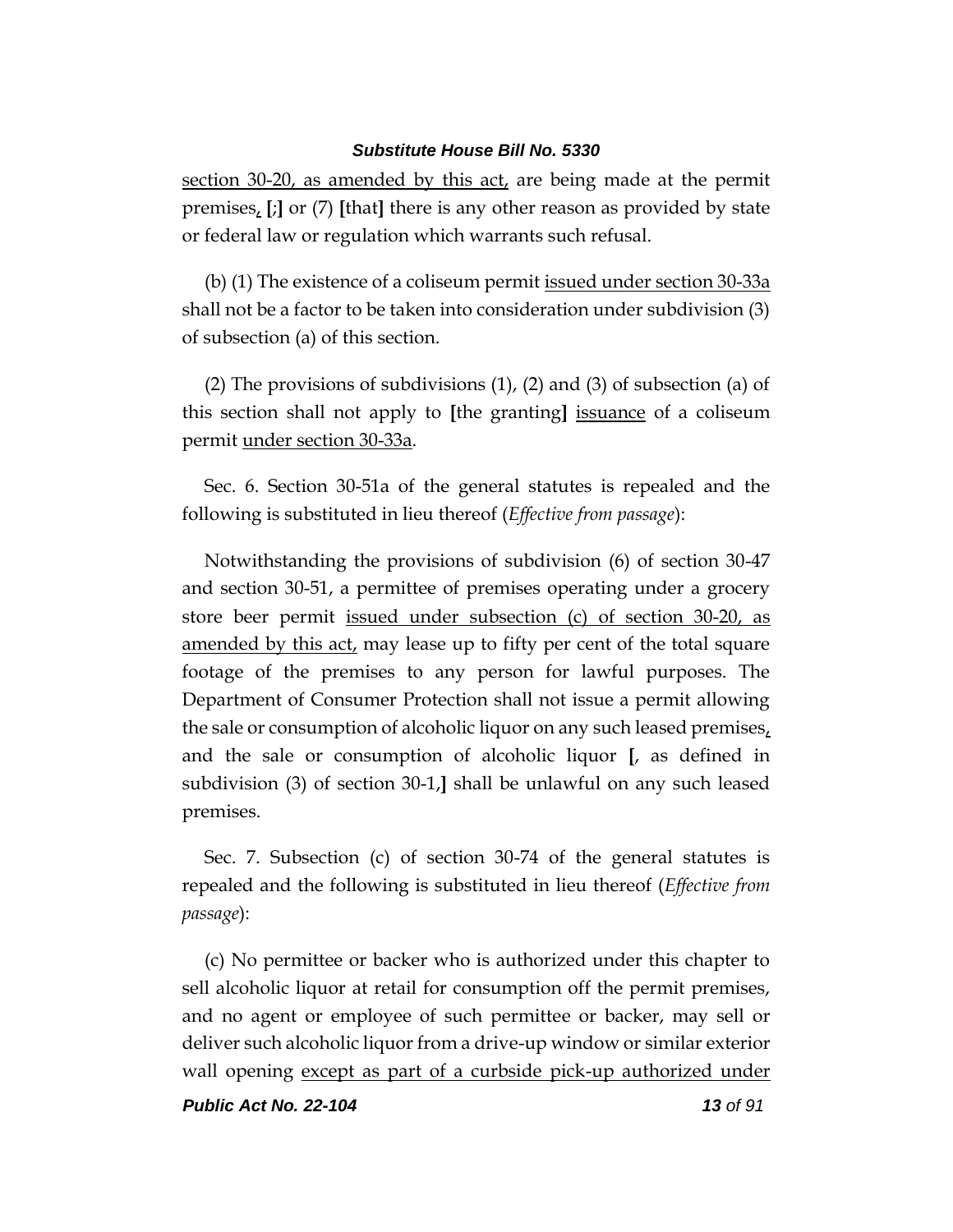section 30-20, as amended by this act, are being made at the permit premises, [;] or (7) [that] there is any other reason as provided by state or federal law or regulation which warrants such refusal.

(b) (1) The existence of a coliseum permit issued under section 30-33a shall not be a factor to be taken into consideration under subdivision (3) of subsection (a) of this section.

(2) The provisions of subdivisions (1), (2) and (3) of subsection (a) of this section shall not apply to [the granting] issuance of a coliseum permit under section 30-33a.

Sec. 6. Section 30-51a of the general statutes is repealed and the following is substituted in lieu thereof (*Effective from passage*):

Notwithstanding the provisions of subdivision (6) of section 30-47 and section 30-51, a permittee of premises operating under a grocery store beer permit issued under subsection (c) of section 30-20, as amended by this act, may lease up to fifty per cent of the total square footage of the premises to any person for lawful purposes. The Department of Consumer Protection shall not issue a permit allowing the sale or consumption of alcoholic liquor on any such leased premises, and the sale or consumption of alcoholic liquor [, as defined in subdivision (3) of section 30-1,] shall be unlawful on any such leased premises.

Sec. 7. Subsection (c) of section 30-74 of the general statutes is repealed and the following is substituted in lieu thereof (*Effective from passage*):

(c) No permittee or backer who is authorized under this chapter to sell alcoholic liquor at retail for consumption off the permit premises, and no agent or employee of such permittee or backer, may sell or deliver such alcoholic liquor from a drive-up window or similar exterior wall opening except as part of a curbside pick-up authorized under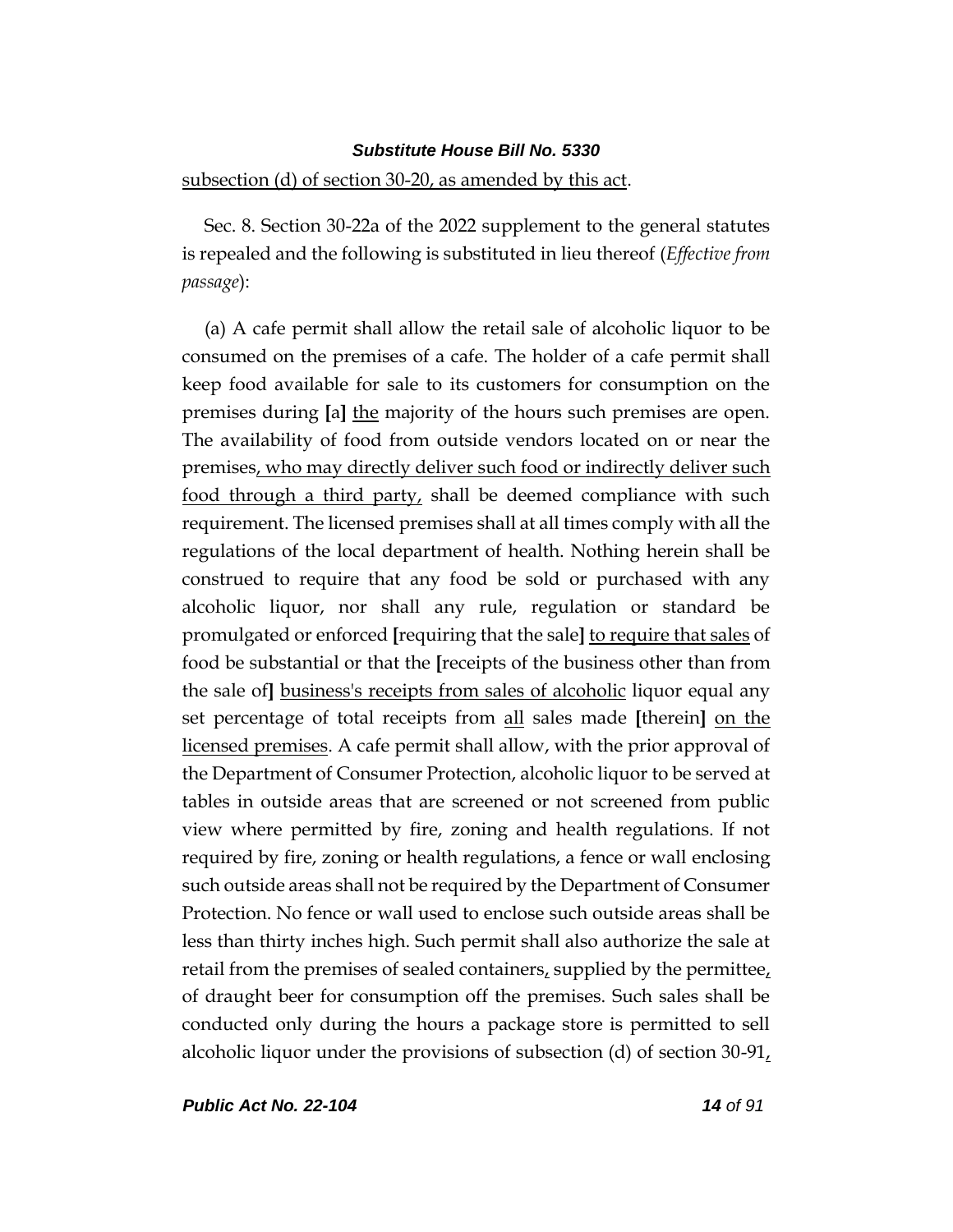subsection (d) of section 30-20, as amended by this act.

Sec. 8. Section 30-22a of the 2022 supplement to the general statutes is repealed and the following is substituted in lieu thereof (*Effective from passage*):

(a) A cafe permit shall allow the retail sale of alcoholic liquor to be consumed on the premises of a cafe. The holder of a cafe permit shall keep food available for sale to its customers for consumption on the premises during **[**a**]** the majority of the hours such premises are open. The availability of food from outside vendors located on or near the premises, who may directly deliver such food or indirectly deliver such food through a third party, shall be deemed compliance with such requirement. The licensed premises shall at all times comply with all the regulations of the local department of health. Nothing herein shall be construed to require that any food be sold or purchased with any alcoholic liquor, nor shall any rule, regulation or standard be promulgated or enforced **[**requiring that the sale**]** to require that sales of food be substantial or that the **[**receipts of the business other than from the sale of**]** business's receipts from sales of alcoholic liquor equal any set percentage of total receipts from all sales made **[**therein**]** on the licensed premises. A cafe permit shall allow, with the prior approval of the Department of Consumer Protection, alcoholic liquor to be served at tables in outside areas that are screened or not screened from public view where permitted by fire, zoning and health regulations. If not required by fire, zoning or health regulations, a fence or wall enclosing such outside areas shall not be required by the Department of Consumer Protection. No fence or wall used to enclose such outside areas shall be less than thirty inches high. Such permit shall also authorize the sale at retail from the premises of sealed containers, supplied by the permittee, of draught beer for consumption off the premises. Such sales shall be conducted only during the hours a package store is permitted to sell alcoholic liquor under the provisions of subsection (d) of section 30-91,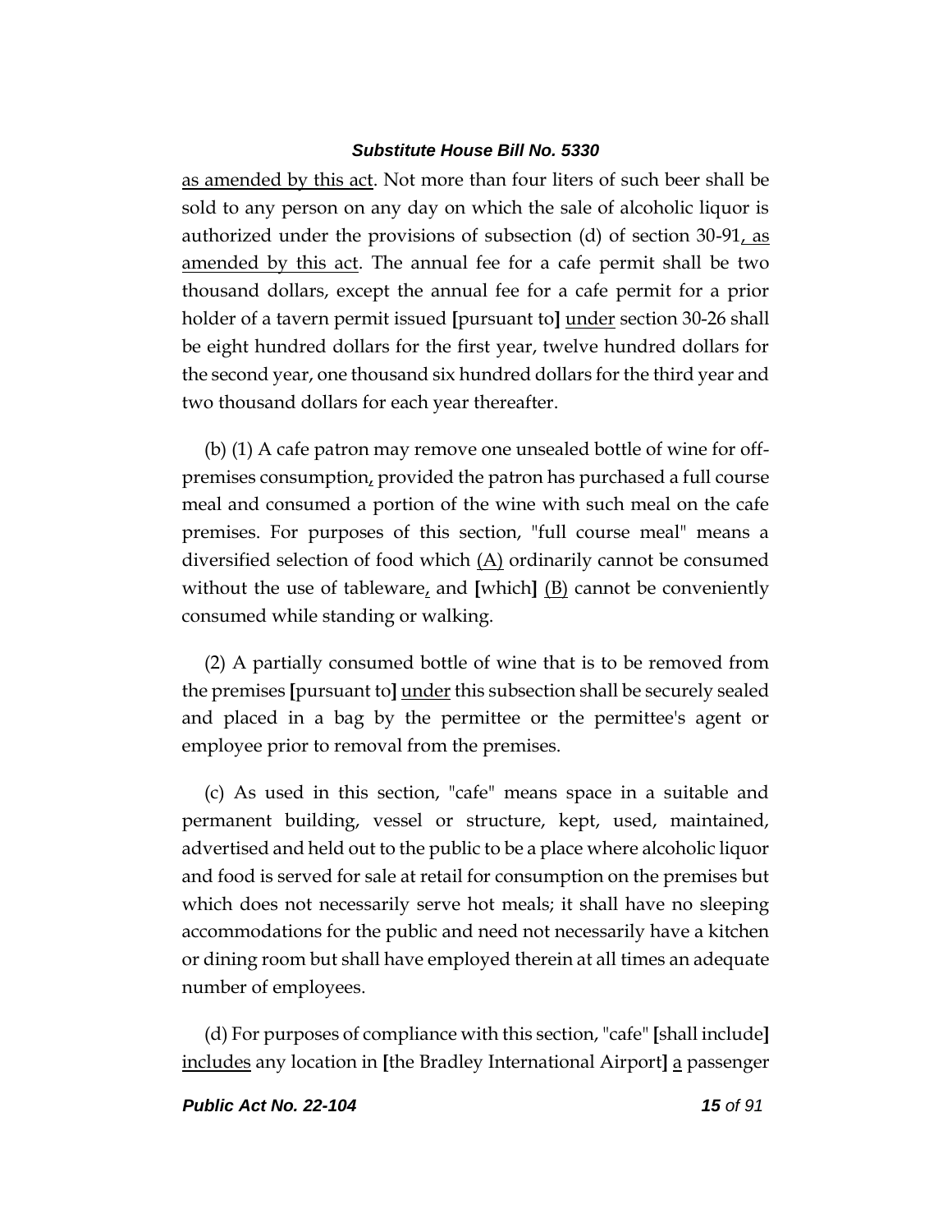as amended by this act. Not more than four liters of such beer shall be sold to any person on any day on which the sale of alcoholic liquor is authorized under the provisions of subsection (d) of section 30-91, as amended by this act. The annual fee for a cafe permit shall be two thousand dollars, except the annual fee for a cafe permit for a prior holder of a tavern permit issued [pursuant to] under section 30-26 shall be eight hundred dollars for the first year, twelve hundred dollars for the second year, one thousand six hundred dollars for the third year and two thousand dollars for each year thereafter.

(b) (1) A cafe patron may remove one unsealed bottle of wine for off-premises consumption, provided the patron has purchased a full course meal and consumed a portion of the wine with such meal on the cafe premises. For purposes of this section, "full course meal" means a diversified selection of food which (A) ordinarily cannot be consumed without the use of tableware, and [which] (B) cannot be conveniently consumed while standing or walking.

(2) A partially consumed bottle of wine that is to be removed from the premises [pursuant to] under this subsection shall be securely sealed and placed in a bag by the permittee or the permittee's agent or employee prior to removal from the premises.

(c) As used in this section, "cafe" means space in a suitable and permanent building, vessel or structure, kept, used, maintained, advertised and held out to the public to be a place where alcoholic liquor and food is served for sale at retail for consumption on the premises but which does not necessarily serve hot meals; it shall have no sleeping accommodations for the public and need not necessarily have a kitchen or dining room but shall have employed therein at all times an adequate number of employees.

(d) For purposes of compliance with this section, "cafe" [shall include] includes any location in [the Bradley International Airport] a passenger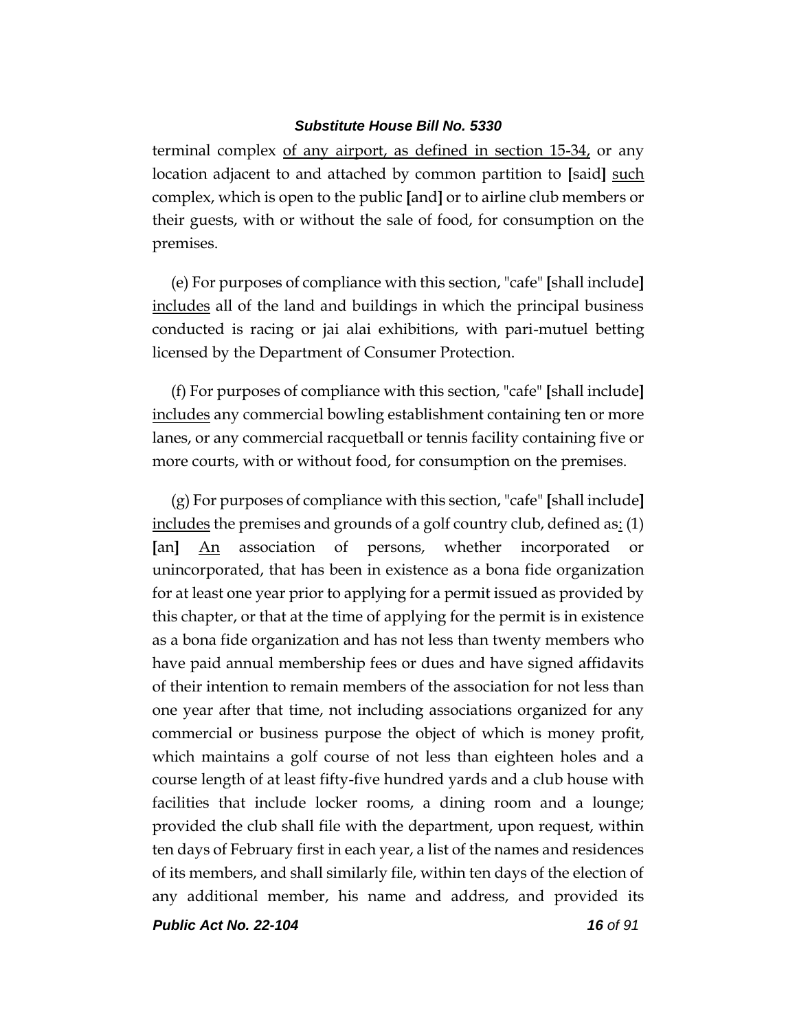terminal complex of any airport, as defined in section 15-34, or any location adjacent to and attached by common partition to **[**said**]** such complex, which is open to the public **[**and**]** or to airline club members or their guests, with or without the sale of food, for consumption on the premises.

(e) For purposes of compliance with this section, "cafe" **[**shall include**]** includes all of the land and buildings in which the principal business conducted is racing or jai alai exhibitions, with pari-mutuel betting licensed by the Department of Consumer Protection.

(f) For purposes of compliance with this section, "cafe" **[**shall include**]** includes any commercial bowling establishment containing ten or more lanes, or any commercial racquetball or tennis facility containing five or more courts, with or without food, for consumption on the premises.

(g) For purposes of compliance with this section, "cafe" **[**shall include**]** includes the premises and grounds of a golf country club, defined as: (1) **[**an**]** An association of persons, whether incorporated or unincorporated, that has been in existence as a bona fide organization for at least one year prior to applying for a permit issued as provided by this chapter, or that at the time of applying for the permit is in existence as a bona fide organization and has not less than twenty members who have paid annual membership fees or dues and have signed affidavits of their intention to remain members of the association for not less than one year after that time, not including associations organized for any commercial or business purpose the object of which is money profit, which maintains a golf course of not less than eighteen holes and a course length of at least fifty-five hundred yards and a club house with facilities that include locker rooms, a dining room and a lounge; provided the club shall file with the department, upon request, within ten days of February first in each year, a list of the names and residences of its members, and shall similarly file, within ten days of the election of any additional member, his name and address, and provided its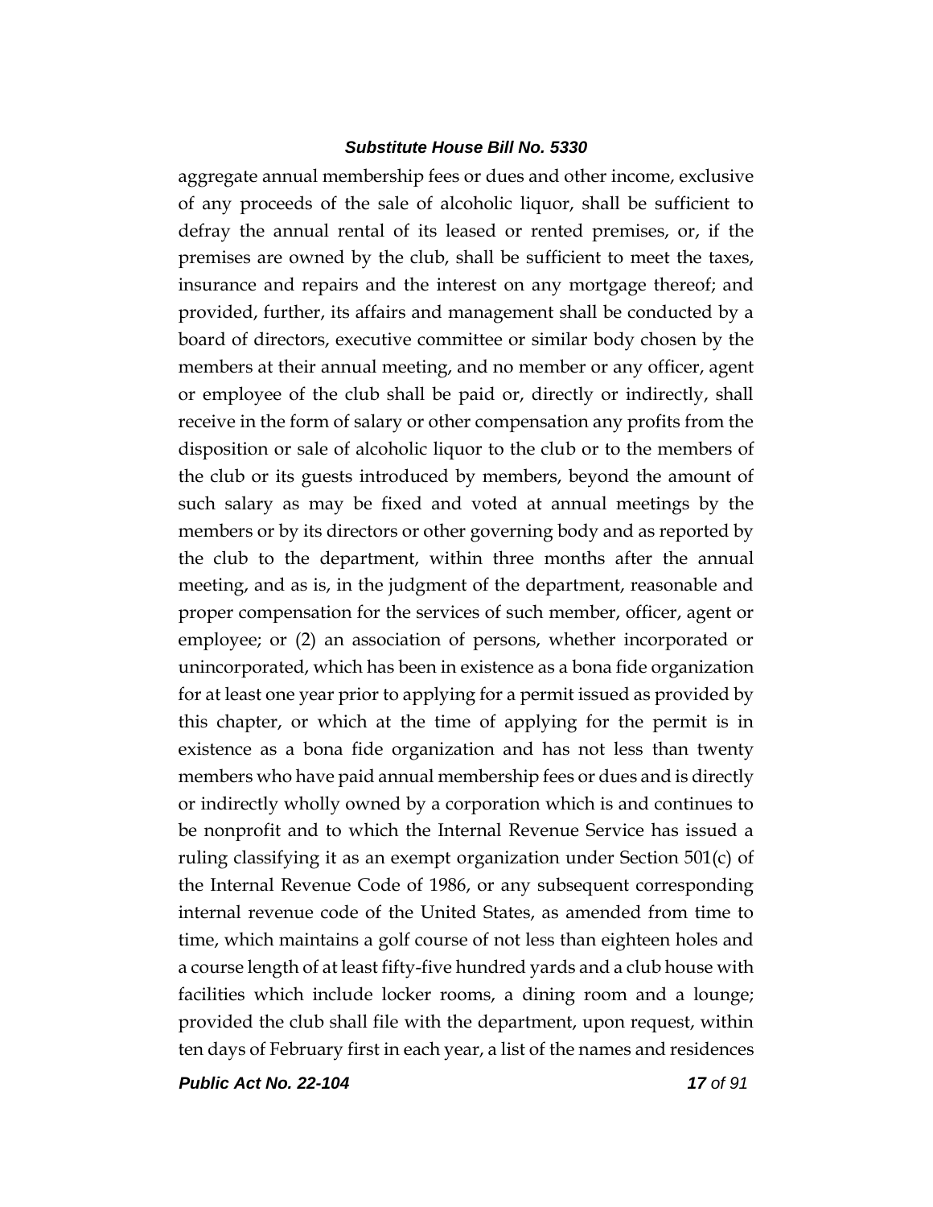aggregate annual membership fees or dues and other income, exclusive of any proceeds of the sale of alcoholic liquor, shall be sufficient to defray the annual rental of its leased or rented premises, or, if the premises are owned by the club, shall be sufficient to meet the taxes, insurance and repairs and the interest on any mortgage thereof; and provided, further, its affairs and management shall be conducted by a board of directors, executive committee or similar body chosen by the members at their annual meeting, and no member or any officer, agent or employee of the club shall be paid or, directly or indirectly, shall receive in the form of salary or other compensation any profits from the disposition or sale of alcoholic liquor to the club or to the members of the club or its guests introduced by members, beyond the amount of such salary as may be fixed and voted at annual meetings by the members or by its directors or other governing body and as reported by the club to the department, within three months after the annual meeting, and as is, in the judgment of the department, reasonable and proper compensation for the services of such member, officer, agent or employee; or (2) an association of persons, whether incorporated or unincorporated, which has been in existence as a bona fide organization for at least one year prior to applying for a permit issued as provided by this chapter, or which at the time of applying for the permit is in existence as a bona fide organization and has not less than twenty members who have paid annual membership fees or dues and is directly or indirectly wholly owned by a corporation which is and continues to be nonprofit and to which the Internal Revenue Service has issued a ruling classifying it as an exempt organization under Section 501(c) of the Internal Revenue Code of 1986, or any subsequent corresponding internal revenue code of the United States, as amended from time to time, which maintains a golf course of not less than eighteen holes and a course length of at least fifty-five hundred yards and a club house with facilities which include locker rooms, a dining room and a lounge; provided the club shall file with the department, upon request, within ten days of February first in each year, a list of the names and residences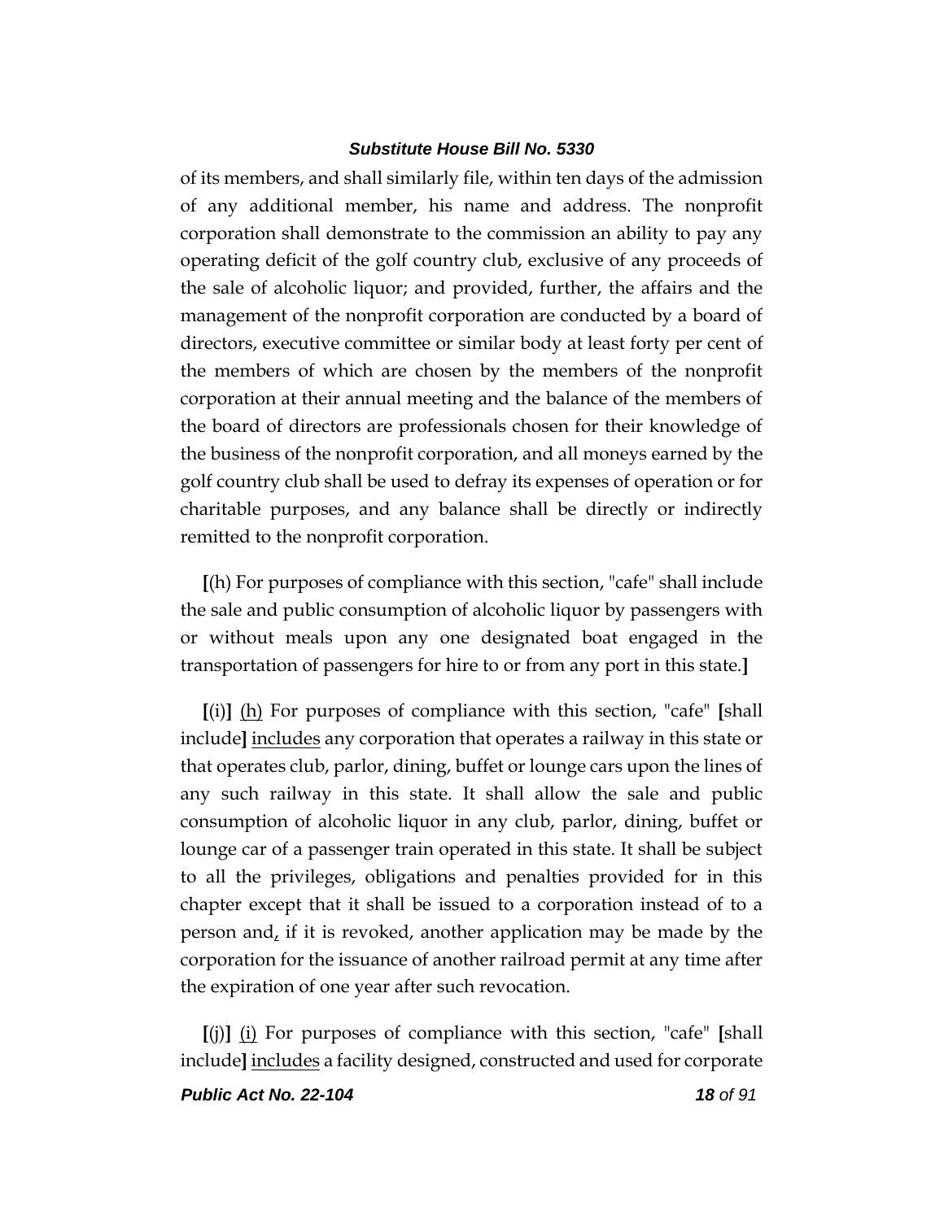of its members, and shall similarly file, within ten days of the admission of any additional member, his name and address. The nonprofit corporation shall demonstrate to the commission an ability to pay any operating deficit of the golf country club, exclusive of any proceeds of the sale of alcoholic liquor; and provided, further, the affairs and the management of the nonprofit corporation are conducted by a board of directors, executive committee or similar body at least forty per cent of the members of which are chosen by the members of the nonprofit corporation at their annual meeting and the balance of the members of the board of directors are professionals chosen for their knowledge of the business of the nonprofit corporation, and all moneys earned by the golf country club shall be used to defray its expenses of operation or for charitable purposes, and any balance shall be directly or indirectly remitted to the nonprofit corporation.

**[**(h) For purposes of compliance with this section, "cafe" shall include the sale and public consumption of alcoholic liquor by passengers with or without meals upon any one designated boat engaged in the transportation of passengers for hire to or from any port in this state.**]**

**[**(i)**]** <u>(h)</u> For purposes of compliance with this section, "cafe" **[**shall include**]** <u>includes</u> any corporation that operates a railway in this state or that operates club, parlor, dining, buffet or lounge cars upon the lines of any such railway in this state. It shall allow the sale and public consumption of alcoholic liquor in any club, parlor, dining, buffet or lounge car of a passenger train operated in this state. It shall be subject to all the privileges, obligations and penalties provided for in this chapter except that it shall be issued to a corporation instead of to a person and<u>,</u> if it is revoked, another application may be made by the corporation for the issuance of another railroad permit at any time after the expiration of one year after such revocation.

**[**(j)**]** <u>(i)</u> For purposes of compliance with this section, "cafe" **[**shall include**]** <u>includes</u> a facility designed, constructed and used for corporate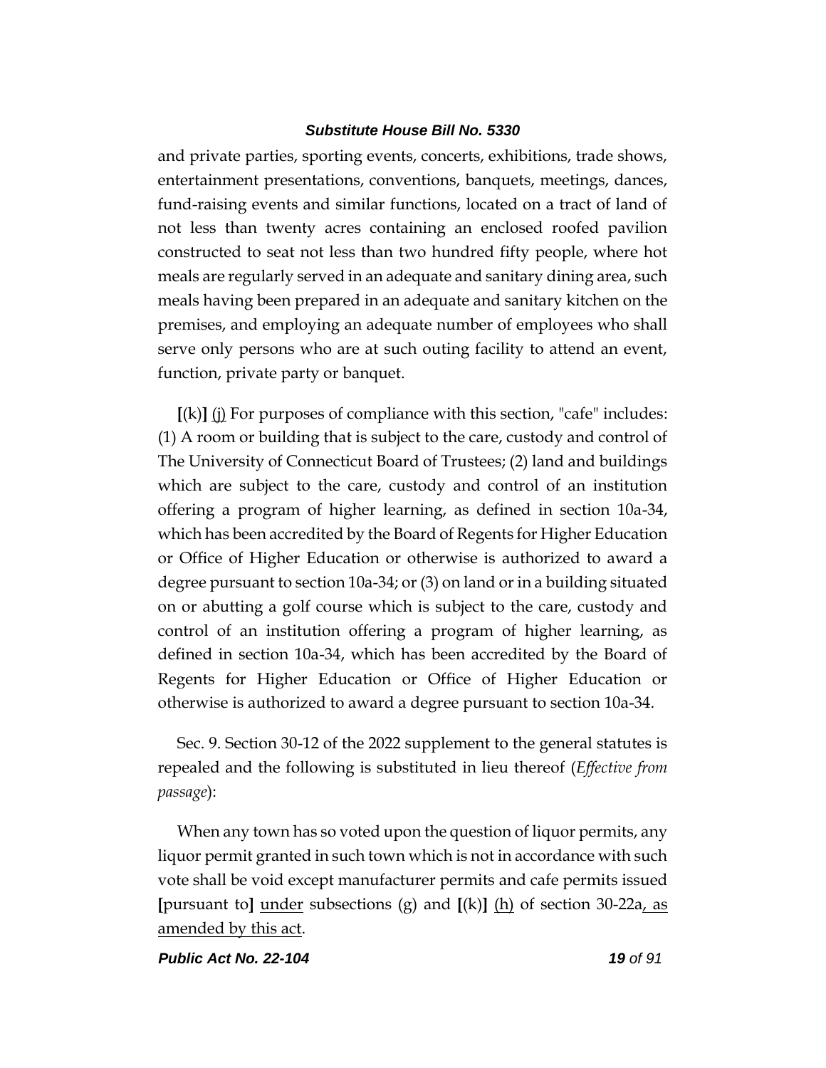and private parties, sporting events, concerts, exhibitions, trade shows, entertainment presentations, conventions, banquets, meetings, dances, fund-raising events and similar functions, located on a tract of land of not less than twenty acres containing an enclosed roofed pavilion constructed to seat not less than two hundred fifty people, where hot meals are regularly served in an adequate and sanitary dining area, such meals having been prepared in an adequate and sanitary kitchen on the premises, and employing an adequate number of employees who shall serve only persons who are at such outing facility to attend an event, function, private party or banquet.

[(k)] (j) For purposes of compliance with this section, "cafe" includes: (1) A room or building that is subject to the care, custody and control of The University of Connecticut Board of Trustees; (2) land and buildings which are subject to the care, custody and control of an institution offering a program of higher learning, as defined in section 10a-34, which has been accredited by the Board of Regents for Higher Education or Office of Higher Education or otherwise is authorized to award a degree pursuant to section 10a-34; or (3) on land or in a building situated on or abutting a golf course which is subject to the care, custody and control of an institution offering a program of higher learning, as defined in section 10a-34, which has been accredited by the Board of Regents for Higher Education or Office of Higher Education or otherwise is authorized to award a degree pursuant to section 10a-34.

Sec. 9. Section 30-12 of the 2022 supplement to the general statutes is repealed and the following is substituted in lieu thereof (*Effective from passage*):

When any town has so voted upon the question of liquor permits, any liquor permit granted in such town which is not in accordance with such vote shall be void except manufacturer permits and cafe permits issued [pursuant to] under subsections (g) and [(k)] (h) of section 30-22a, as amended by this act.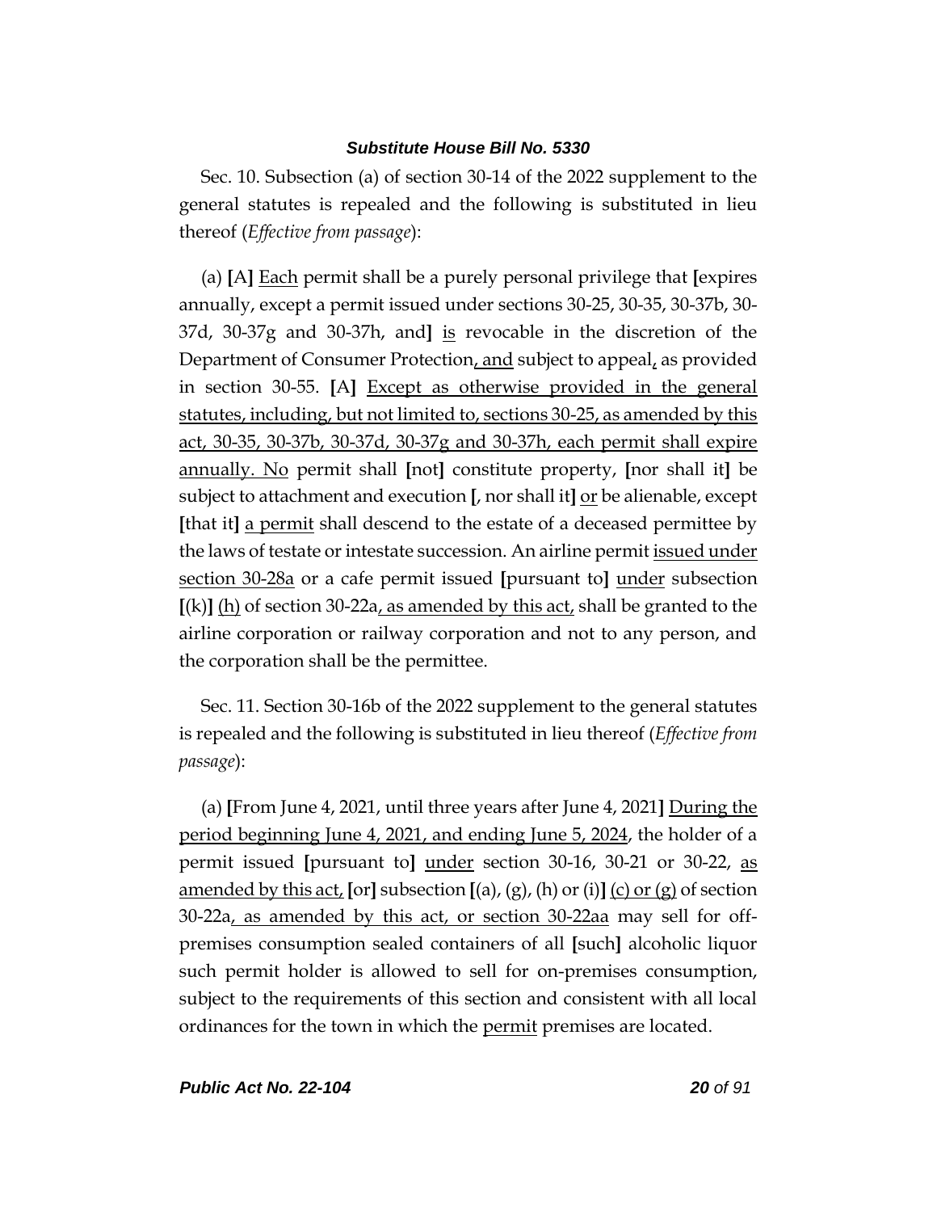Sec. 10. Subsection (a) of section 30-14 of the 2022 supplement to the general statutes is repealed and the following is substituted in lieu thereof (*Effective from passage*):

(a) **[**A**]** Each permit shall be a purely personal privilege that **[**expires annually, except a permit issued under sections 30-25, 30-35, 30-37b, 30-37d, 30-37g and 30-37h, and**]** is revocable in the discretion of the Department of Consumer Protection, and subject to appeal, as provided in section 30-55. **[**A**]** Except as otherwise provided in the general statutes, including, but not limited to, sections 30-25, as amended by this act, 30-35, 30-37b, 30-37d, 30-37g and 30-37h, each permit shall expire annually. No permit shall **[**not**]** constitute property, **[**nor shall it**]** be subject to attachment and execution **[**, nor shall it**]** or be alienable, except **[**that it**]** a permit shall descend to the estate of a deceased permittee by the laws of testate or intestate succession. An airline permit issued under section 30-28a or a cafe permit issued **[**pursuant to**]** under subsection **[**(k)**]** (h) of section 30-22a, as amended by this act, shall be granted to the airline corporation or railway corporation and not to any person, and the corporation shall be the permittee.

Sec. 11. Section 30-16b of the 2022 supplement to the general statutes is repealed and the following is substituted in lieu thereof (*Effective from passage*):

(a) **[**From June 4, 2021, until three years after June 4, 2021**]** During the period beginning June 4, 2021, and ending June 5, 2024, the holder of a permit issued **[**pursuant to**]** under section 30-16, 30-21 or 30-22, as amended by this act, **[**or**]** subsection **[**(a), (g), (h) or (i)**]** (c) or (g) of section 30-22a, as amended by this act, or section 30-22aa may sell for off-premises consumption sealed containers of all **[**such**]** alcoholic liquor such permit holder is allowed to sell for on-premises consumption, subject to the requirements of this section and consistent with all local ordinances for the town in which the permit premises are located.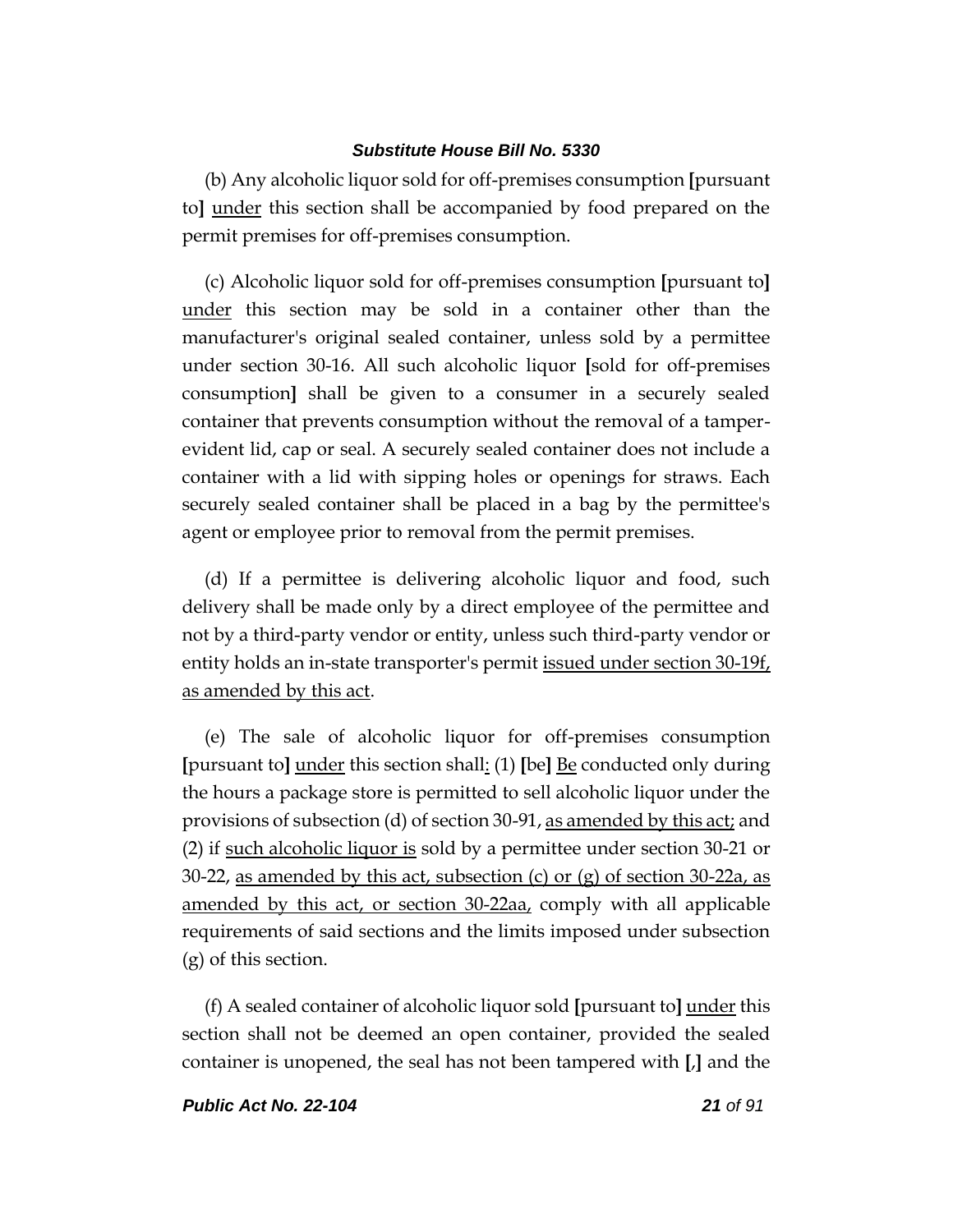(b) Any alcoholic liquor sold for off-premises consumption [pursuant to] under this section shall be accompanied by food prepared on the permit premises for off-premises consumption.

(c) Alcoholic liquor sold for off-premises consumption [pursuant to] under this section may be sold in a container other than the manufacturer's original sealed container, unless sold by a permittee under section 30-16. All such alcoholic liquor [sold for off-premises consumption] shall be given to a consumer in a securely sealed container that prevents consumption without the removal of a tamper-evident lid, cap or seal. A securely sealed container does not include a container with a lid with sipping holes or openings for straws. Each securely sealed container shall be placed in a bag by the permittee's agent or employee prior to removal from the permit premises.

(d) If a permittee is delivering alcoholic liquor and food, such delivery shall be made only by a direct employee of the permittee and not by a third-party vendor or entity, unless such third-party vendor or entity holds an in-state transporter's permit issued under section 30-19f, as amended by this act.

(e) The sale of alcoholic liquor for off-premises consumption [pursuant to] under this section shall: (1) [be] Be conducted only during the hours a package store is permitted to sell alcoholic liquor under the provisions of subsection (d) of section 30-91, as amended by this act; and (2) if such alcoholic liquor is sold by a permittee under section 30-21 or 30-22, as amended by this act, subsection (c) or (g) of section 30-22a, as amended by this act, or section 30-22aa, comply with all applicable requirements of said sections and the limits imposed under subsection (g) of this section.

(f) A sealed container of alcoholic liquor sold [pursuant to] under this section shall not be deemed an open container, provided the sealed container is unopened, the seal has not been tampered with [,] and the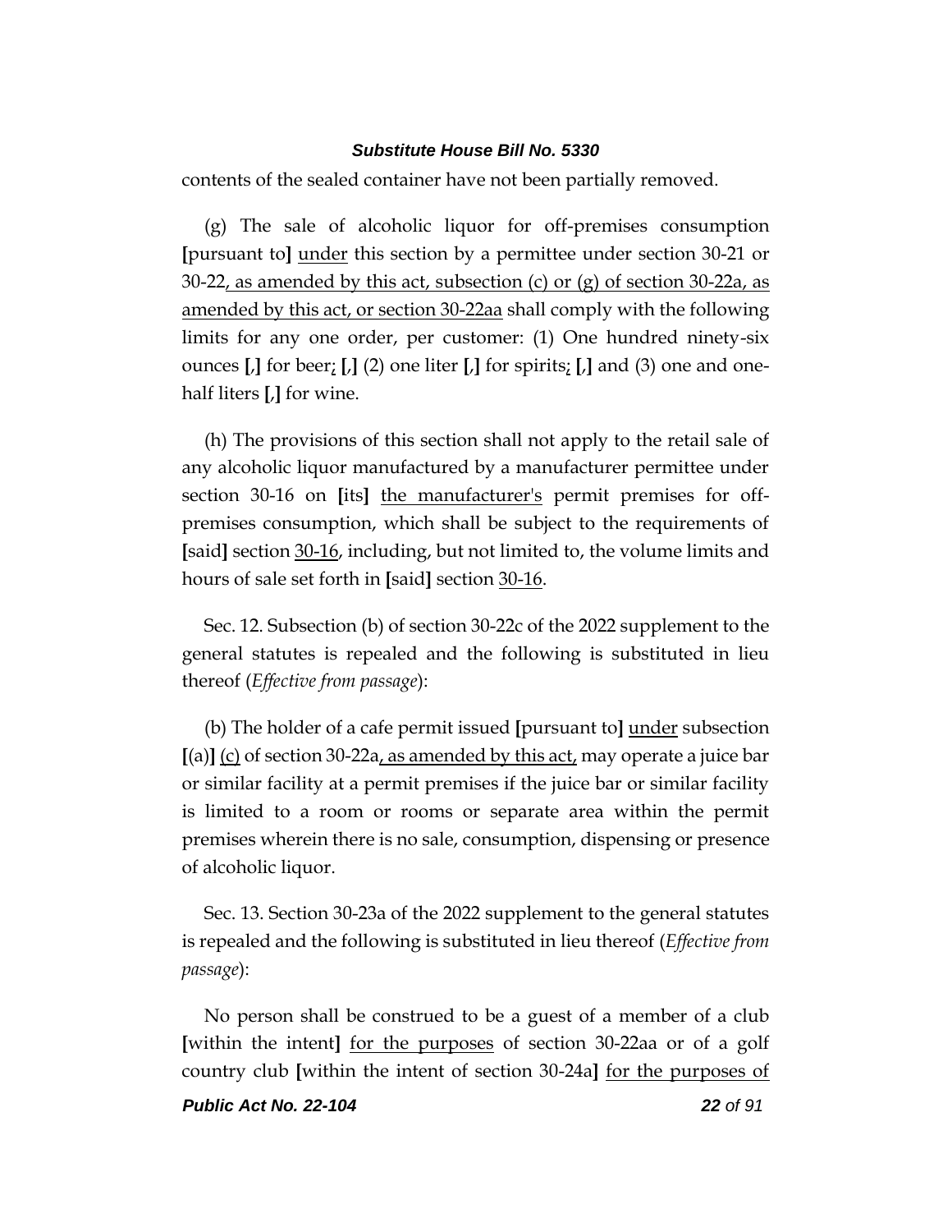contents of the sealed container have not been partially removed.

(g) The sale of alcoholic liquor for off-premises consumption [pursuant to] under this section by a permittee under section 30-21 or 30-22, as amended by this act, subsection (c) or (g) of section 30-22a, as amended by this act, or section 30-22aa shall comply with the following limits for any one order, per customer: (1) One hundred ninety-six ounces [,] for beer; [,] (2) one liter [,] for spirits; [,] and (3) one and one-half liters [,] for wine.

(h) The provisions of this section shall not apply to the retail sale of any alcoholic liquor manufactured by a manufacturer permittee under section 30-16 on [its] the manufacturer's permit premises for off-premises consumption, which shall be subject to the requirements of [said] section 30-16, including, but not limited to, the volume limits and hours of sale set forth in [said] section 30-16.

Sec. 12. Subsection (b) of section 30-22c of the 2022 supplement to the general statutes is repealed and the following is substituted in lieu thereof (*Effective from passage*):

(b) The holder of a cafe permit issued [pursuant to] under subsection [(a)] (c) of section 30-22a, as amended by this act, may operate a juice bar or similar facility at a permit premises if the juice bar or similar facility is limited to a room or rooms or separate area within the permit premises wherein there is no sale, consumption, dispensing or presence of alcoholic liquor.

Sec. 13. Section 30-23a of the 2022 supplement to the general statutes is repealed and the following is substituted in lieu thereof (*Effective from passage*):

No person shall be construed to be a guest of a member of a club [within the intent] for the purposes of section 30-22aa or of a golf country club [within the intent of section 30-24a] for the purposes of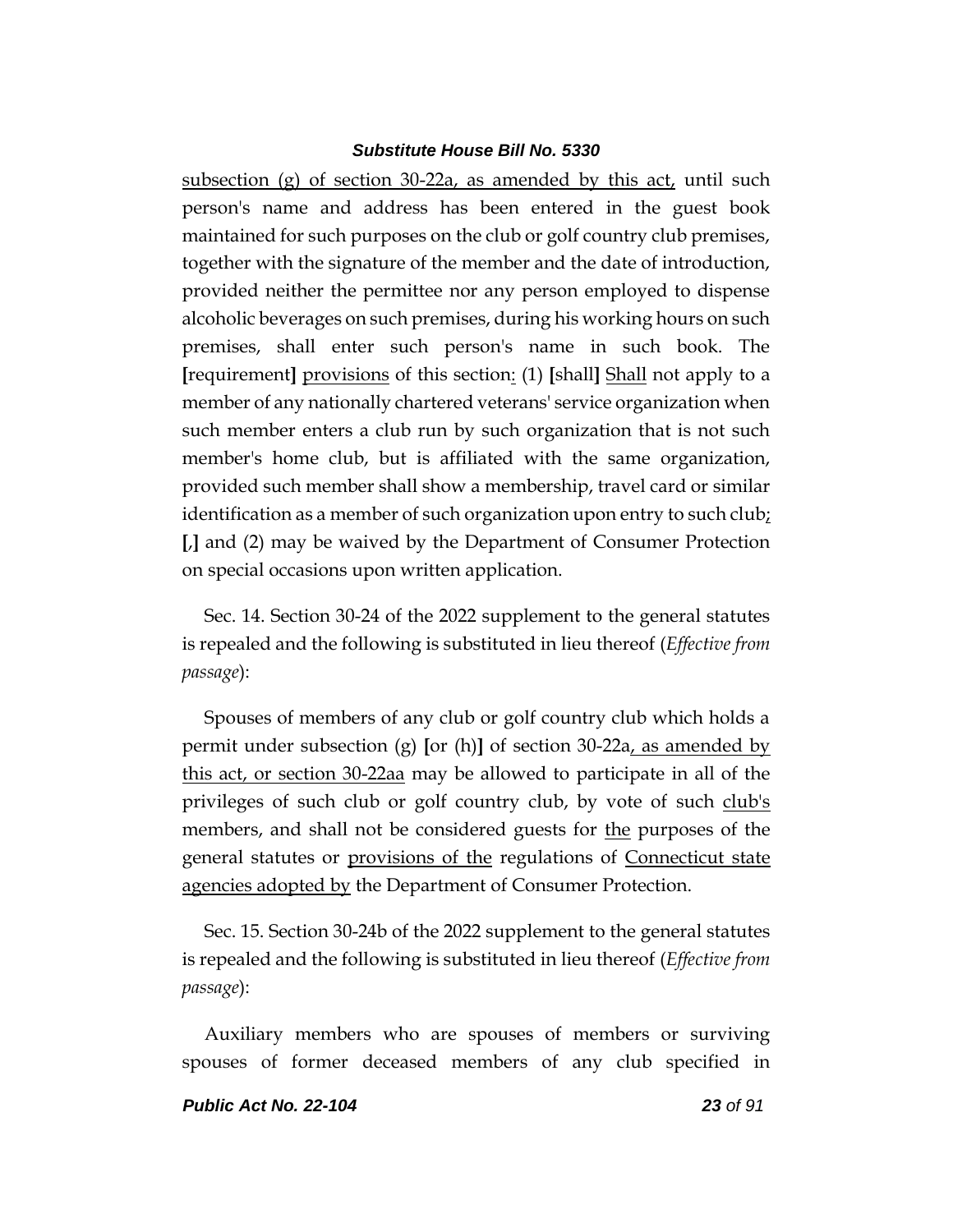subsection (g) of section 30-22a, as amended by this act, until such person's name and address has been entered in the guest book maintained for such purposes on the club or golf country club premises, together with the signature of the member and the date of introduction, provided neither the permittee nor any person employed to dispense alcoholic beverages on such premises, during his working hours on such premises, shall enter such person's name in such book. The [requirement] provisions of this section: (1) [shall] Shall not apply to a member of any nationally chartered veterans' service organization when such member enters a club run by such organization that is not such member's home club, but is affiliated with the same organization, provided such member shall show a membership, travel card or similar identification as a member of such organization upon entry to such club; [,] and (2) may be waived by the Department of Consumer Protection on special occasions upon written application.

Sec. 14. Section 30-24 of the 2022 supplement to the general statutes is repealed and the following is substituted in lieu thereof (*Effective from passage*):

Spouses of members of any club or golf country club which holds a permit under subsection (g) [or (h)] of section 30-22a, as amended by this act, or section 30-22aa may be allowed to participate in all of the privileges of such club or golf country club, by vote of such club's members, and shall not be considered guests for the purposes of the general statutes or provisions of the regulations of Connecticut state agencies adopted by the Department of Consumer Protection.

Sec. 15. Section 30-24b of the 2022 supplement to the general statutes is repealed and the following is substituted in lieu thereof (*Effective from passage*):

Auxiliary members who are spouses of members or surviving spouses of former deceased members of any club specified in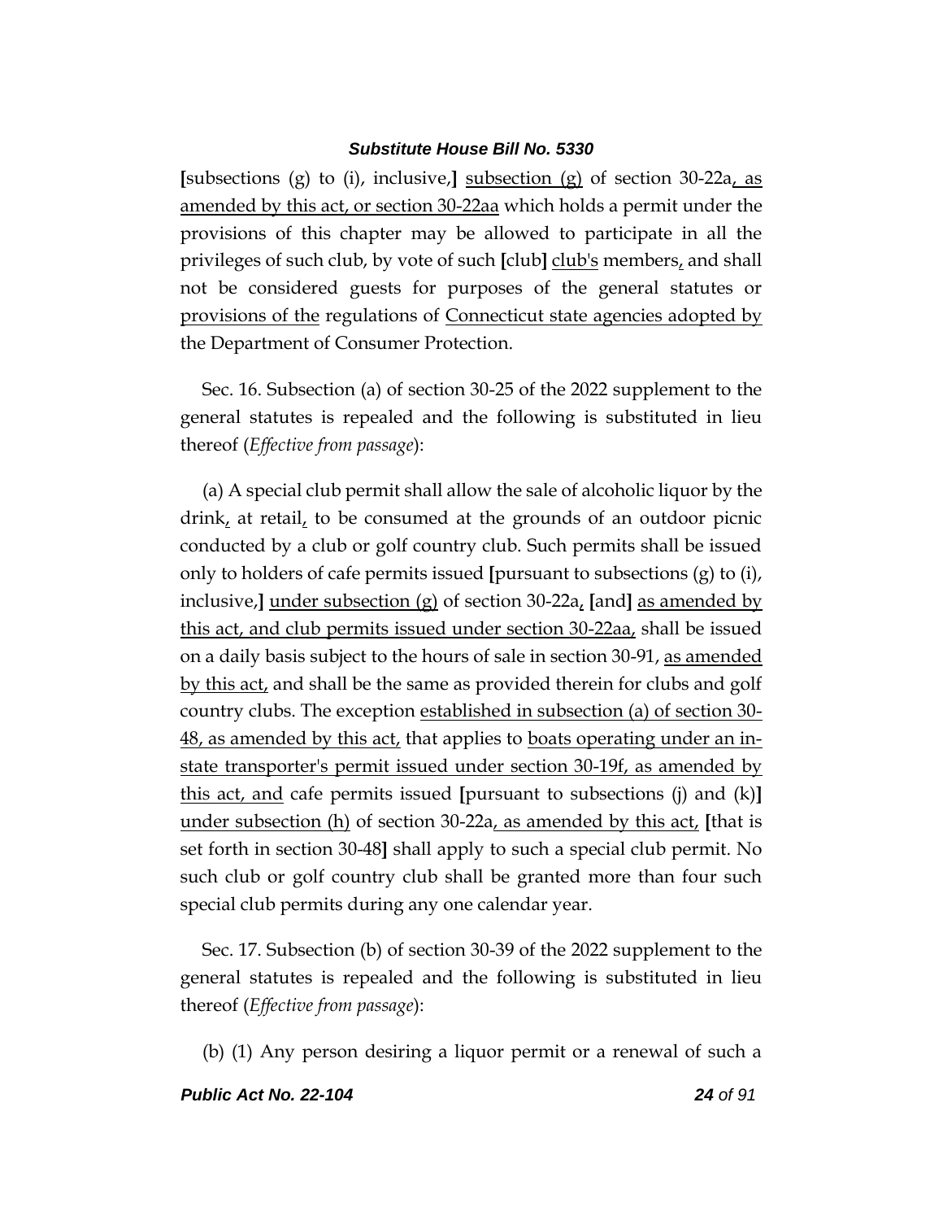[subsections (g) to (i), inclusive,] subsection (g) of section 30-22a, as amended by this act, or section 30-22aa which holds a permit under the provisions of this chapter may be allowed to participate in all the privileges of such club, by vote of such [club] club's members, and shall not be considered guests for purposes of the general statutes or provisions of the regulations of Connecticut state agencies adopted by the Department of Consumer Protection.

Sec. 16. Subsection (a) of section 30-25 of the 2022 supplement to the general statutes is repealed and the following is substituted in lieu thereof (*Effective from passage*):

(a) A special club permit shall allow the sale of alcoholic liquor by the drink, at retail, to be consumed at the grounds of an outdoor picnic conducted by a club or golf country club. Such permits shall be issued only to holders of cafe permits issued [pursuant to subsections (g) to (i), inclusive,] under subsection (g) of section 30-22a, [and] as amended by this act, and club permits issued under section 30-22aa, shall be issued on a daily basis subject to the hours of sale in section 30-91, as amended by this act, and shall be the same as provided therein for clubs and golf country clubs. The exception established in subsection (a) of section 30-48, as amended by this act, that applies to boats operating under an in-state transporter's permit issued under section 30-19f, as amended by this act, and cafe permits issued [pursuant to subsections (j) and (k)] under subsection (h) of section 30-22a, as amended by this act, [that is set forth in section 30-48] shall apply to such a special club permit. No such club or golf country club shall be granted more than four such special club permits during any one calendar year.

Sec. 17. Subsection (b) of section 30-39 of the 2022 supplement to the general statutes is repealed and the following is substituted in lieu thereof (*Effective from passage*):

(b) (1) Any person desiring a liquor permit or a renewal of such a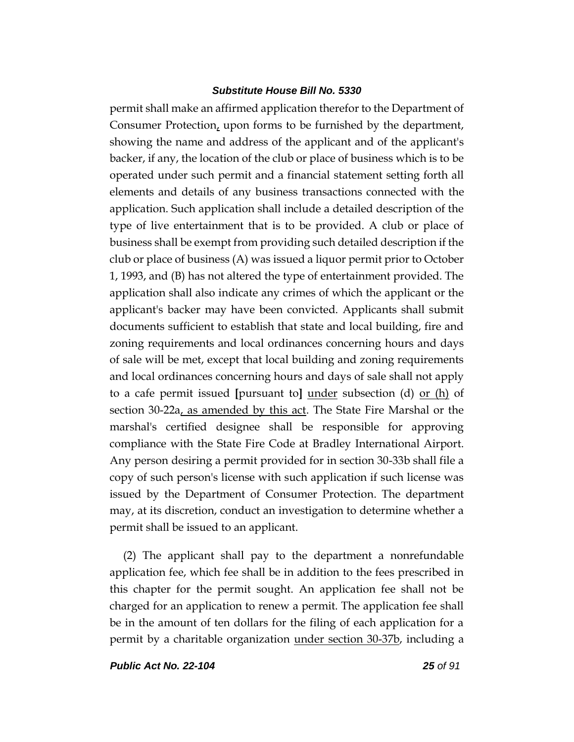permit shall make an affirmed application therefor to the Department of Consumer Protection, upon forms to be furnished by the department, showing the name and address of the applicant and of the applicant's backer, if any, the location of the club or place of business which is to be operated under such permit and a financial statement setting forth all elements and details of any business transactions connected with the application. Such application shall include a detailed description of the type of live entertainment that is to be provided. A club or place of business shall be exempt from providing such detailed description if the club or place of business (A) was issued a liquor permit prior to October 1, 1993, and (B) has not altered the type of entertainment provided. The application shall also indicate any crimes of which the applicant or the applicant's backer may have been convicted. Applicants shall submit documents sufficient to establish that state and local building, fire and zoning requirements and local ordinances concerning hours and days of sale will be met, except that local building and zoning requirements and local ordinances concerning hours and days of sale shall not apply to a cafe permit issued **[**pursuant to**]** under subsection (d) or (h) of section 30-22a, as amended by this act. The State Fire Marshal or the marshal's certified designee shall be responsible for approving compliance with the State Fire Code at Bradley International Airport. Any person desiring a permit provided for in section 30-33b shall file a copy of such person's license with such application if such license was issued by the Department of Consumer Protection. The department may, at its discretion, conduct an investigation to determine whether a permit shall be issued to an applicant.

(2) The applicant shall pay to the department a nonrefundable application fee, which fee shall be in addition to the fees prescribed in this chapter for the permit sought. An application fee shall not be charged for an application to renew a permit. The application fee shall be in the amount of ten dollars for the filing of each application for a permit by a charitable organization under section 30-37b, including a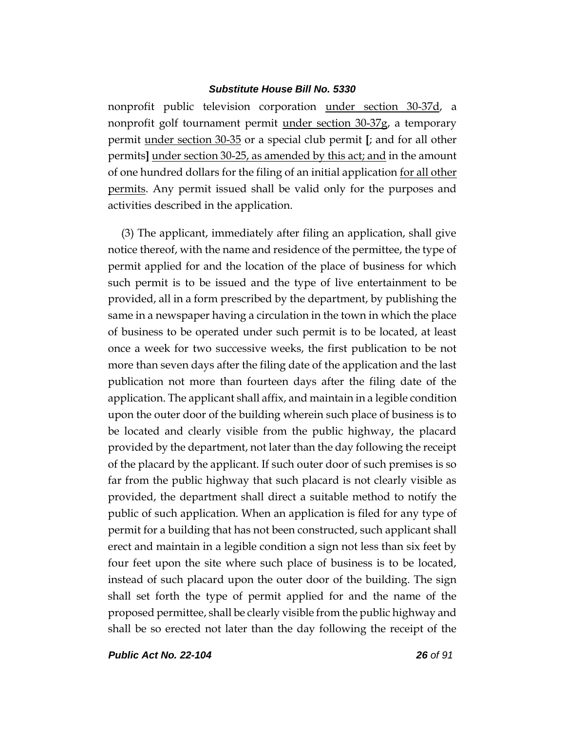nonprofit public television corporation under section 30-37d, a nonprofit golf tournament permit under section 30-37g, a temporary permit under section 30-35 or a special club permit [; and for all other permits] under section 30-25, as amended by this act; and in the amount of one hundred dollars for the filing of an initial application for all other permits. Any permit issued shall be valid only for the purposes and activities described in the application.

(3) The applicant, immediately after filing an application, shall give notice thereof, with the name and residence of the permittee, the type of permit applied for and the location of the place of business for which such permit is to be issued and the type of live entertainment to be provided, all in a form prescribed by the department, by publishing the same in a newspaper having a circulation in the town in which the place of business to be operated under such permit is to be located, at least once a week for two successive weeks, the first publication to be not more than seven days after the filing date of the application and the last publication not more than fourteen days after the filing date of the application. The applicant shall affix, and maintain in a legible condition upon the outer door of the building wherein such place of business is to be located and clearly visible from the public highway, the placard provided by the department, not later than the day following the receipt of the placard by the applicant. If such outer door of such premises is so far from the public highway that such placard is not clearly visible as provided, the department shall direct a suitable method to notify the public of such application. When an application is filed for any type of permit for a building that has not been constructed, such applicant shall erect and maintain in a legible condition a sign not less than six feet by four feet upon the site where such place of business is to be located, instead of such placard upon the outer door of the building. The sign shall set forth the type of permit applied for and the name of the proposed permittee, shall be clearly visible from the public highway and shall be so erected not later than the day following the receipt of the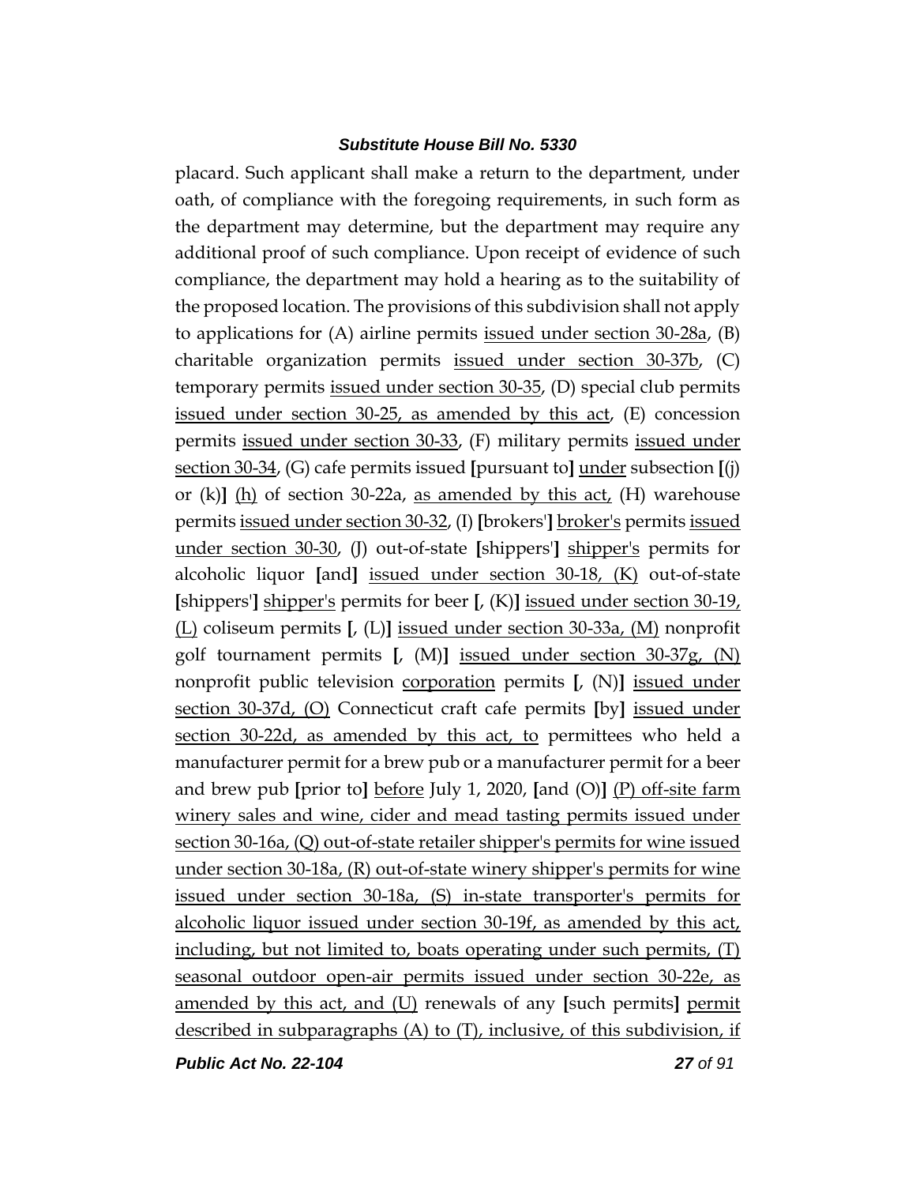placard. Such applicant shall make a return to the department, under oath, of compliance with the foregoing requirements, in such form as the department may determine, but the department may require any additional proof of such compliance. Upon receipt of evidence of such compliance, the department may hold a hearing as to the suitability of the proposed location. The provisions of this subdivision shall not apply to applications for (A) airline permits issued under section 30-28a, (B) charitable organization permits issued under section 30-37b, (C) temporary permits issued under section 30-35, (D) special club permits issued under section 30-25, as amended by this act, (E) concession permits issued under section 30-33, (F) military permits issued under section 30-34, (G) cafe permits issued [pursuant to] under subsection [(j) or (k)] (h) of section 30-22a, as amended by this act, (H) warehouse permits issued under section 30-32, (I) [brokers'] broker's permits issued under section 30-30, (J) out-of-state [shippers'] shipper's permits for alcoholic liquor [and] issued under section 30-18, (K) out-of-state [shippers'] shipper's permits for beer [, (K)] issued under section 30-19, (L) coliseum permits [, (L)] issued under section 30-33a, (M) nonprofit golf tournament permits [, (M)] issued under section 30-37g, (N) nonprofit public television corporation permits [, (N)] issued under section 30-37d, (O) Connecticut craft cafe permits [by] issued under section 30-22d, as amended by this act, to permittees who held a manufacturer permit for a brew pub or a manufacturer permit for a beer and brew pub [prior to] before July 1, 2020, [and (O)] (P) off-site farm winery sales and wine, cider and mead tasting permits issued under section 30-16a, (Q) out-of-state retailer shipper's permits for wine issued under section 30-18a, (R) out-of-state winery shipper's permits for wine issued under section 30-18a, (S) in-state transporter's permits for alcoholic liquor issued under section 30-19f, as amended by this act, including, but not limited to, boats operating under such permits, (T) seasonal outdoor open-air permits issued under section 30-22e, as amended by this act, and (U) renewals of any [such permits] permit described in subparagraphs (A) to (T), inclusive, of this subdivision, if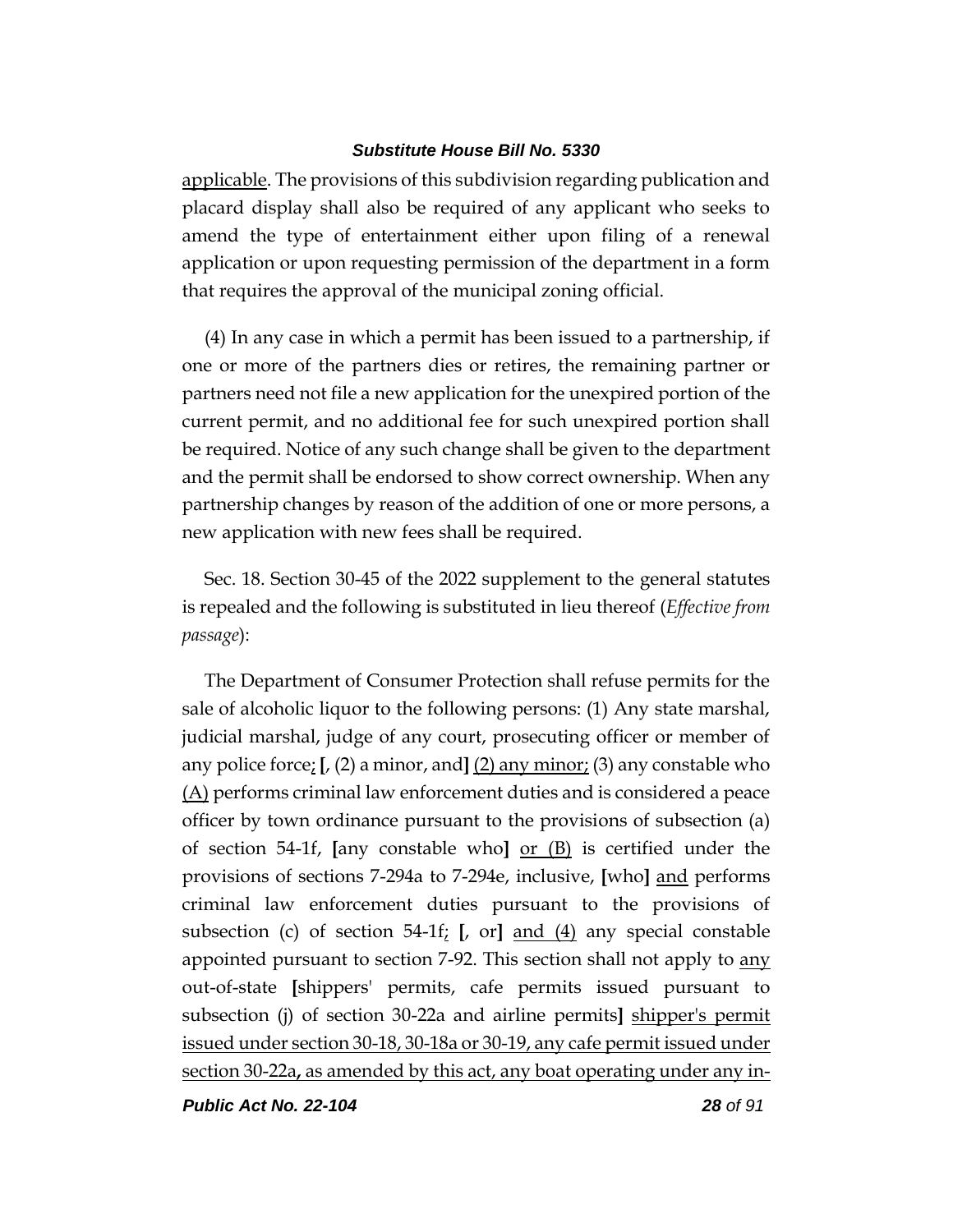applicable. The provisions of this subdivision regarding publication and placard display shall also be required of any applicant who seeks to amend the type of entertainment either upon filing of a renewal application or upon requesting permission of the department in a form that requires the approval of the municipal zoning official.

(4) In any case in which a permit has been issued to a partnership, if one or more of the partners dies or retires, the remaining partner or partners need not file a new application for the unexpired portion of the current permit, and no additional fee for such unexpired portion shall be required. Notice of any such change shall be given to the department and the permit shall be endorsed to show correct ownership. When any partnership changes by reason of the addition of one or more persons, a new application with new fees shall be required.

Sec. 18. Section 30-45 of the 2022 supplement to the general statutes is repealed and the following is substituted in lieu thereof (*Effective from passage*):

The Department of Consumer Protection shall refuse permits for the sale of alcoholic liquor to the following persons: (1) Any state marshal, judicial marshal, judge of any court, prosecuting officer or member of any police force; **[**, (2) a minor, and**]** (2) any minor; (3) any constable who (A) performs criminal law enforcement duties and is considered a peace officer by town ordinance pursuant to the provisions of subsection (a) of section 54-1f, **[**any constable who**]** or (B) is certified under the provisions of sections 7-294a to 7-294e, inclusive, **[**who**]** and performs criminal law enforcement duties pursuant to the provisions of subsection (c) of section 54-1f; **[**, or**]** and (4) any special constable appointed pursuant to section 7-92. This section shall not apply to any out-of-state **[**shippers' permits, cafe permits issued pursuant to subsection (j) of section 30-22a and airline permits**]** shipper's permit issued under section 30-18, 30-18a or 30-19, any cafe permit issued under section 30-22a, as amended by this act, any boat operating under any in-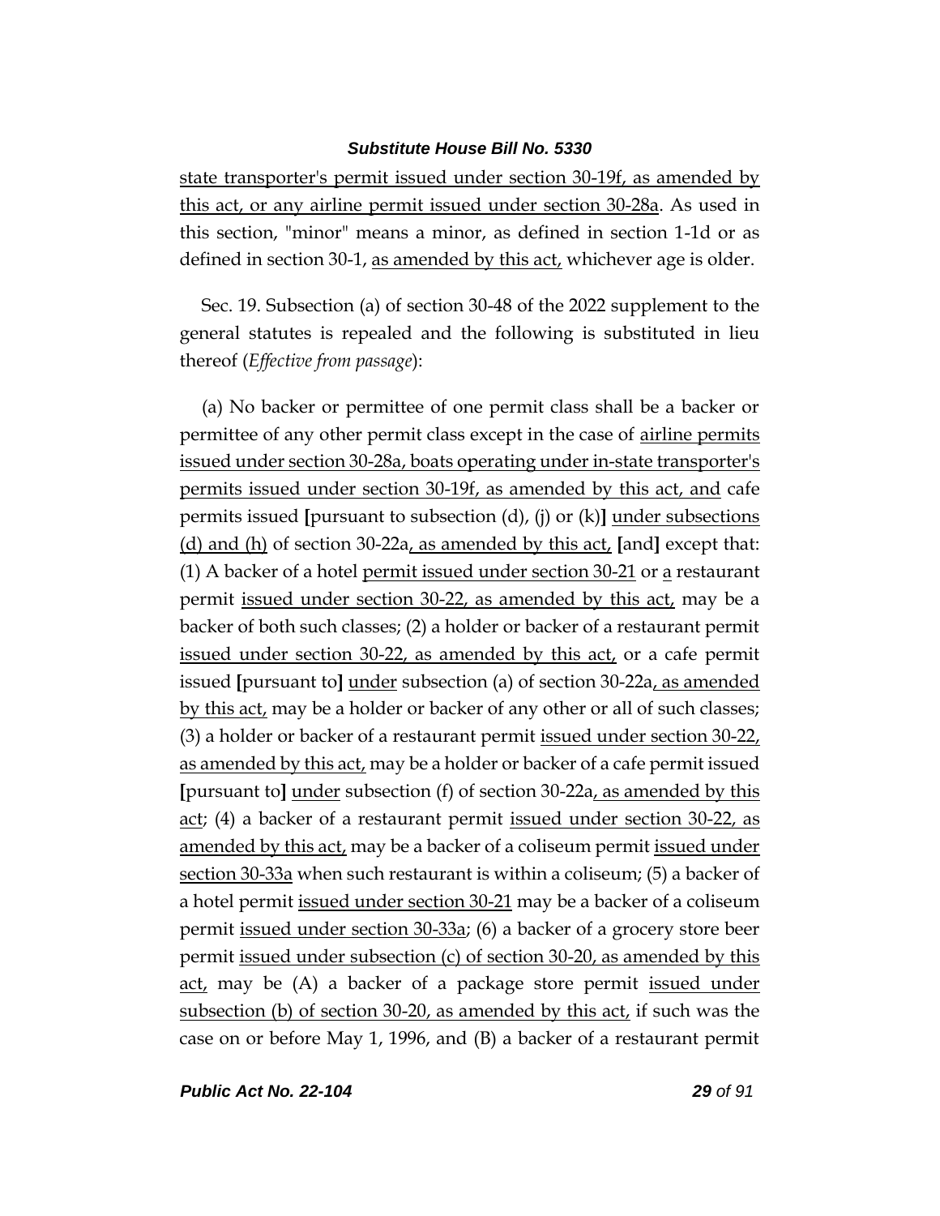state transporter's permit issued under section 30-19f, as amended by this act, or any airline permit issued under section 30-28a. As used in this section, "minor" means a minor, as defined in section 1-1d or as defined in section 30-1, as amended by this act, whichever age is older.

Sec. 19. Subsection (a) of section 30-48 of the 2022 supplement to the general statutes is repealed and the following is substituted in lieu thereof (*Effective from passage*):

(a) No backer or permittee of one permit class shall be a backer or permittee of any other permit class except in the case of airline permits issued under section 30-28a, boats operating under in-state transporter's permits issued under section 30-19f, as amended by this act, and cafe permits issued **[**pursuant to subsection (d), (j) or (k)**]** under subsections (d) and (h) of section 30-22a, as amended by this act, **[**and**]** except that: (1) A backer of a hotel permit issued under section 30-21 or a restaurant permit issued under section 30-22, as amended by this act, may be a backer of both such classes; (2) a holder or backer of a restaurant permit issued under section 30-22, as amended by this act, or a cafe permit issued **[**pursuant to**]** under subsection (a) of section 30-22a, as amended by this act, may be a holder or backer of any other or all of such classes; (3) a holder or backer of a restaurant permit issued under section 30-22, as amended by this act, may be a holder or backer of a cafe permit issued **[**pursuant to**]** under subsection (f) of section 30-22a, as amended by this act; (4) a backer of a restaurant permit issued under section 30-22, as amended by this act, may be a backer of a coliseum permit issued under section 30-33a when such restaurant is within a coliseum; (5) a backer of a hotel permit issued under section 30-21 may be a backer of a coliseum permit issued under section 30-33a; (6) a backer of a grocery store beer permit issued under subsection (c) of section 30-20, as amended by this act, may be (A) a backer of a package store permit issued under subsection (b) of section 30-20, as amended by this act, if such was the case on or before May 1, 1996, and (B) a backer of a restaurant permit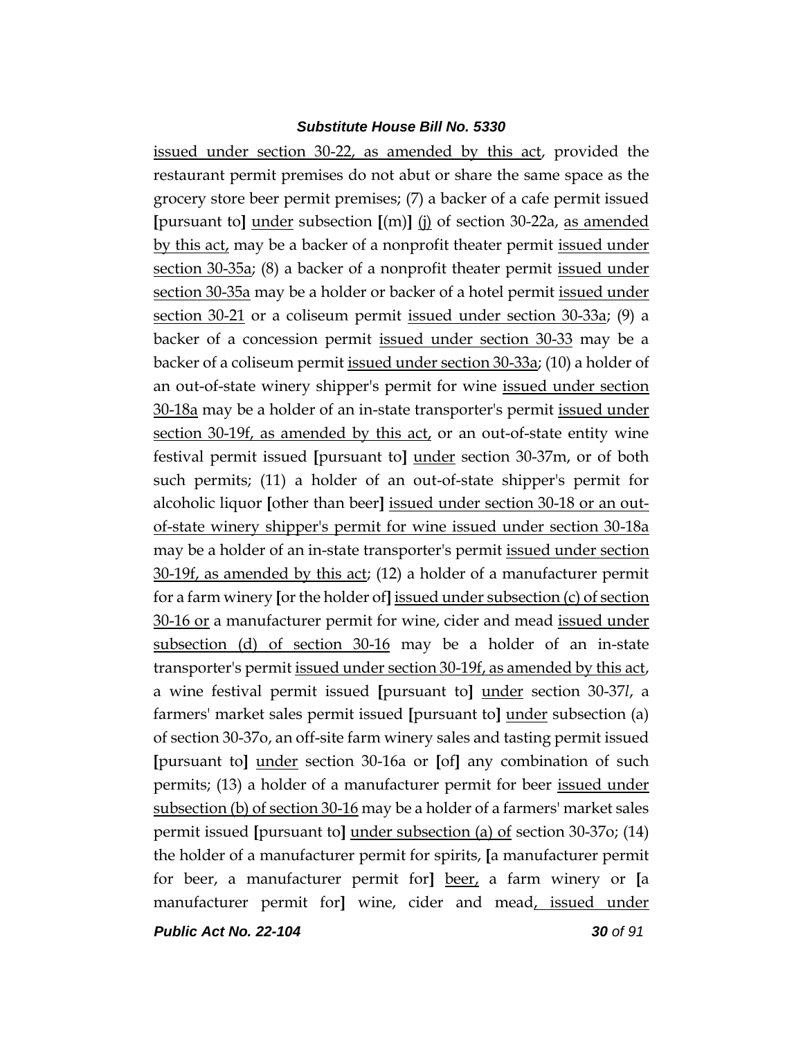issued under section 30-22, as amended by this act, provided the restaurant permit premises do not abut or share the same space as the grocery store beer permit premises; (7) a backer of a cafe permit issued [pursuant to] under subsection [(m)] (j) of section 30-22a, as amended by this act, may be a backer of a nonprofit theater permit issued under section 30-35a; (8) a backer of a nonprofit theater permit issued under section 30-35a may be a holder or backer of a hotel permit issued under section 30-21 or a coliseum permit issued under section 30-33a; (9) a backer of a concession permit issued under section 30-33 may be a backer of a coliseum permit issued under section 30-33a; (10) a holder of an out-of-state winery shipper's permit for wine issued under section 30-18a may be a holder of an in-state transporter's permit issued under section 30-19f, as amended by this act, or an out-of-state entity wine festival permit issued [pursuant to] under section 30-37m, or of both such permits; (11) a holder of an out-of-state shipper's permit for alcoholic liquor [other than beer] issued under section 30-18 or an out-of-state winery shipper's permit for wine issued under section 30-18a may be a holder of an in-state transporter's permit issued under section 30-19f, as amended by this act; (12) a holder of a manufacturer permit for a farm winery [or the holder of] issued under subsection (c) of section 30-16 or a manufacturer permit for wine, cider and mead issued under subsection (d) of section 30-16 may be a holder of an in-state transporter's permit issued under section 30-19f, as amended by this act, a wine festival permit issued [pursuant to] under section 30-37*l*, a farmers' market sales permit issued [pursuant to] under subsection (a) of section 30-37o, an off-site farm winery sales and tasting permit issued [pursuant to] under section 30-16a or [of] any combination of such permits; (13) a holder of a manufacturer permit for beer issued under subsection (b) of section 30-16 may be a holder of a farmers' market sales permit issued [pursuant to] under subsection (a) of section 30-37o; (14) the holder of a manufacturer permit for spirits, [a manufacturer permit for beer, a manufacturer permit for] beer, a farm winery or [a manufacturer permit for] wine, cider and mead, issued under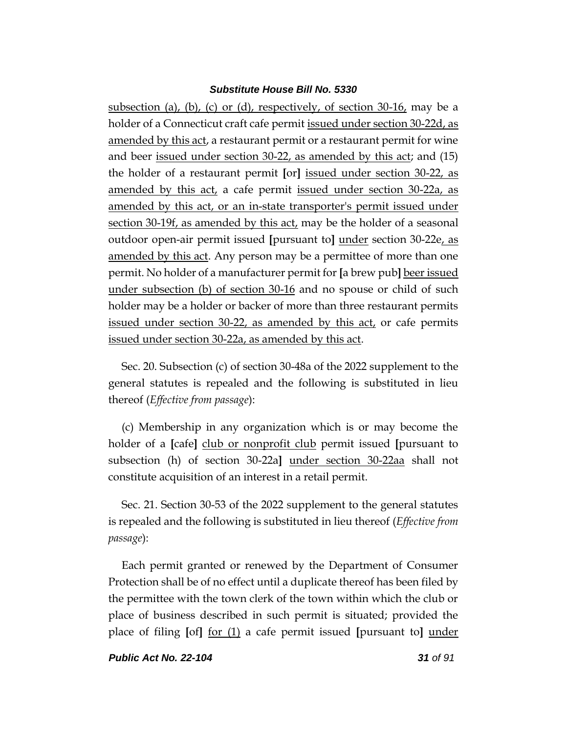subsection (a), (b), (c) or (d), respectively, of section 30-16, may be a holder of a Connecticut craft cafe permit issued under section 30-22d, as amended by this act, a restaurant permit or a restaurant permit for wine and beer issued under section 30-22, as amended by this act; and (15) the holder of a restaurant permit [or] issued under section 30-22, as amended by this act, a cafe permit issued under section 30-22a, as amended by this act, or an in-state transporter's permit issued under section 30-19f, as amended by this act, may be the holder of a seasonal outdoor open-air permit issued [pursuant to] under section 30-22e, as amended by this act. Any person may be a permittee of more than one permit. No holder of a manufacturer permit for [a brew pub] beer issued under subsection (b) of section 30-16 and no spouse or child of such holder may be a holder or backer of more than three restaurant permits issued under section 30-22, as amended by this act, or cafe permits issued under section 30-22a, as amended by this act.

Sec. 20. Subsection (c) of section 30-48a of the 2022 supplement to the general statutes is repealed and the following is substituted in lieu thereof (*Effective from passage*):

(c) Membership in any organization which is or may become the holder of a [cafe] club or nonprofit club permit issued [pursuant to subsection (h) of section 30-22a] under section 30-22aa shall not constitute acquisition of an interest in a retail permit.

Sec. 21. Section 30-53 of the 2022 supplement to the general statutes is repealed and the following is substituted in lieu thereof (*Effective from passage*):

Each permit granted or renewed by the Department of Consumer Protection shall be of no effect until a duplicate thereof has been filed by the permittee with the town clerk of the town within which the club or place of business described in such permit is situated; provided the place of filing [of] for (1) a cafe permit issued [pursuant to] under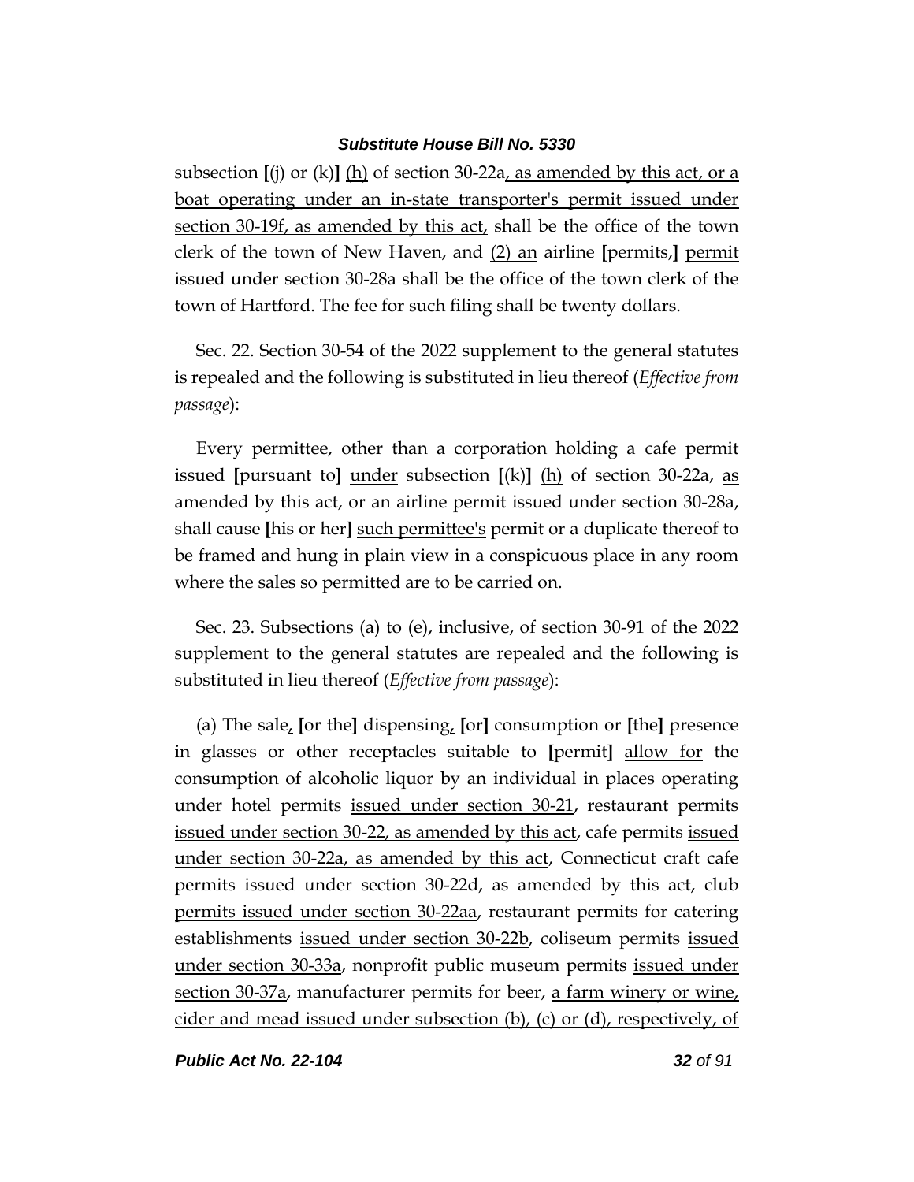subsection [(j) or (k)] <u>(h)</u> of section 30-22a<u>, as amended by this act, or a boat operating under an in-state transporter's permit issued under section 30-19f, as amended by this act,</u> shall be the office of the town clerk of the town of New Haven, and <u>(2) an</u> airline [permits,] <u>permit issued under section 30-28a shall be</u> the office of the town clerk of the town of Hartford. The fee for such filing shall be twenty dollars.

Sec. 22. Section 30-54 of the 2022 supplement to the general statutes is repealed and the following is substituted in lieu thereof (*Effective from passage*):

Every permittee, other than a corporation holding a cafe permit issued [pursuant to] <u>under</u> subsection [(k)] <u>(h)</u> of section 30-22a, <u>as amended by this act, or an airline permit issued under section 30-28a,</u> shall cause [his or her] <u>such permittee's</u> permit or a duplicate thereof to be framed and hung in plain view in a conspicuous place in any room where the sales so permitted are to be carried on.

Sec. 23. Subsections (a) to (e), inclusive, of section 30-91 of the 2022 supplement to the general statutes are repealed and the following is substituted in lieu thereof (*Effective from passage*):

(a) The sale<u>,</u> [or the] dispensing<u>,</u> [or] consumption or [the] presence in glasses or other receptacles suitable to [permit] <u>allow for</u> the consumption of alcoholic liquor by an individual in places operating under hotel permits <u>issued under section 30-21</u>, restaurant permits <u>issued under section 30-22, as amended by this act</u>, cafe permits <u>issued under section 30-22a, as amended by this act</u>, Connecticut craft cafe permits <u>issued under section 30-22d, as amended by this act, club permits issued under section 30-22aa</u>, restaurant permits for catering establishments <u>issued under section 30-22b</u>, coliseum permits <u>issued under section 30-33a</u>, nonprofit public museum permits <u>issued under section 30-37a</u>, manufacturer permits for beer, <u>a farm winery or wine, cider and mead issued under subsection (b), (c) or (d), respectively, of</u>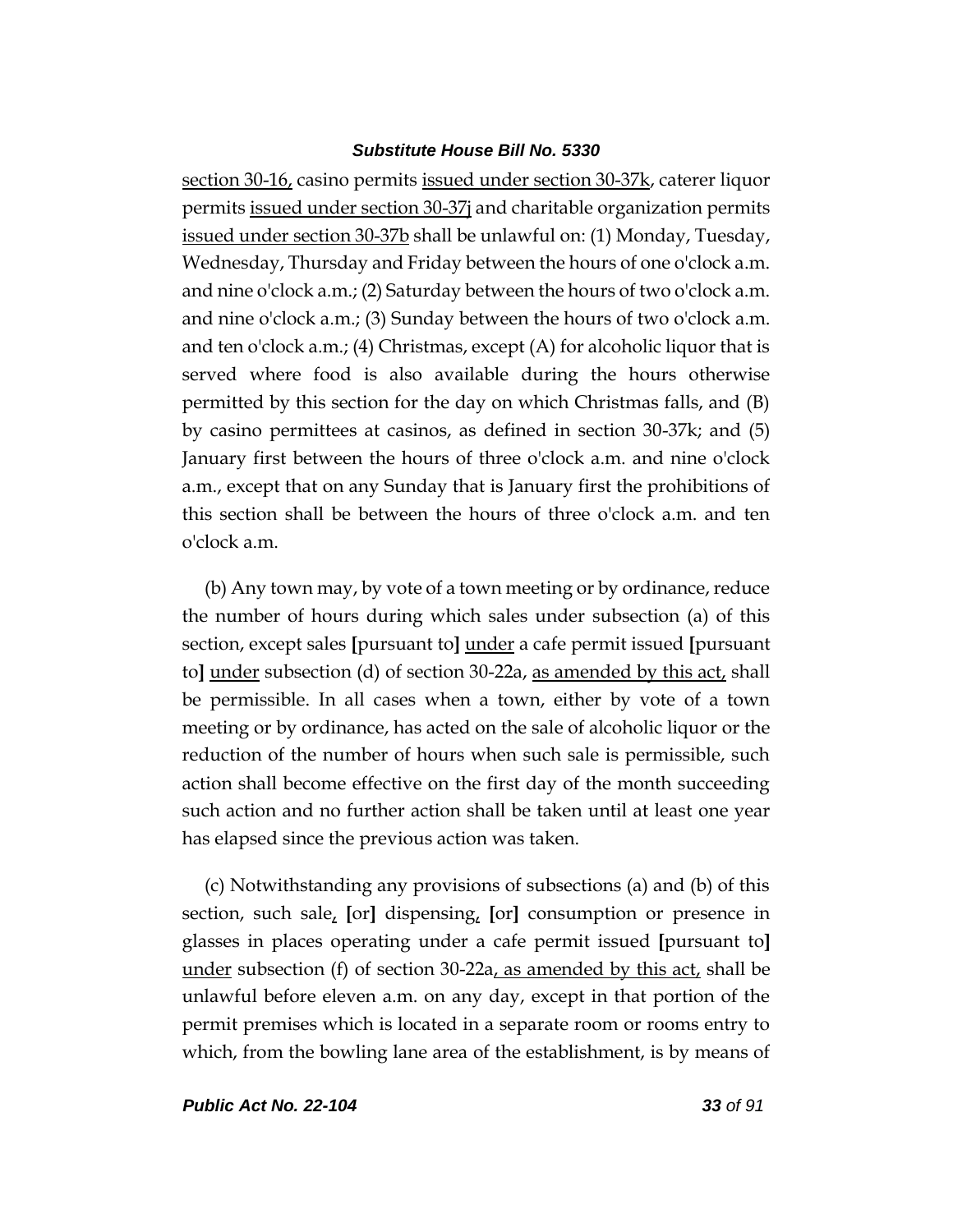section 30-16, casino permits issued under section 30-37k, caterer liquor permits issued under section 30-37j and charitable organization permits issued under section 30-37b shall be unlawful on: (1) Monday, Tuesday, Wednesday, Thursday and Friday between the hours of one o'clock a.m. and nine o'clock a.m.; (2) Saturday between the hours of two o'clock a.m. and nine o'clock a.m.; (3) Sunday between the hours of two o'clock a.m. and ten o'clock a.m.; (4) Christmas, except (A) for alcoholic liquor that is served where food is also available during the hours otherwise permitted by this section for the day on which Christmas falls, and (B) by casino permittees at casinos, as defined in section 30-37k; and (5) January first between the hours of three o'clock a.m. and nine o'clock a.m., except that on any Sunday that is January first the prohibitions of this section shall be between the hours of three o'clock a.m. and ten o'clock a.m.

(b) Any town may, by vote of a town meeting or by ordinance, reduce the number of hours during which sales under subsection (a) of this section, except sales **[**pursuant to**]** under a cafe permit issued **[**pursuant to**]** under subsection (d) of section 30-22a, as amended by this act, shall be permissible. In all cases when a town, either by vote of a town meeting or by ordinance, has acted on the sale of alcoholic liquor or the reduction of the number of hours when such sale is permissible, such action shall become effective on the first day of the month succeeding such action and no further action shall be taken until at least one year has elapsed since the previous action was taken.

(c) Notwithstanding any provisions of subsections (a) and (b) of this section, such sale, **[**or**]** dispensing, **[**or**]** consumption or presence in glasses in places operating under a cafe permit issued **[**pursuant to**]** under subsection (f) of section 30-22a, as amended by this act, shall be unlawful before eleven a.m. on any day, except in that portion of the permit premises which is located in a separate room or rooms entry to which, from the bowling lane area of the establishment, is by means of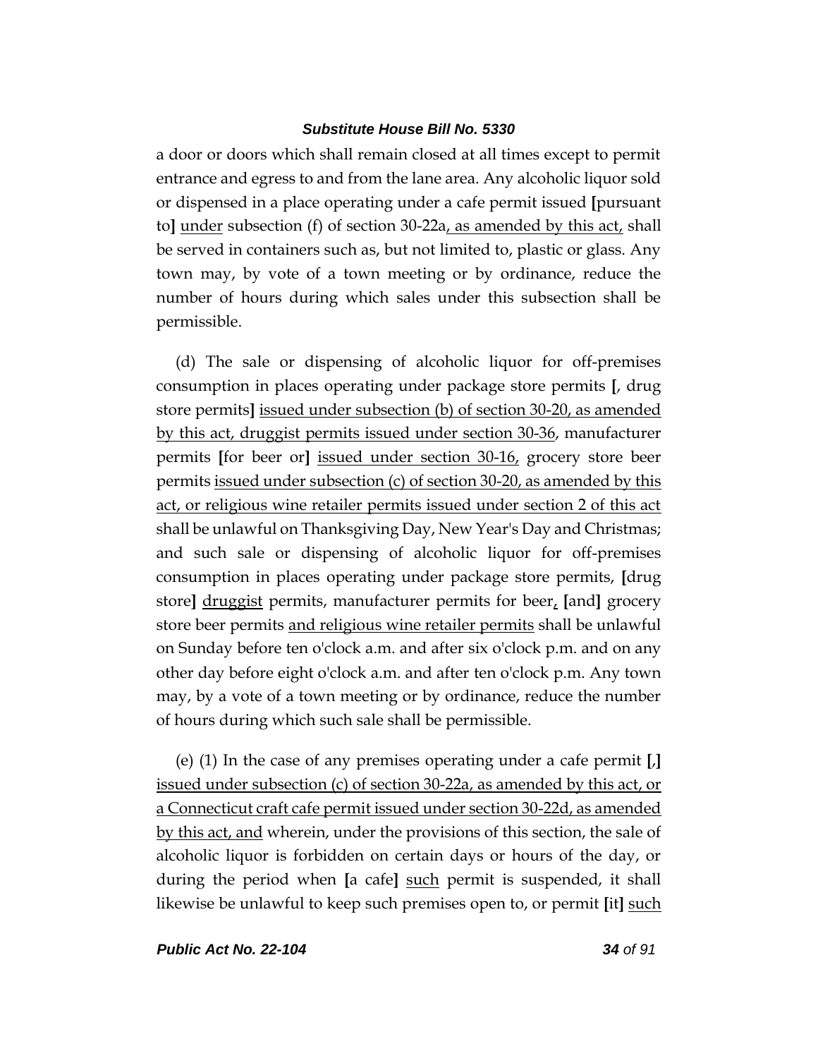a door or doors which shall remain closed at all times except to permit entrance and egress to and from the lane area. Any alcoholic liquor sold or dispensed in a place operating under a cafe permit issued **[**pursuant to**]** under subsection (f) of section 30-22a, as amended by this act, shall be served in containers such as, but not limited to, plastic or glass. Any town may, by vote of a town meeting or by ordinance, reduce the number of hours during which sales under this subsection shall be permissible.

(d) The sale or dispensing of alcoholic liquor for off-premises consumption in places operating under package store permits **[**, drug store permits**]** issued under subsection (b) of section 30-20, as amended by this act, druggist permits issued under section 30-36, manufacturer permits **[**for beer or**]** issued under section 30-16, grocery store beer permits issued under subsection (c) of section 30-20, as amended by this act, or religious wine retailer permits issued under section 2 of this act shall be unlawful on Thanksgiving Day, New Year's Day and Christmas; and such sale or dispensing of alcoholic liquor for off-premises consumption in places operating under package store permits, **[**drug store**]** druggist permits, manufacturer permits for beer, **[**and**]** grocery store beer permits and religious wine retailer permits shall be unlawful on Sunday before ten o'clock a.m. and after six o'clock p.m. and on any other day before eight o'clock a.m. and after ten o'clock p.m. Any town may, by a vote of a town meeting or by ordinance, reduce the number of hours during which such sale shall be permissible.

(e) (1) In the case of any premises operating under a cafe permit **[**,**]** issued under subsection (c) of section 30-22a, as amended by this act, or a Connecticut craft cafe permit issued under section 30-22d, as amended by this act, and wherein, under the provisions of this section, the sale of alcoholic liquor is forbidden on certain days or hours of the day, or during the period when **[**a cafe**]** such permit is suspended, it shall likewise be unlawful to keep such premises open to, or permit **[**it**]** such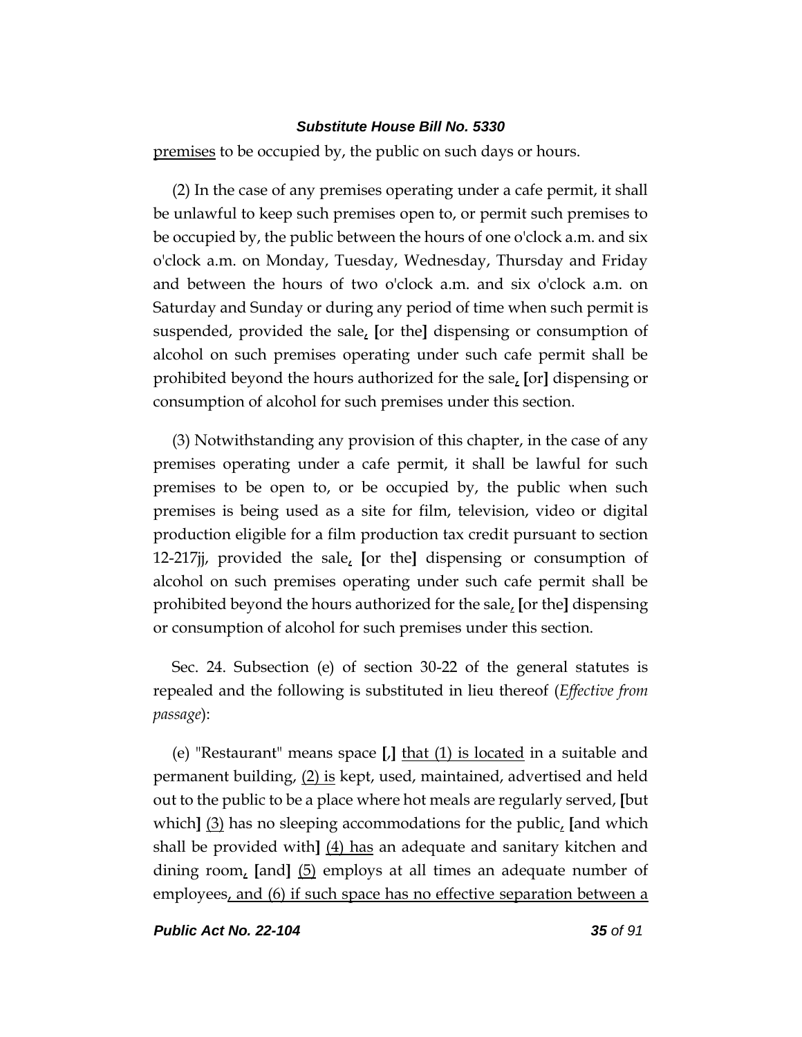premises to be occupied by, the public on such days or hours.

(2) In the case of any premises operating under a cafe permit, it shall be unlawful to keep such premises open to, or permit such premises to be occupied by, the public between the hours of one o'clock a.m. and six o'clock a.m. on Monday, Tuesday, Wednesday, Thursday and Friday and between the hours of two o'clock a.m. and six o'clock a.m. on Saturday and Sunday or during any period of time when such permit is suspended, provided the sale, [or the] dispensing or consumption of alcohol on such premises operating under such cafe permit shall be prohibited beyond the hours authorized for the sale, [or] dispensing or consumption of alcohol for such premises under this section.

(3) Notwithstanding any provision of this chapter, in the case of any premises operating under a cafe permit, it shall be lawful for such premises to be open to, or be occupied by, the public when such premises is being used as a site for film, television, video or digital production eligible for a film production tax credit pursuant to section 12-217jj, provided the sale, [or the] dispensing or consumption of alcohol on such premises operating under such cafe permit shall be prohibited beyond the hours authorized for the sale, [or the] dispensing or consumption of alcohol for such premises under this section.

Sec. 24. Subsection (e) of section 30-22 of the general statutes is repealed and the following is substituted in lieu thereof (*Effective from passage*):

(e) "Restaurant" means space [,] that (1) is located in a suitable and permanent building, (2) is kept, used, maintained, advertised and held out to the public to be a place where hot meals are regularly served, [but which] (3) has no sleeping accommodations for the public, [and which shall be provided with] (4) has an adequate and sanitary kitchen and dining room, [and] (5) employs at all times an adequate number of employees, and (6) if such space has no effective separation between a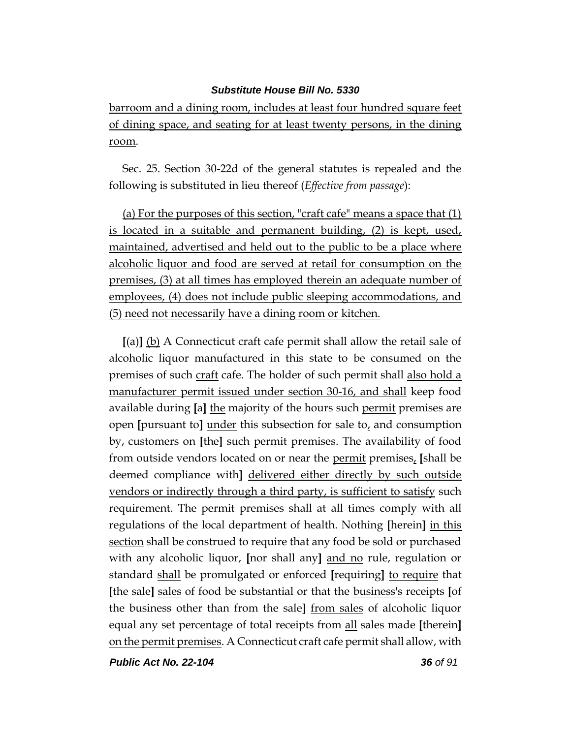barroom and a dining room, includes at least four hundred square feet of dining space, and seating for at least twenty persons, in the dining room.

Sec. 25. Section 30-22d of the general statutes is repealed and the following is substituted in lieu thereof (*Effective from passage*):

(a) For the purposes of this section, "craft cafe" means a space that (1) is located in a suitable and permanent building, (2) is kept, used, maintained, advertised and held out to the public to be a place where alcoholic liquor and food are served at retail for consumption on the premises, (3) at all times has employed therein an adequate number of employees, (4) does not include public sleeping accommodations, and (5) need not necessarily have a dining room or kitchen.

**[**(a)**]** (b) A Connecticut craft cafe permit shall allow the retail sale of alcoholic liquor manufactured in this state to be consumed on the premises of such craft cafe. The holder of such permit shall also hold a manufacturer permit issued under section 30-16, and shall keep food available during **[**a**]** the majority of the hours such permit premises are open **[**pursuant to**]** under this subsection for sale to, and consumption by, customers on **[**the**]** such permit premises. The availability of food from outside vendors located on or near the permit premises, **[**shall be deemed compliance with**]** delivered either directly by such outside vendors or indirectly through a third party, is sufficient to satisfy such requirement. The permit premises shall at all times comply with all regulations of the local department of health. Nothing **[**herein**]** in this section shall be construed to require that any food be sold or purchased with any alcoholic liquor, **[**nor shall any**]** and no rule, regulation or standard shall be promulgated or enforced **[**requiring**]** to require that **[**the sale**]** sales of food be substantial or that the business's receipts **[**of the business other than from the sale**]** from sales of alcoholic liquor equal any set percentage of total receipts from all sales made **[**therein**]** on the permit premises. A Connecticut craft cafe permit shall allow, with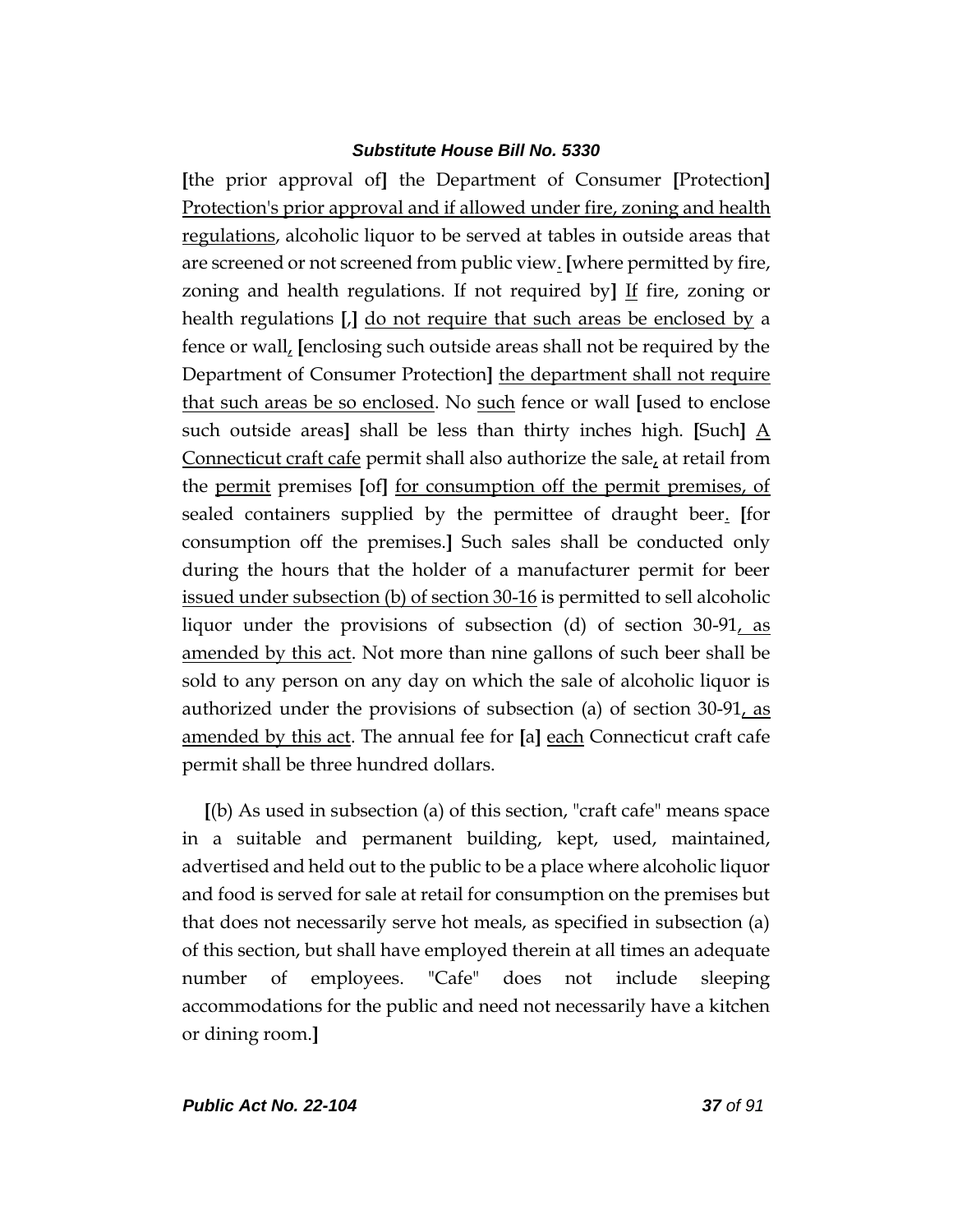[the prior approval of] the Department of Consumer [Protection] Protection's prior approval and if allowed under fire, zoning and health regulations, alcoholic liquor to be served at tables in outside areas that are screened or not screened from public view. [where permitted by fire, zoning and health regulations. If not required by] If fire, zoning or health regulations [,] do not require that such areas be enclosed by a fence or wall, [enclosing such outside areas shall not be required by the Department of Consumer Protection] the department shall not require that such areas be so enclosed. No such fence or wall [used to enclose such outside areas] shall be less than thirty inches high. [Such] A Connecticut craft cafe permit shall also authorize the sale, at retail from the permit premises [of] for consumption off the permit premises, of sealed containers supplied by the permittee of draught beer. [for consumption off the premises.] Such sales shall be conducted only during the hours that the holder of a manufacturer permit for beer issued under subsection (b) of section 30-16 is permitted to sell alcoholic liquor under the provisions of subsection (d) of section 30-91, as amended by this act. Not more than nine gallons of such beer shall be sold to any person on any day on which the sale of alcoholic liquor is authorized under the provisions of subsection (a) of section 30-91, as amended by this act. The annual fee for [a] each Connecticut craft cafe permit shall be three hundred dollars.

[(b) As used in subsection (a) of this section, "craft cafe" means space in a suitable and permanent building, kept, used, maintained, advertised and held out to the public to be a place where alcoholic liquor and food is served for sale at retail for consumption on the premises but that does not necessarily serve hot meals, as specified in subsection (a) of this section, but shall have employed therein at all times an adequate number of employees. "Cafe" does not include sleeping accommodations for the public and need not necessarily have a kitchen or dining room.]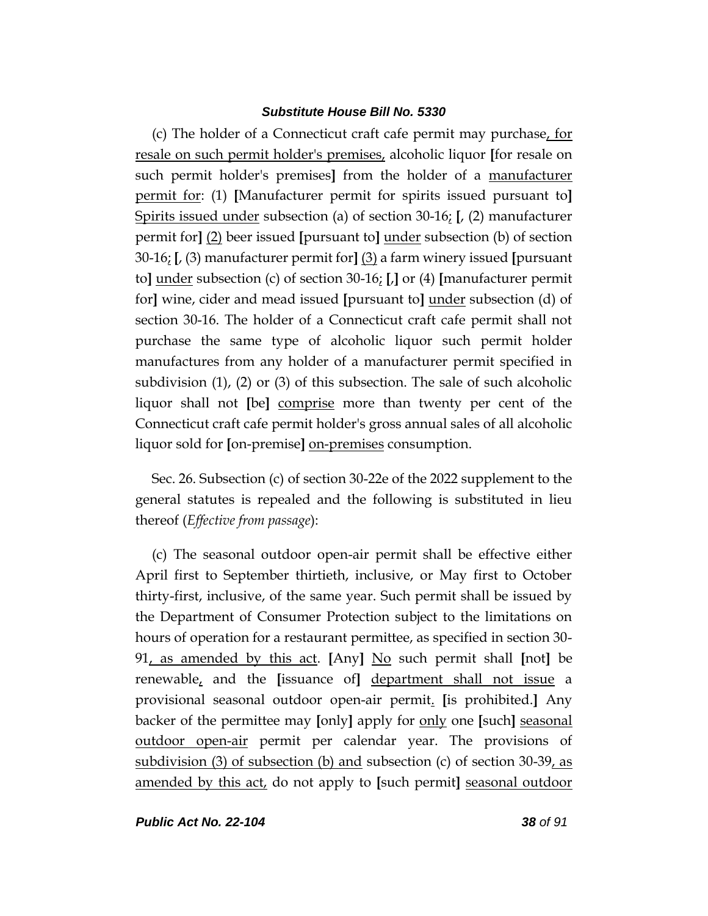(c) The holder of a Connecticut craft cafe permit may purchase<u>, for resale on such permit holder's premises,</u> alcoholic liquor [for resale on such permit holder's premises] from the holder of a <u>manufacturer permit for</u>: (1) [Manufacturer permit for spirits issued pursuant to] <u>Spirits issued under</u> subsection (a) of section 30-16<u>;</u> [, (2) manufacturer permit for] <u>(2)</u> beer issued [pursuant to] <u>under</u> subsection (b) of section 30-16<u>;</u> [, (3) manufacturer permit for] <u>(3)</u> a farm winery issued [pursuant to] <u>under</u> subsection (c) of section 30-16<u>;</u> [,] or (4) [manufacturer permit for] wine, cider and mead issued [pursuant to] <u>under</u> subsection (d) of section 30-16. The holder of a Connecticut craft cafe permit shall not purchase the same type of alcoholic liquor such permit holder manufactures from any holder of a manufacturer permit specified in subdivision (1), (2) or (3) of this subsection. The sale of such alcoholic liquor shall not [be] <u>comprise</u> more than twenty per cent of the Connecticut craft cafe permit holder's gross annual sales of all alcoholic liquor sold for [on-premise] <u>on-premises</u> consumption.

Sec. 26. Subsection (c) of section 30-22e of the 2022 supplement to the general statutes is repealed and the following is substituted in lieu thereof (*Effective from passage*):

(c) The seasonal outdoor open-air permit shall be effective either April first to September thirtieth, inclusive, or May first to October thirty-first, inclusive, of the same year. Such permit shall be issued by the Department of Consumer Protection subject to the limitations on hours of operation for a restaurant permittee, as specified in section 30-91<u>, as amended by this act</u>. [Any] <u>No</u> such permit shall [not] be renewable<u>,</u> and the [issuance of] <u>department shall not issue</u> a provisional seasonal outdoor open-air permit<u>.</u> [is prohibited.] Any backer of the permittee may [only] apply for <u>only</u> one [such] <u>seasonal outdoor open-air</u> permit per calendar year. The provisions of <u>subdivision (3) of subsection (b) and</u> subsection (c) of section 30-39<u>, as amended by this act,</u> do not apply to [such permit] <u>seasonal outdoor</u>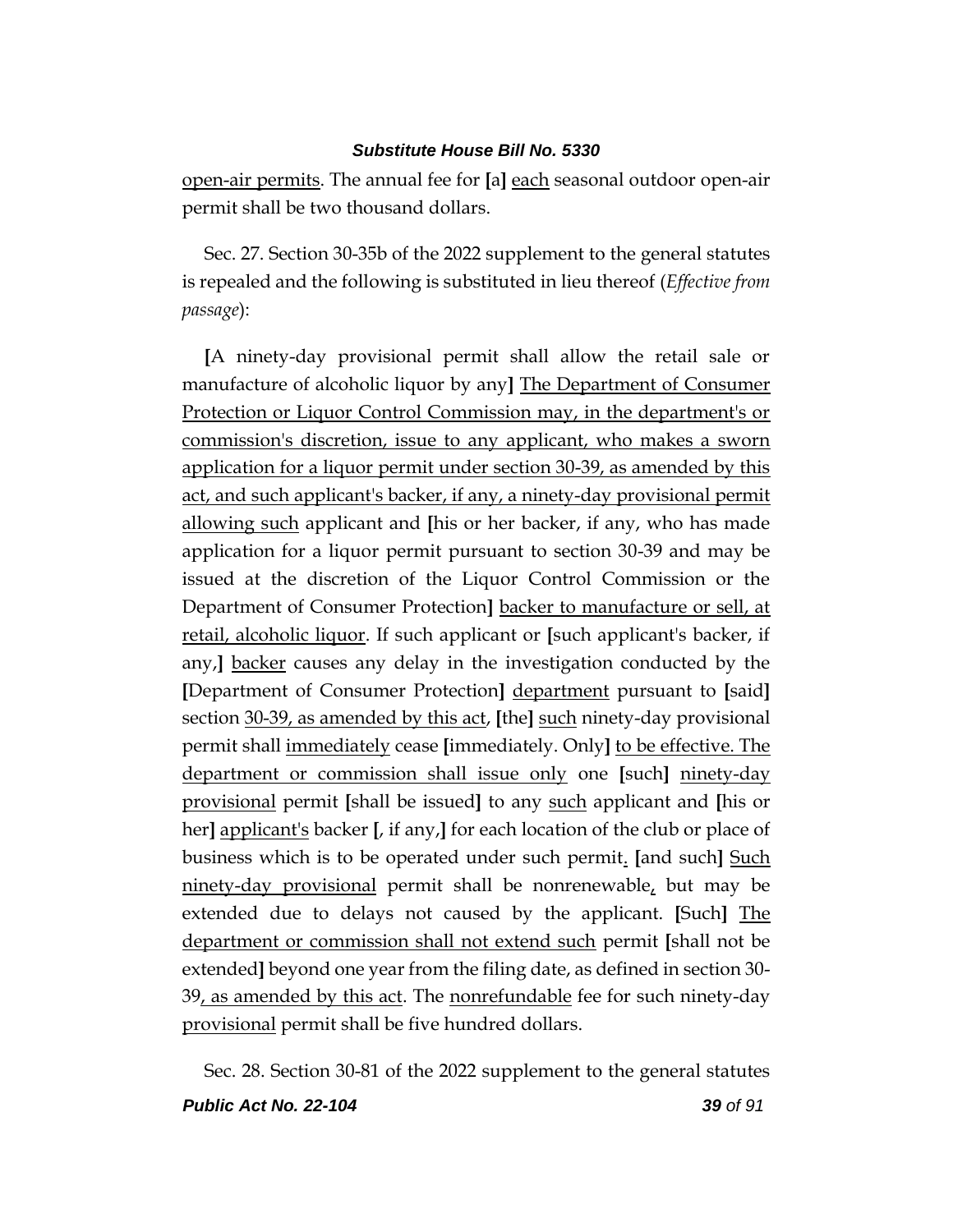open-air permits. The annual fee for [a] each seasonal outdoor open-air permit shall be two thousand dollars.

Sec. 27. Section 30-35b of the 2022 supplement to the general statutes is repealed and the following is substituted in lieu thereof (*Effective from passage*):

[A ninety-day provisional permit shall allow the retail sale or manufacture of alcoholic liquor by any] The Department of Consumer Protection or Liquor Control Commission may, in the department's or commission's discretion, issue to any applicant, who makes a sworn application for a liquor permit under section 30-39, as amended by this act, and such applicant's backer, if any, a ninety-day provisional permit allowing such applicant and [his or her backer, if any, who has made application for a liquor permit pursuant to section 30-39 and may be issued at the discretion of the Liquor Control Commission or the Department of Consumer Protection] backer to manufacture or sell, at retail, alcoholic liquor. If such applicant or [such applicant's backer, if any,] backer causes any delay in the investigation conducted by the [Department of Consumer Protection] department pursuant to [said] section 30-39, as amended by this act, [the] such ninety-day provisional permit shall immediately cease [immediately. Only] to be effective. The department or commission shall issue only one [such] ninety-day provisional permit [shall be issued] to any such applicant and [his or her] applicant's backer [, if any,] for each location of the club or place of business which is to be operated under such permit. [and such] Such ninety-day provisional permit shall be nonrenewable, but may be extended due to delays not caused by the applicant. [Such] The department or commission shall not extend such permit [shall not be extended] beyond one year from the filing date, as defined in section 30-39, as amended by this act. The nonrefundable fee for such ninety-day provisional permit shall be five hundred dollars.

Sec. 28. Section 30-81 of the 2022 supplement to the general statutes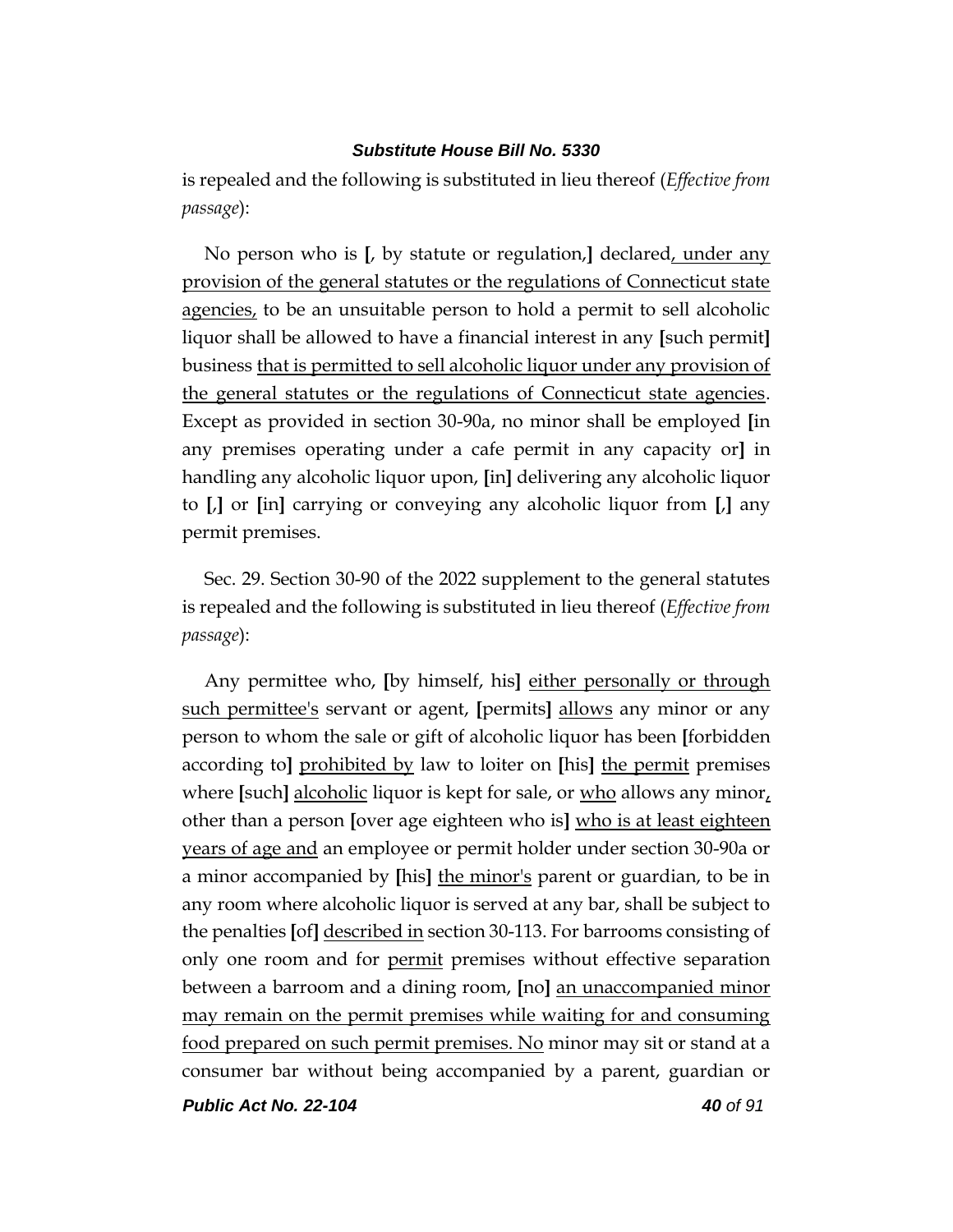is repealed and the following is substituted in lieu thereof (*Effective from passage*):

No person who is **[**, by statute or regulation,**]** declared<u>, under any provision of the general statutes or the regulations of Connecticut state agencies,</u> to be an unsuitable person to hold a permit to sell alcoholic liquor shall be allowed to have a financial interest in any **[**such permit**]** business <u>that is permitted to sell alcoholic liquor under any provision of the general statutes or the regulations of Connecticut state agencies</u>. Except as provided in section 30-90a, no minor shall be employed **[**in any premises operating under a cafe permit in any capacity or**]** in handling any alcoholic liquor upon, **[**in**]** delivering any alcoholic liquor to **[**,**]** or **[**in**]** carrying or conveying any alcoholic liquor from **[**,**]** any permit premises.

Sec. 29. Section 30-90 of the 2022 supplement to the general statutes is repealed and the following is substituted in lieu thereof (*Effective from passage*):

Any permittee who, **[**by himself, his**]** <u>either personally or through such permittee's</u> servant or agent, **[**permits**]** <u>allows</u> any minor or any person to whom the sale or gift of alcoholic liquor has been **[**forbidden according to**]** <u>prohibited by</u> law to loiter on **[**his**]** <u>the permit</u> premises where **[**such**]** <u>alcoholic</u> liquor is kept for sale, or <u>who</u> allows any minor<u>,</u> other than a person **[**over age eighteen who is**]** <u>who is at least eighteen years of age and</u> an employee or permit holder under section 30-90a or a minor accompanied by **[**his**]** <u>the minor's</u> parent or guardian, to be in any room where alcoholic liquor is served at any bar, shall be subject to the penalties **[**of**]** <u>described in</u> section 30-113. For barrooms consisting of only one room and for <u>permit</u> premises without effective separation between a barroom and a dining room, **[**no**]** <u>an unaccompanied minor may remain on the permit premises while waiting for and consuming food prepared on such permit premises. No</u> minor may sit or stand at a consumer bar without being accompanied by a parent, guardian or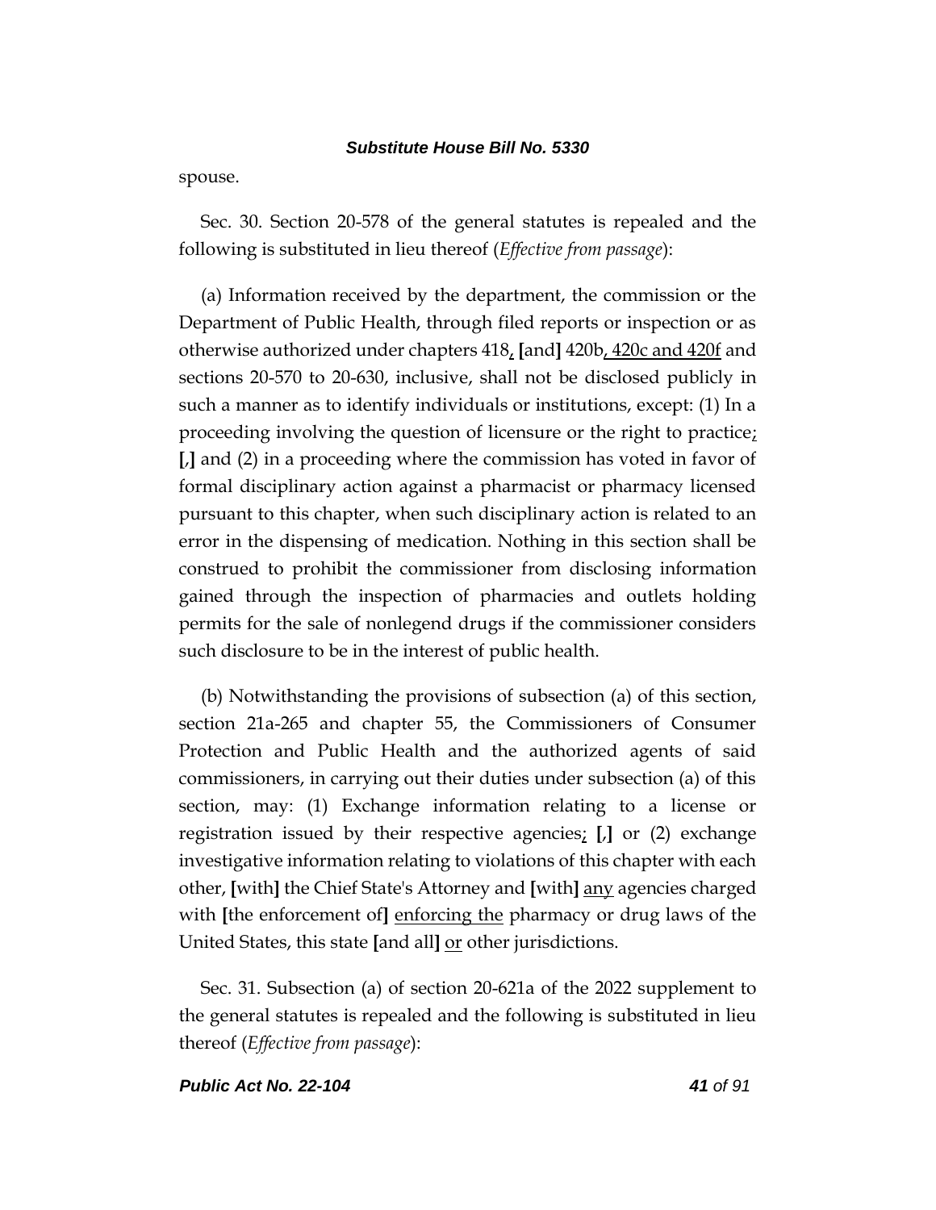spouse.

Sec. 30. Section 20-578 of the general statutes is repealed and the following is substituted in lieu thereof (*Effective from passage*):

(a) Information received by the department, the commission or the Department of Public Health, through filed reports or inspection or as otherwise authorized under chapters 418, **[**and**]** 420b, 420c and 420f and sections 20-570 to 20-630, inclusive, shall not be disclosed publicly in such a manner as to identify individuals or institutions, except: (1) In a proceeding involving the question of licensure or the right to practice; **[**,**]** and (2) in a proceeding where the commission has voted in favor of formal disciplinary action against a pharmacist or pharmacy licensed pursuant to this chapter, when such disciplinary action is related to an error in the dispensing of medication. Nothing in this section shall be construed to prohibit the commissioner from disclosing information gained through the inspection of pharmacies and outlets holding permits for the sale of nonlegend drugs if the commissioner considers such disclosure to be in the interest of public health.

(b) Notwithstanding the provisions of subsection (a) of this section, section 21a-265 and chapter 55, the Commissioners of Consumer Protection and Public Health and the authorized agents of said commissioners, in carrying out their duties under subsection (a) of this section, may: (1) Exchange information relating to a license or registration issued by their respective agencies; **[**,**]** or (2) exchange investigative information relating to violations of this chapter with each other, **[**with**]** the Chief State's Attorney and **[**with**]** any agencies charged with **[**the enforcement of**]** enforcing the pharmacy or drug laws of the United States, this state **[**and all**]** or other jurisdictions.

Sec. 31. Subsection (a) of section 20-621a of the 2022 supplement to the general statutes is repealed and the following is substituted in lieu thereof (*Effective from passage*):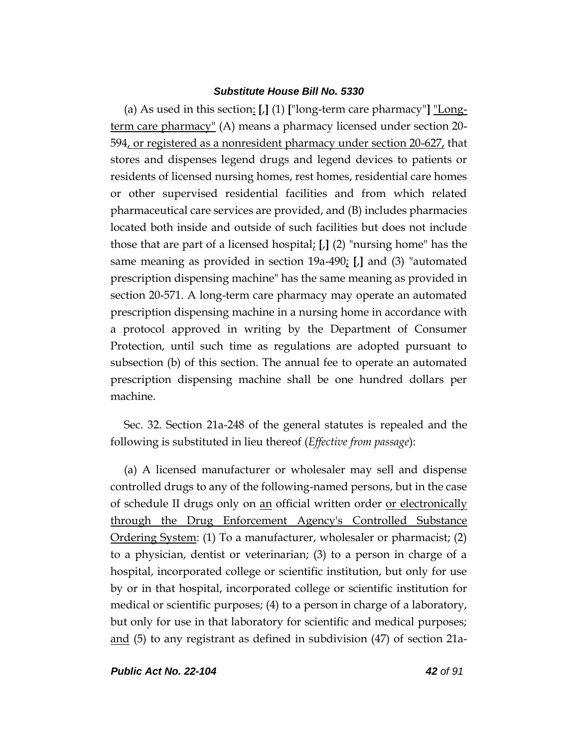(a) As used in this section<u>:</u> **[**,**]** (1) **[**"long-term care pharmacy"**]** <u>"Long-term care pharmacy"</u> (A) means a pharmacy licensed under section 20-594<u>, or registered as a nonresident pharmacy under section 20-627,</u> that stores and dispenses legend drugs and legend devices to patients or residents of licensed nursing homes, rest homes, residential care homes or other supervised residential facilities and from which related pharmaceutical care services are provided, and (B) includes pharmacies located both inside and outside of such facilities but does not include those that are part of a licensed hospital<u>;</u> **[**,**]** (2) "nursing home" has the same meaning as provided in section 19a-490<u>;</u> **[**,**]** and (3) "automated prescription dispensing machine" has the same meaning as provided in section 20-571. A long-term care pharmacy may operate an automated prescription dispensing machine in a nursing home in accordance with a protocol approved in writing by the Department of Consumer Protection, until such time as regulations are adopted pursuant to subsection (b) of this section. The annual fee to operate an automated prescription dispensing machine shall be one hundred dollars per machine.

Sec. 32. Section 21a-248 of the general statutes is repealed and the following is substituted in lieu thereof (*Effective from passage*):

(a) A licensed manufacturer or wholesaler may sell and dispense controlled drugs to any of the following-named persons, but in the case of schedule II drugs only on <u>an</u> official written order <u>or electronically through the Drug Enforcement Agency's Controlled Substance Ordering System</u>: (1) To a manufacturer, wholesaler or pharmacist; (2) to a physician, dentist or veterinarian; (3) to a person in charge of a hospital, incorporated college or scientific institution, but only for use by or in that hospital, incorporated college or scientific institution for medical or scientific purposes; (4) to a person in charge of a laboratory, but only for use in that laboratory for scientific and medical purposes; <u>and</u> (5) to any registrant as defined in subdivision (47) of section 21a-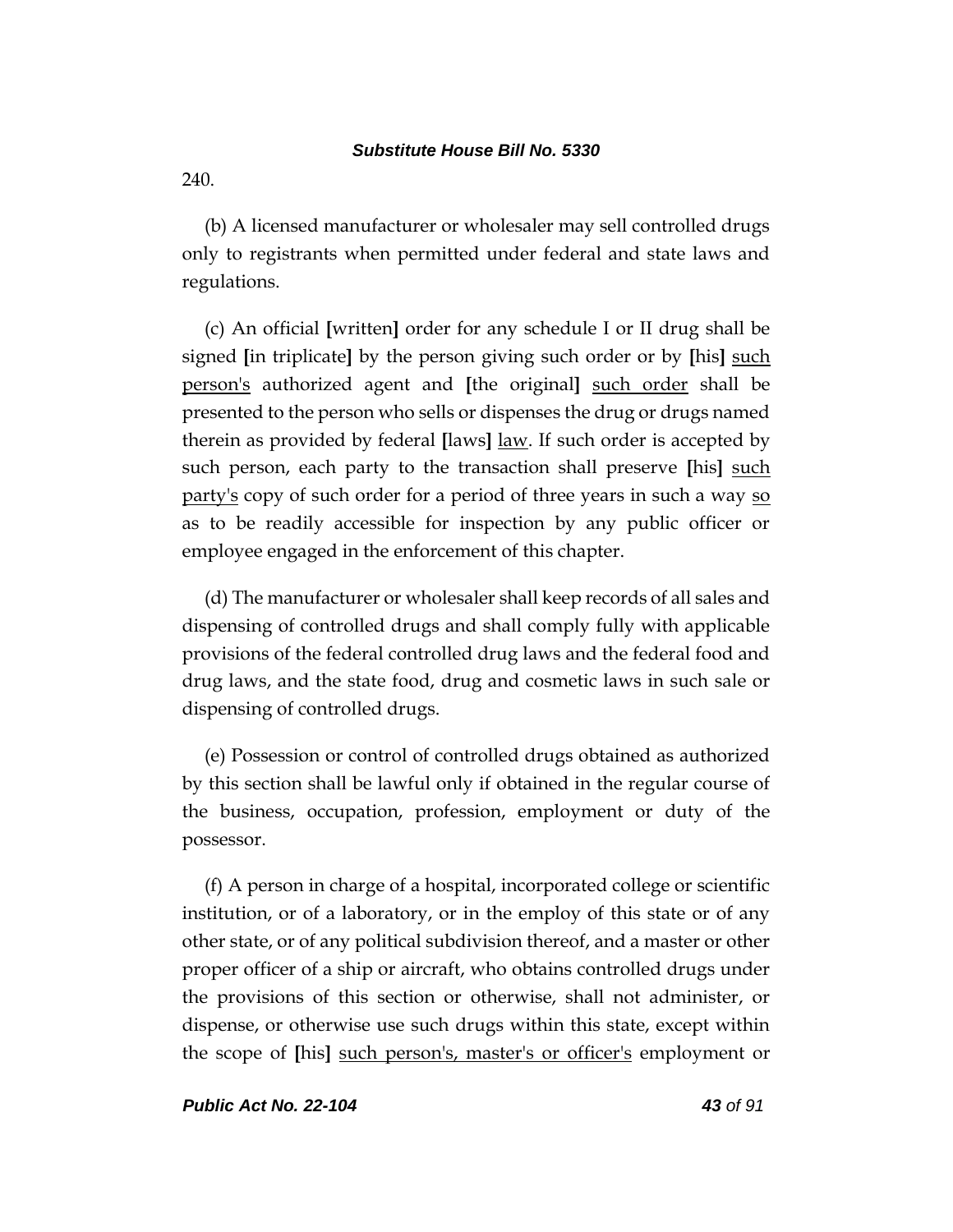240.

(b) A licensed manufacturer or wholesaler may sell controlled drugs only to registrants when permitted under federal and state laws and regulations.

(c) An official [written] order for any schedule I or II drug shall be signed [in triplicate] by the person giving such order or by [his] <u>such person's</u> authorized agent and [the original] <u>such order</u> shall be presented to the person who sells or dispenses the drug or drugs named therein as provided by federal [laws] <u>law</u>. If such order is accepted by such person, each party to the transaction shall preserve [his] <u>such party's</u> copy of such order for a period of three years in such a way <u>so</u> as to be readily accessible for inspection by any public officer or employee engaged in the enforcement of this chapter.

(d) The manufacturer or wholesaler shall keep records of all sales and dispensing of controlled drugs and shall comply fully with applicable provisions of the federal controlled drug laws and the federal food and drug laws, and the state food, drug and cosmetic laws in such sale or dispensing of controlled drugs.

(e) Possession or control of controlled drugs obtained as authorized by this section shall be lawful only if obtained in the regular course of the business, occupation, profession, employment or duty of the possessor.

(f) A person in charge of a hospital, incorporated college or scientific institution, or of a laboratory, or in the employ of this state or of any other state, or of any political subdivision thereof, and a master or other proper officer of a ship or aircraft, who obtains controlled drugs under the provisions of this section or otherwise, shall not administer, or dispense, or otherwise use such drugs within this state, except within the scope of [his] <u>such person's, master's or officer's</u> employment or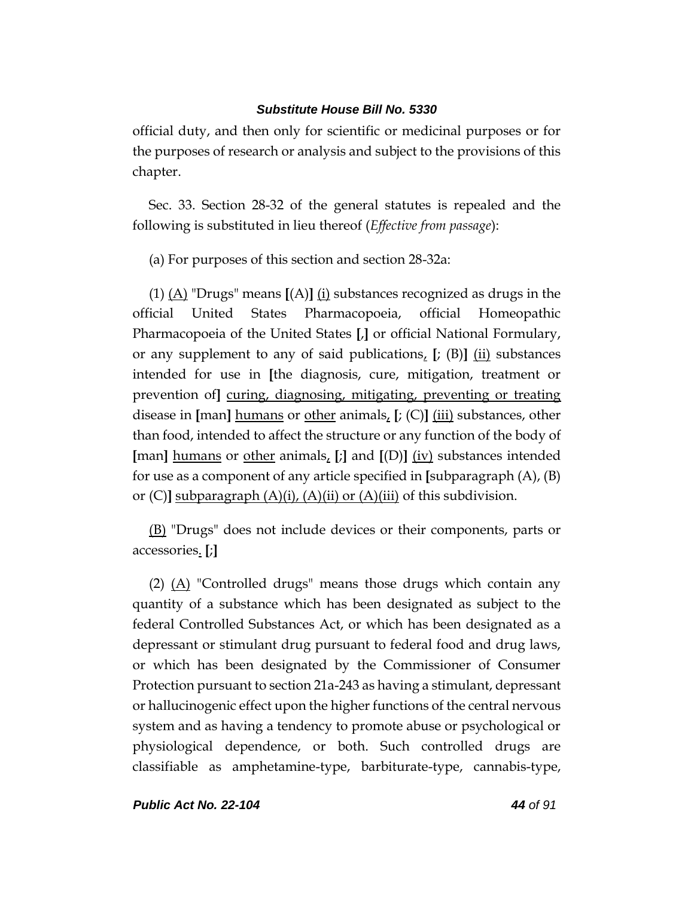official duty, and then only for scientific or medicinal purposes or for the purposes of research or analysis and subject to the provisions of this chapter.

Sec. 33. Section 28-32 of the general statutes is repealed and the following is substituted in lieu thereof (*Effective from passage*):

(a) For purposes of this section and section 28-32a:

(1) <u>(A)</u> "Drugs" means **[**(A)**]** <u>(i)</u> substances recognized as drugs in the official United States Pharmacopoeia, official Homeopathic Pharmacopoeia of the United States **[**,**]** or official National Formulary, or any supplement to any of said publications<u>,</u> **[**; (B)**]** <u>(ii)</u> substances intended for use in **[**the diagnosis, cure, mitigation, treatment or prevention of**]** <u>curing, diagnosing, mitigating, preventing or treating</u> disease in **[**man**]** <u>humans</u> or <u>other</u> animals<u>,</u> **[**; (C)**]** <u>(iii)</u> substances, other than food, intended to affect the structure or any function of the body of **[**man**]** <u>humans</u> or <u>other</u> animals<u>,</u> **[**;**]** and **[**(D)**]** <u>(iv)</u> substances intended for use as a component of any article specified in **[**subparagraph (A), (B) or (C)**]** <u>subparagraph (A)(i), (A)(ii) or (A)(iii)</u> of this subdivision.

<u>(B)</u> "Drugs" does not include devices or their components, parts or accessories<u>.</u> **[**;**]**

(2) <u>(A)</u> "Controlled drugs" means those drugs which contain any quantity of a substance which has been designated as subject to the federal Controlled Substances Act, or which has been designated as a depressant or stimulant drug pursuant to federal food and drug laws, or which has been designated by the Commissioner of Consumer Protection pursuant to section 21a-243 as having a stimulant, depressant or hallucinogenic effect upon the higher functions of the central nervous system and as having a tendency to promote abuse or psychological or physiological dependence, or both. Such controlled drugs are classifiable as amphetamine-type, barbiturate-type, cannabis-type,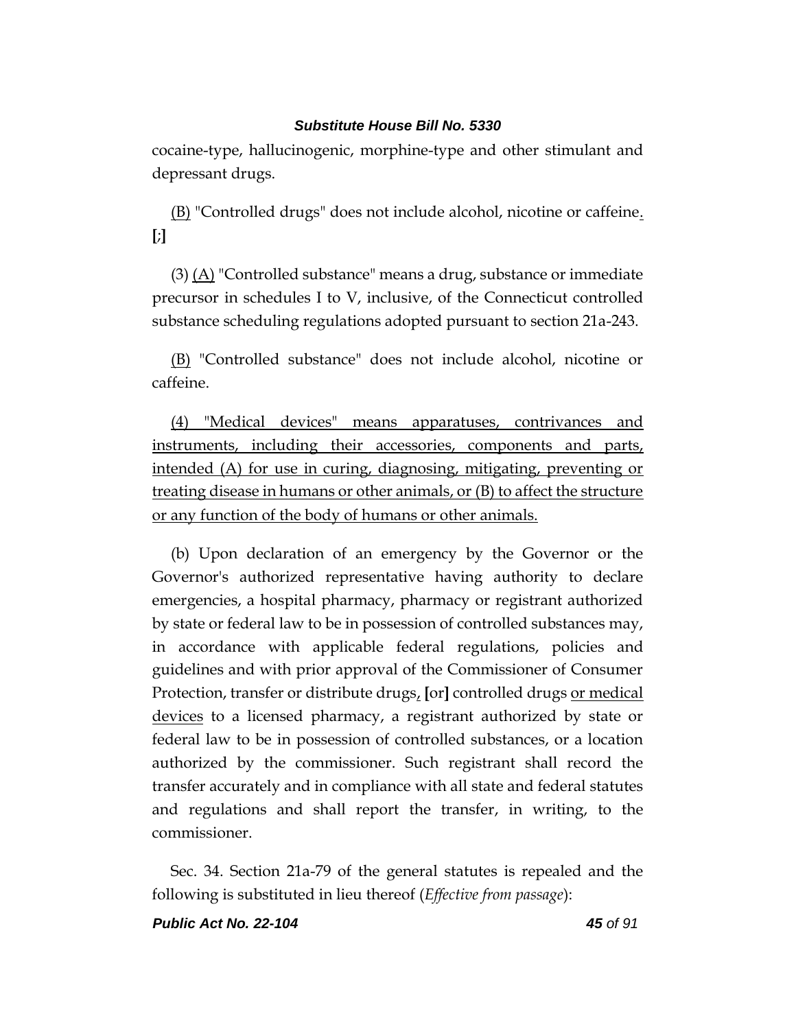cocaine-type, hallucinogenic, morphine-type and other stimulant and depressant drugs.

<u>(B)</u> "Controlled drugs" does not include alcohol, nicotine or caffeine<u>.</u> **[**;**]**

(3) <u>(A)</u> "Controlled substance" means a drug, substance or immediate precursor in schedules I to V, inclusive, of the Connecticut controlled substance scheduling regulations adopted pursuant to section 21a-243.

<u>(B)</u> "Controlled substance" does not include alcohol, nicotine or caffeine.

<u>(4) "Medical devices" means apparatuses, contrivances and instruments, including their accessories, components and parts, intended (A) for use in curing, diagnosing, mitigating, preventing or treating disease in humans or other animals, or (B) to affect the structure or any function of the body of humans or other animals.</u>

(b) Upon declaration of an emergency by the Governor or the Governor's authorized representative having authority to declare emergencies, a hospital pharmacy, pharmacy or registrant authorized by state or federal law to be in possession of controlled substances may, in accordance with applicable federal regulations, policies and guidelines and with prior approval of the Commissioner of Consumer Protection, transfer or distribute drugs<u>,</u> **[**or**]** controlled drugs <u>or medical devices</u> to a licensed pharmacy, a registrant authorized by state or federal law to be in possession of controlled substances, or a location authorized by the commissioner. Such registrant shall record the transfer accurately and in compliance with all state and federal statutes and regulations and shall report the transfer, in writing, to the commissioner.

Sec. 34. Section 21a-79 of the general statutes is repealed and the following is substituted in lieu thereof (*Effective from passage*):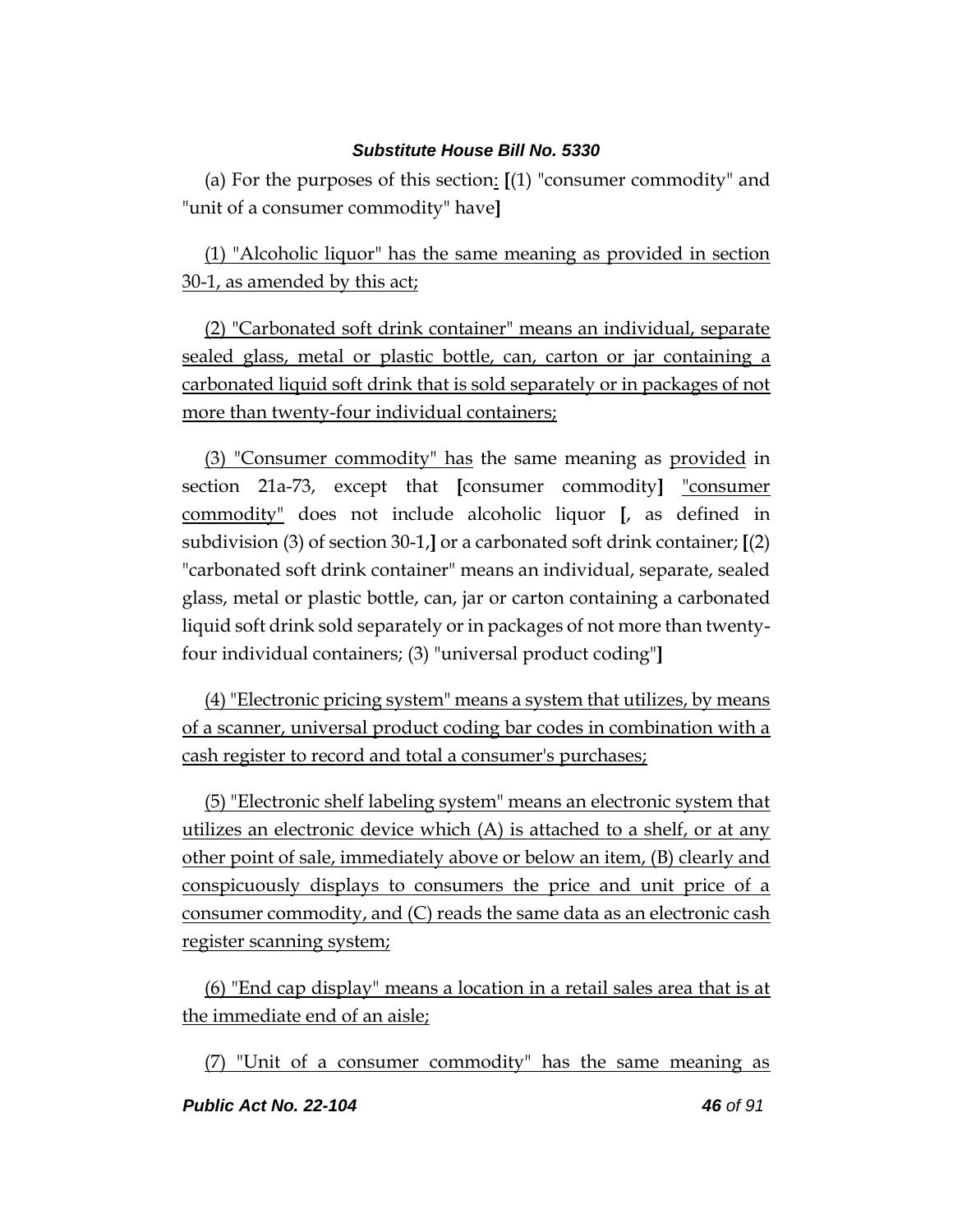(a) For the purposes of this section: [(1) "consumer commodity" and "unit of a consumer commodity" have]

(1) "Alcoholic liquor" has the same meaning as provided in section 30-1, as amended by this act;

(2) "Carbonated soft drink container" means an individual, separate sealed glass, metal or plastic bottle, can, carton or jar containing a carbonated liquid soft drink that is sold separately or in packages of not more than twenty-four individual containers;

(3) "Consumer commodity" has the same meaning as provided in section 21a-73, except that [consumer commodity] "consumer commodity" does not include alcoholic liquor [, as defined in subdivision (3) of section 30-1,] or a carbonated soft drink container; [(2) "carbonated soft drink container" means an individual, separate, sealed glass, metal or plastic bottle, can, jar or carton containing a carbonated liquid soft drink sold separately or in packages of not more than twenty-four individual containers; (3) "universal product coding"]

(4) "Electronic pricing system" means a system that utilizes, by means of a scanner, universal product coding bar codes in combination with a cash register to record and total a consumer's purchases;

(5) "Electronic shelf labeling system" means an electronic system that utilizes an electronic device which (A) is attached to a shelf, or at any other point of sale, immediately above or below an item, (B) clearly and conspicuously displays to consumers the price and unit price of a consumer commodity, and (C) reads the same data as an electronic cash register scanning system;

(6) "End cap display" means a location in a retail sales area that is at the immediate end of an aisle;

(7) "Unit of a consumer commodity" has the same meaning as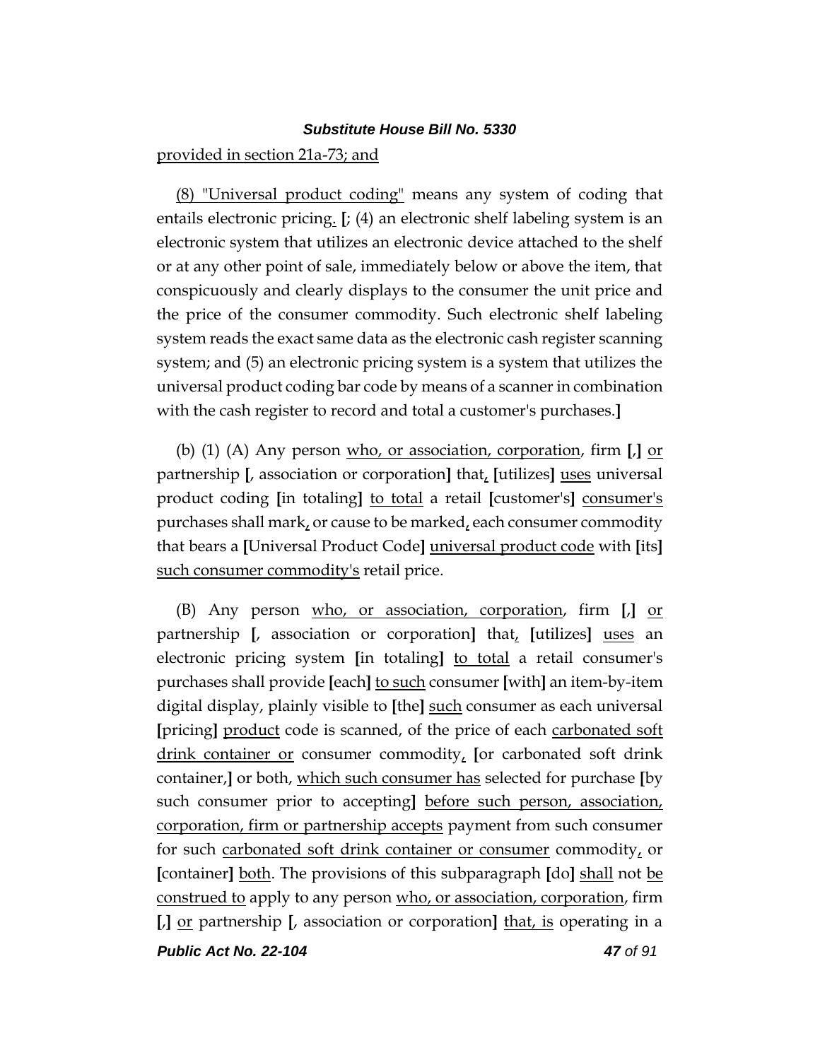provided in section 21a-73; and

(8) "Universal product coding" means any system of coding that entails electronic pricing. [; (4) an electronic shelf labeling system is an electronic system that utilizes an electronic device attached to the shelf or at any other point of sale, immediately below or above the item, that conspicuously and clearly displays to the consumer the unit price and the price of the consumer commodity. Such electronic shelf labeling system reads the exact same data as the electronic cash register scanning system; and (5) an electronic pricing system is a system that utilizes the universal product coding bar code by means of a scanner in combination with the cash register to record and total a customer's purchases.]

(b) (1) (A) Any person who, or association, corporation, firm [,] or partnership [, association or corporation] that, [utilizes] uses universal product coding [in totaling] to total a retail [customer's] consumer's purchases shall mark, or cause to be marked, each consumer commodity that bears a [Universal Product Code] universal product code with [its] such consumer commodity's retail price.

(B) Any person who, or association, corporation, firm [,] or partnership [, association or corporation] that, [utilizes] uses an electronic pricing system [in totaling] to total a retail consumer's purchases shall provide [each] to such consumer [with] an item-by-item digital display, plainly visible to [the] such consumer as each universal [pricing] product code is scanned, of the price of each carbonated soft drink container or consumer commodity, [or carbonated soft drink container,] or both, which such consumer has selected for purchase [by such consumer prior to accepting] before such person, association, corporation, firm or partnership accepts payment from such consumer for such carbonated soft drink container or consumer commodity, or [container] both. The provisions of this subparagraph [do] shall not be construed to apply to any person who, or association, corporation, firm [,] or partnership [, association or corporation] that, is operating in a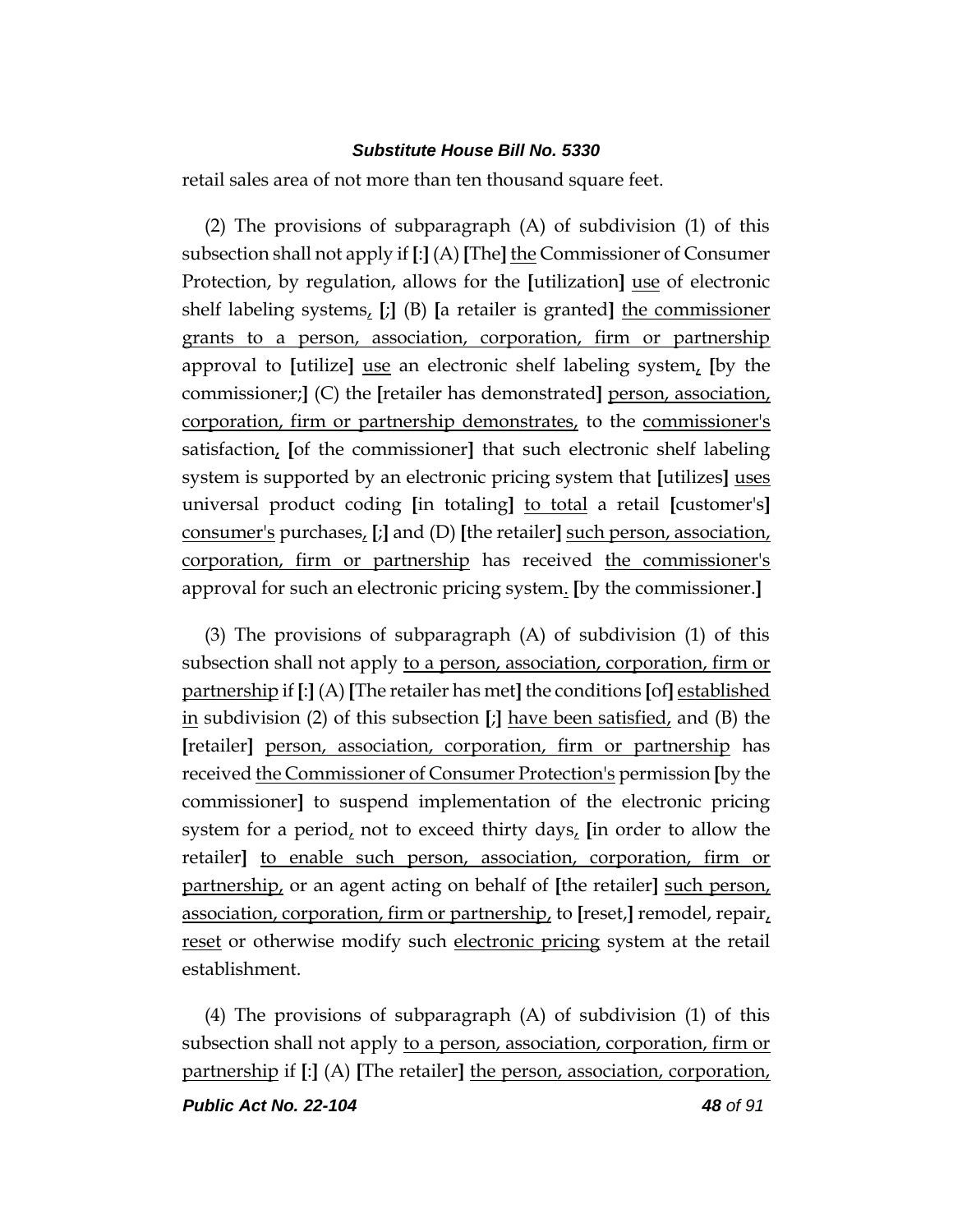retail sales area of not more than ten thousand square feet.

(2) The provisions of subparagraph (A) of subdivision (1) of this subsection shall not apply if **[**:**]** (A) **[**The**]** <u>the</u> Commissioner of Consumer Protection, by regulation, allows for the **[**utilization**]** <u>use</u> of electronic shelf labeling systems<u>,</u> **[**;**]** (B) **[**a retailer is granted**]** <u>the commissioner grants to a person, association, corporation, firm or partnership</u> approval to **[**utilize**]** <u>use</u> an electronic shelf labeling system<u>,</u> **[**by the commissioner;**]** (C) the **[**retailer has demonstrated**]** <u>person, association, corporation, firm or partnership demonstrates,</u> to the <u>commissioner's</u> satisfaction<u>,</u> **[**of the commissioner**]** that such electronic shelf labeling system is supported by an electronic pricing system that **[**utilizes**]** <u>uses</u> universal product coding **[**in totaling**]** <u>to total</u> a retail **[**customer's**]** <u>consumer's</u> purchases<u>,</u> **[**;**]** and (D) **[**the retailer**]** <u>such person, association, corporation, firm or partnership</u> has received <u>the commissioner's</u> approval for such an electronic pricing system<u>.</u> **[**by the commissioner.**]**

(3) The provisions of subparagraph (A) of subdivision (1) of this subsection shall not apply <u>to a person, association, corporation, firm or partnership</u> if **[**:**]** (A) **[**The retailer has met**]** the conditions **[**of**]** <u>established in</u> subdivision (2) of this subsection **[**;**]** <u>have been satisfied,</u> and (B) the **[**retailer**]** <u>person, association, corporation, firm or partnership</u> has received <u>the Commissioner of Consumer Protection's</u> permission **[**by the commissioner**]** to suspend implementation of the electronic pricing system for a period<u>,</u> not to exceed thirty days<u>,</u> **[**in order to allow the retailer**]** <u>to enable such person, association, corporation, firm or partnership,</u> or an agent acting on behalf of **[**the retailer**]** <u>such person, association, corporation, firm or partnership,</u> to **[**reset,**]** remodel, repair<u>, reset</u> or otherwise modify such <u>electronic pricing</u> system at the retail establishment.

(4) The provisions of subparagraph (A) of subdivision (1) of this subsection shall not apply <u>to a person, association, corporation, firm or partnership</u> if **[**:**]** (A) **[**The retailer**]** <u>the person, association, corporation,</u>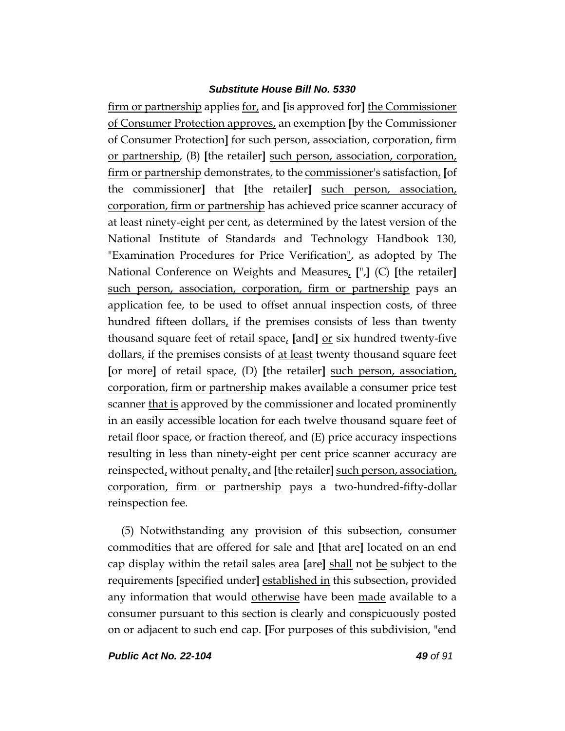firm or partnership applies for, and [is approved for] the Commissioner of Consumer Protection approves, an exemption [by the Commissioner of Consumer Protection] for such person, association, corporation, firm or partnership, (B) [the retailer] such person, association, corporation, firm or partnership demonstrates, to the commissioner's satisfaction, [of the commissioner] that [the retailer] such person, association, corporation, firm or partnership has achieved price scanner accuracy of at least ninety-eight per cent, as determined by the latest version of the National Institute of Standards and Technology Handbook 130, "Examination Procedures for Price Verification", as adopted by The National Conference on Weights and Measures, [",] (C) [the retailer] such person, association, corporation, firm or partnership pays an application fee, to be used to offset annual inspection costs, of three hundred fifteen dollars, if the premises consists of less than twenty thousand square feet of retail space, [and] or six hundred twenty-five dollars, if the premises consists of at least twenty thousand square feet [or more] of retail space, (D) [the retailer] such person, association, corporation, firm or partnership makes available a consumer price test scanner that is approved by the commissioner and located prominently in an easily accessible location for each twelve thousand square feet of retail floor space, or fraction thereof, and (E) price accuracy inspections resulting in less than ninety-eight per cent price scanner accuracy are reinspected, without penalty, and [the retailer] such person, association, corporation, firm or partnership pays a two-hundred-fifty-dollar reinspection fee.

(5) Notwithstanding any provision of this subsection, consumer commodities that are offered for sale and [that are] located on an end cap display within the retail sales area [are] shall not be subject to the requirements [specified under] established in this subsection, provided any information that would otherwise have been made available to a consumer pursuant to this section is clearly and conspicuously posted on or adjacent to such end cap. [For purposes of this subdivision, "end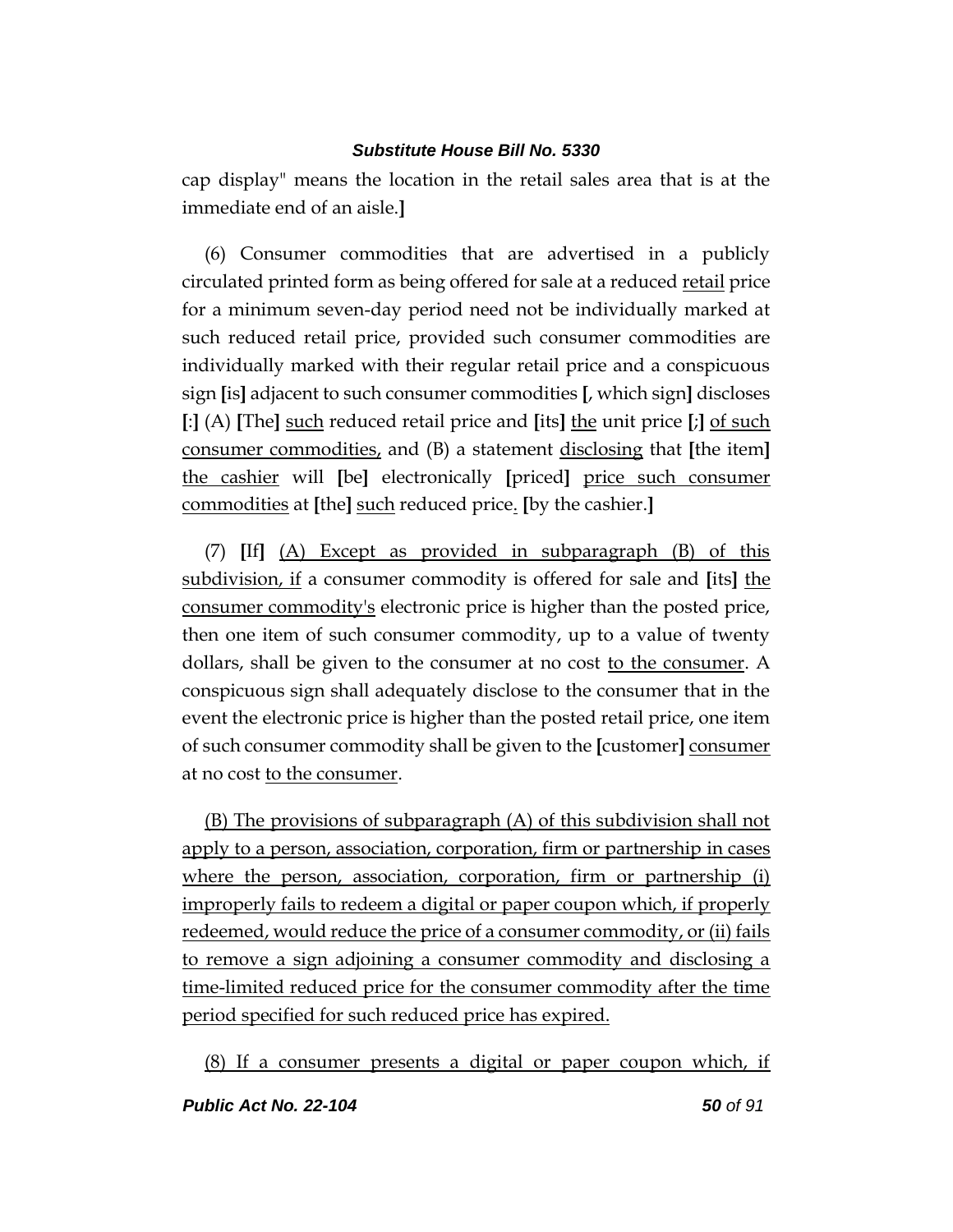cap display" means the location in the retail sales area that is at the immediate end of an aisle.]

(6) Consumer commodities that are advertised in a publicly circulated printed form as being offered for sale at a reduced retail price for a minimum seven-day period need not be individually marked at such reduced retail price, provided such consumer commodities are individually marked with their regular retail price and a conspicuous sign [is] adjacent to such consumer commodities [, which sign] discloses [:] (A) [The] such reduced retail price and [its] the unit price [;] of such consumer commodities, and (B) a statement disclosing that [the item] the cashier will [be] electronically [priced] price such consumer commodities at [the] such reduced price. [by the cashier.]

(7) [If] (A) Except as provided in subparagraph (B) of this subdivision, if a consumer commodity is offered for sale and [its] the consumer commodity's electronic price is higher than the posted price, then one item of such consumer commodity, up to a value of twenty dollars, shall be given to the consumer at no cost to the consumer. A conspicuous sign shall adequately disclose to the consumer that in the event the electronic price is higher than the posted retail price, one item of such consumer commodity shall be given to the [customer] consumer at no cost to the consumer.

(B) The provisions of subparagraph (A) of this subdivision shall not apply to a person, association, corporation, firm or partnership in cases where the person, association, corporation, firm or partnership (i) improperly fails to redeem a digital or paper coupon which, if properly redeemed, would reduce the price of a consumer commodity, or (ii) fails to remove a sign adjoining a consumer commodity and disclosing a time-limited reduced price for the consumer commodity after the time period specified for such reduced price has expired.

(8) If a consumer presents a digital or paper coupon which, if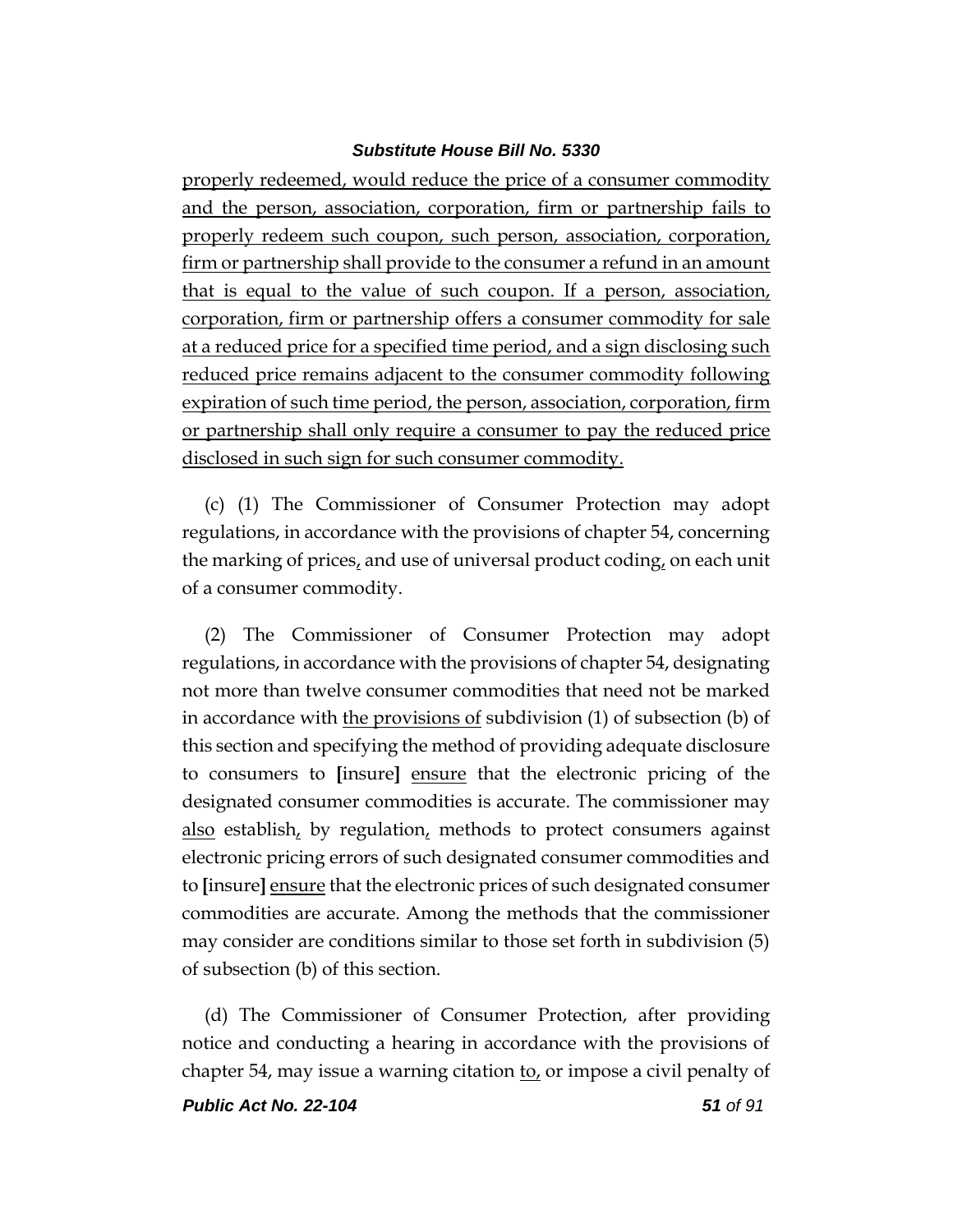properly redeemed, would reduce the price of a consumer commodity and the person, association, corporation, firm or partnership fails to properly redeem such coupon, such person, association, corporation, firm or partnership shall provide to the consumer a refund in an amount that is equal to the value of such coupon. If a person, association, corporation, firm or partnership offers a consumer commodity for sale at a reduced price for a specified time period, and a sign disclosing such reduced price remains adjacent to the consumer commodity following expiration of such time period, the person, association, corporation, firm or partnership shall only require a consumer to pay the reduced price disclosed in such sign for such consumer commodity.

(c) (1) The Commissioner of Consumer Protection may adopt regulations, in accordance with the provisions of chapter 54, concerning the marking of prices, and use of universal product coding, on each unit of a consumer commodity.

(2) The Commissioner of Consumer Protection may adopt regulations, in accordance with the provisions of chapter 54, designating not more than twelve consumer commodities that need not be marked in accordance with the provisions of subdivision (1) of subsection (b) of this section and specifying the method of providing adequate disclosure to consumers to **[**insure**]** ensure that the electronic pricing of the designated consumer commodities is accurate. The commissioner may also establish, by regulation, methods to protect consumers against electronic pricing errors of such designated consumer commodities and to **[**insure**]** ensure that the electronic prices of such designated consumer commodities are accurate. Among the methods that the commissioner may consider are conditions similar to those set forth in subdivision (5) of subsection (b) of this section.

(d) The Commissioner of Consumer Protection, after providing notice and conducting a hearing in accordance with the provisions of chapter 54, may issue a warning citation to, or impose a civil penalty of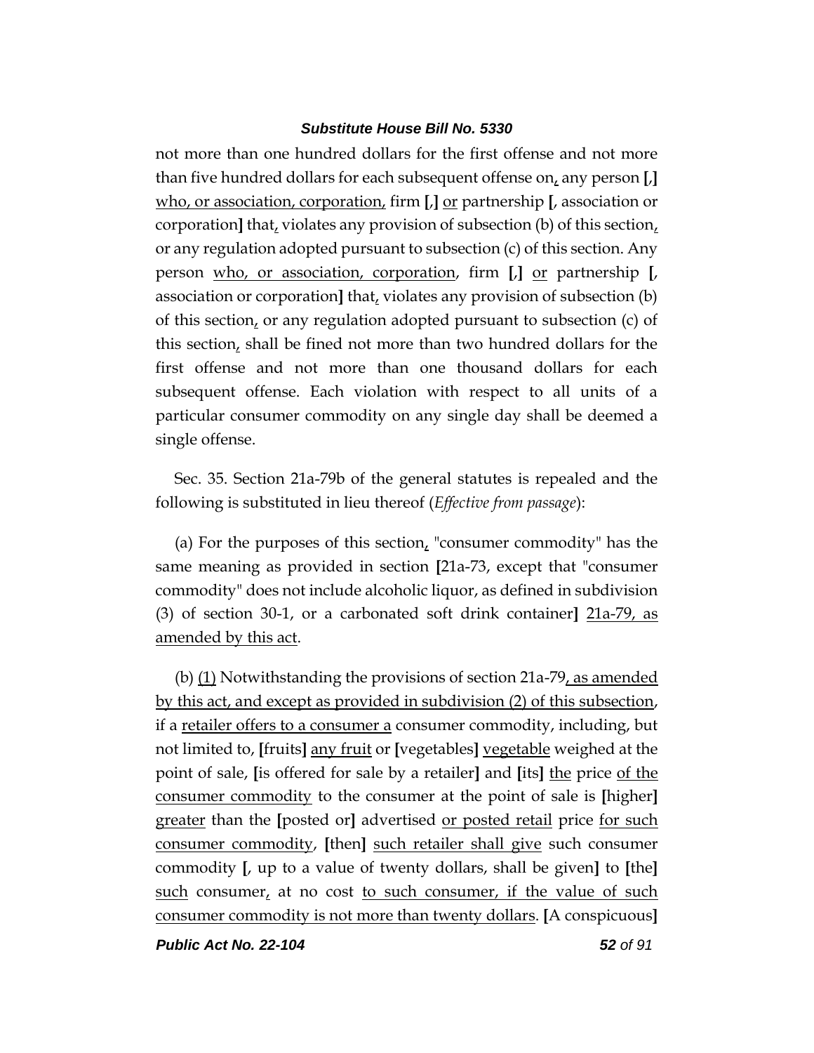not more than one hundred dollars for the first offense and not more than five hundred dollars for each subsequent offense on, any person [,] <u>who, or association, corporation,</u> firm [,] <u>or</u> partnership [, association or corporation] that, violates any provision of subsection (b) of this section, or any regulation adopted pursuant to subsection (c) of this section. Any person <u>who, or association, corporation</u>, firm [,] <u>or</u> partnership [, association or corporation] that, violates any provision of subsection (b) of this section, or any regulation adopted pursuant to subsection (c) of this section, shall be fined not more than two hundred dollars for the first offense and not more than one thousand dollars for each subsequent offense. Each violation with respect to all units of a particular consumer commodity on any single day shall be deemed a single offense.

Sec. 35. Section 21a-79b of the general statutes is repealed and the following is substituted in lieu thereof (*Effective from passage*):

(a) For the purposes of this section, "consumer commodity" has the same meaning as provided in section [21a-73, except that "consumer commodity" does not include alcoholic liquor, as defined in subdivision (3) of section 30-1, or a carbonated soft drink container] <u>21a-79, as amended by this act</u>.

(b) <u>(1)</u> Notwithstanding the provisions of section 21a-79<u>, as amended by this act, and except as provided in subdivision (2) of this subsection</u>, if a <u>retailer offers to a consumer a</u> consumer commodity, including, but not limited to, [fruits] <u>any fruit</u> or [vegetables] <u>vegetable</u> weighed at the point of sale, [is offered for sale by a retailer] and [its] <u>the</u> price <u>of the consumer commodity</u> to the consumer at the point of sale is [higher] <u>greater</u> than the [posted or] advertised <u>or posted retail</u> price <u>for such consumer commodity</u>, [then] <u>such retailer shall give</u> such consumer commodity [, up to a value of twenty dollars, shall be given] to [the] <u>such</u> consumer, at no cost <u>to such consumer, if the value of such consumer commodity is not more than twenty dollars</u>. [A conspicuous]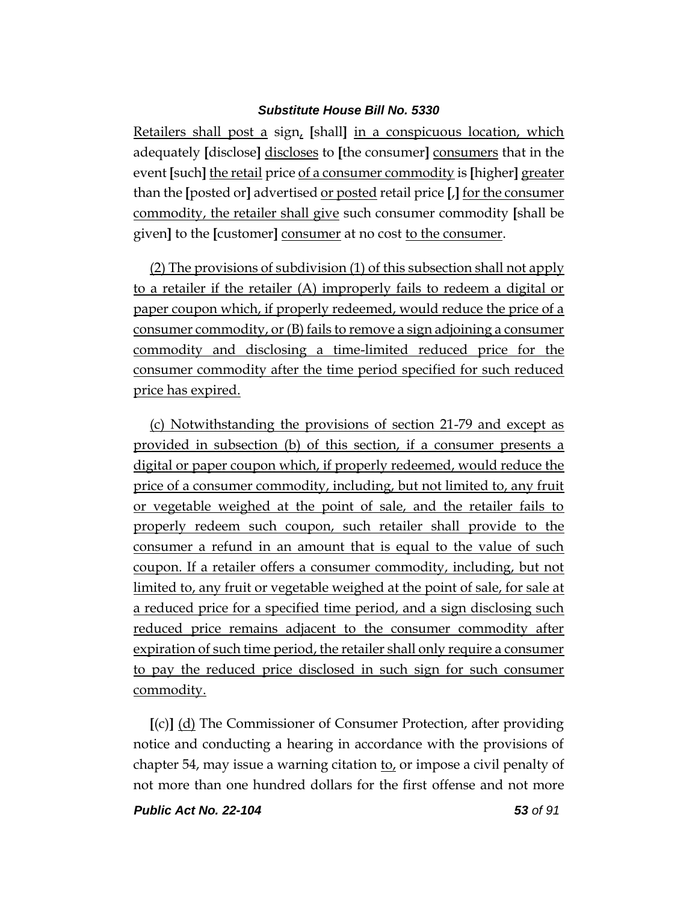Retailers shall post a sign, [shall] in a conspicuous location, which adequately [disclose] discloses to [the consumer] consumers that in the event [such] the retail price of a consumer commodity is [higher] greater than the [posted or] advertised or posted retail price [,] for the consumer commodity, the retailer shall give such consumer commodity [shall be given] to the [customer] consumer at no cost to the consumer.

(2) The provisions of subdivision (1) of this subsection shall not apply to a retailer if the retailer (A) improperly fails to redeem a digital or paper coupon which, if properly redeemed, would reduce the price of a consumer commodity, or (B) fails to remove a sign adjoining a consumer commodity and disclosing a time-limited reduced price for the consumer commodity after the time period specified for such reduced price has expired.

(c) Notwithstanding the provisions of section 21-79 and except as provided in subsection (b) of this section, if a consumer presents a digital or paper coupon which, if properly redeemed, would reduce the price of a consumer commodity, including, but not limited to, any fruit or vegetable weighed at the point of sale, and the retailer fails to properly redeem such coupon, such retailer shall provide to the consumer a refund in an amount that is equal to the value of such coupon. If a retailer offers a consumer commodity, including, but not limited to, any fruit or vegetable weighed at the point of sale, for sale at a reduced price for a specified time period, and a sign disclosing such reduced price remains adjacent to the consumer commodity after expiration of such time period, the retailer shall only require a consumer to pay the reduced price disclosed in such sign for such consumer commodity.

[(c)] (d) The Commissioner of Consumer Protection, after providing notice and conducting a hearing in accordance with the provisions of chapter 54, may issue a warning citation to, or impose a civil penalty of not more than one hundred dollars for the first offense and not more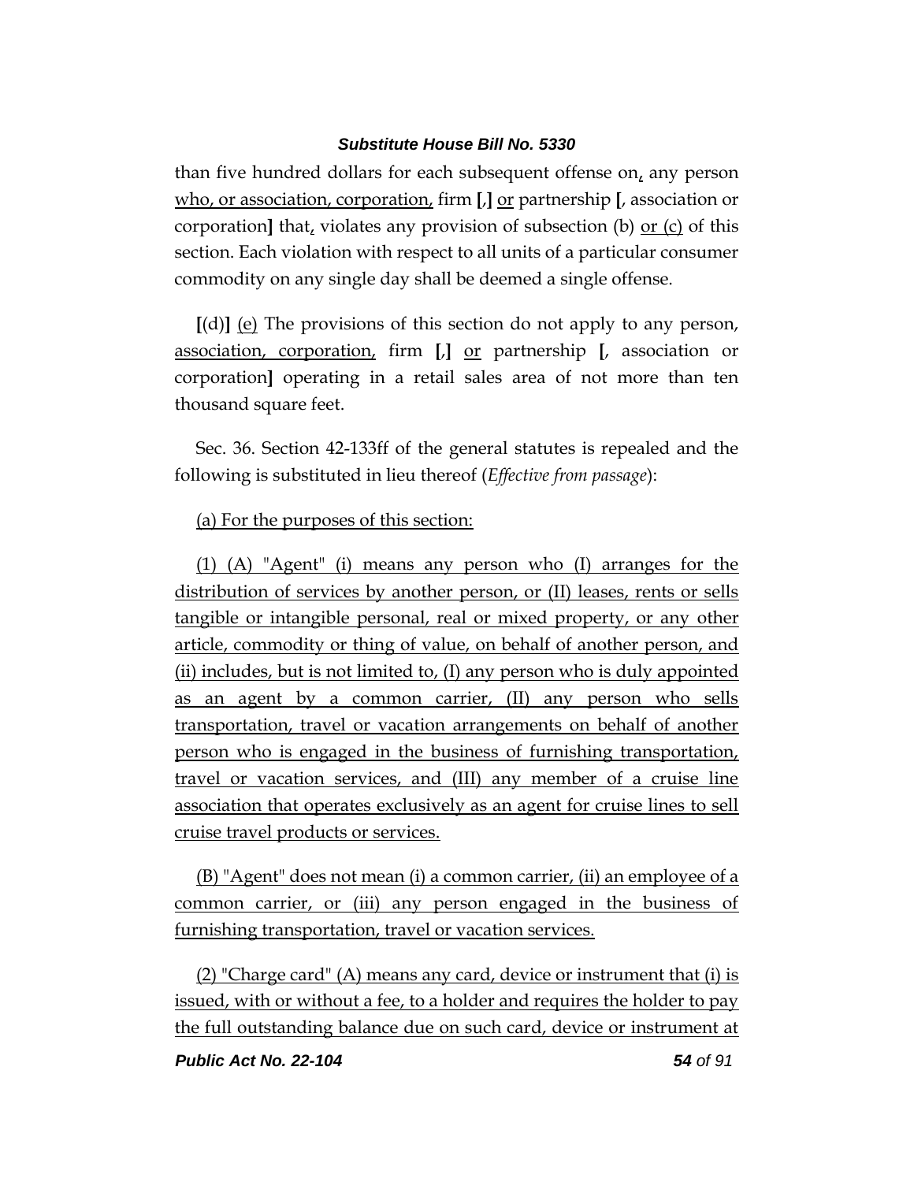than five hundred dollars for each subsequent offense on, any person who, or association, corporation, firm [,] or partnership [, association or corporation] that, violates any provision of subsection (b) or (c) of this section. Each violation with respect to all units of a particular consumer commodity on any single day shall be deemed a single offense.

[(d)] (e) The provisions of this section do not apply to any person, association, corporation, firm [,] or partnership [, association or corporation] operating in a retail sales area of not more than ten thousand square feet.

Sec. 36. Section 42-133ff of the general statutes is repealed and the following is substituted in lieu thereof (*Effective from passage*):

(a) For the purposes of this section:

(1) (A) "Agent" (i) means any person who (I) arranges for the distribution of services by another person, or (II) leases, rents or sells tangible or intangible personal, real or mixed property, or any other article, commodity or thing of value, on behalf of another person, and (ii) includes, but is not limited to, (I) any person who is duly appointed as an agent by a common carrier, (II) any person who sells transportation, travel or vacation arrangements on behalf of another person who is engaged in the business of furnishing transportation, travel or vacation services, and (III) any member of a cruise line association that operates exclusively as an agent for cruise lines to sell cruise travel products or services.

(B) "Agent" does not mean (i) a common carrier, (ii) an employee of a common carrier, or (iii) any person engaged in the business of furnishing transportation, travel or vacation services.

(2) "Charge card" (A) means any card, device or instrument that (i) is issued, with or without a fee, to a holder and requires the holder to pay the full outstanding balance due on such card, device or instrument at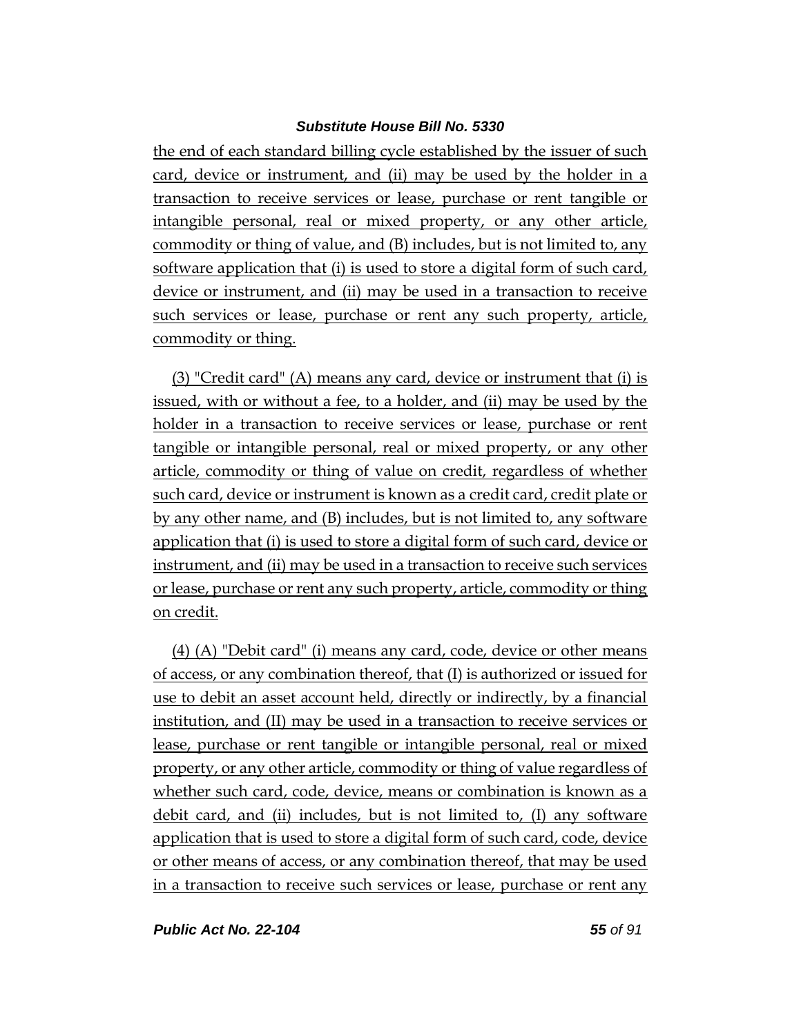the end of each standard billing cycle established by the issuer of such card, device or instrument, and (ii) may be used by the holder in a transaction to receive services or lease, purchase or rent tangible or intangible personal, real or mixed property, or any other article, commodity or thing of value, and (B) includes, but is not limited to, any software application that (i) is used to store a digital form of such card, device or instrument, and (ii) may be used in a transaction to receive such services or lease, purchase or rent any such property, article, commodity or thing.

(3) "Credit card" (A) means any card, device or instrument that (i) is issued, with or without a fee, to a holder, and (ii) may be used by the holder in a transaction to receive services or lease, purchase or rent tangible or intangible personal, real or mixed property, or any other article, commodity or thing of value on credit, regardless of whether such card, device or instrument is known as a credit card, credit plate or by any other name, and (B) includes, but is not limited to, any software application that (i) is used to store a digital form of such card, device or instrument, and (ii) may be used in a transaction to receive such services or lease, purchase or rent any such property, article, commodity or thing on credit.

(4) (A) "Debit card" (i) means any card, code, device or other means of access, or any combination thereof, that (I) is authorized or issued for use to debit an asset account held, directly or indirectly, by a financial institution, and (II) may be used in a transaction to receive services or lease, purchase or rent tangible or intangible personal, real or mixed property, or any other article, commodity or thing of value regardless of whether such card, code, device, means or combination is known as a debit card, and (ii) includes, but is not limited to, (I) any software application that is used to store a digital form of such card, code, device or other means of access, or any combination thereof, that may be used in a transaction to receive such services or lease, purchase or rent any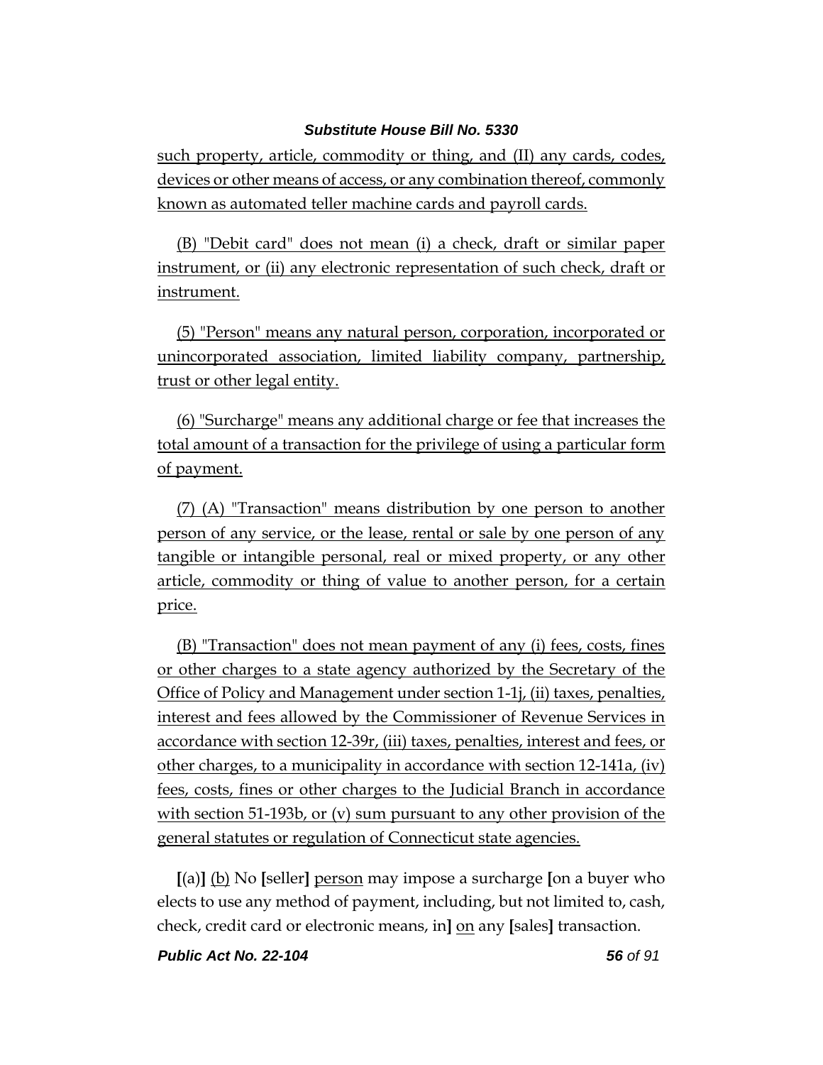such property, article, commodity or thing, and (II) any cards, codes, devices or other means of access, or any combination thereof, commonly known as automated teller machine cards and payroll cards.

(B) "Debit card" does not mean (i) a check, draft or similar paper instrument, or (ii) any electronic representation of such check, draft or instrument.

(5) "Person" means any natural person, corporation, incorporated or unincorporated association, limited liability company, partnership, trust or other legal entity.

(6) "Surcharge" means any additional charge or fee that increases the total amount of a transaction for the privilege of using a particular form of payment.

(7) (A) "Transaction" means distribution by one person to another person of any service, or the lease, rental or sale by one person of any tangible or intangible personal, real or mixed property, or any other article, commodity or thing of value to another person, for a certain price.

(B) "Transaction" does not mean payment of any (i) fees, costs, fines or other charges to a state agency authorized by the Secretary of the Office of Policy and Management under section 1-1j, (ii) taxes, penalties, interest and fees allowed by the Commissioner of Revenue Services in accordance with section 12-39r, (iii) taxes, penalties, interest and fees, or other charges, to a municipality in accordance with section 12-141a, (iv) fees, costs, fines or other charges to the Judicial Branch in accordance with section 51-193b, or (v) sum pursuant to any other provision of the general statutes or regulation of Connecticut state agencies.

**[**(a)**]** (b) No **[**seller**]** person may impose a surcharge **[**on a buyer who elects to use any method of payment, including, but not limited to, cash, check, credit card or electronic means, in**]** on any **[**sales**]** transaction.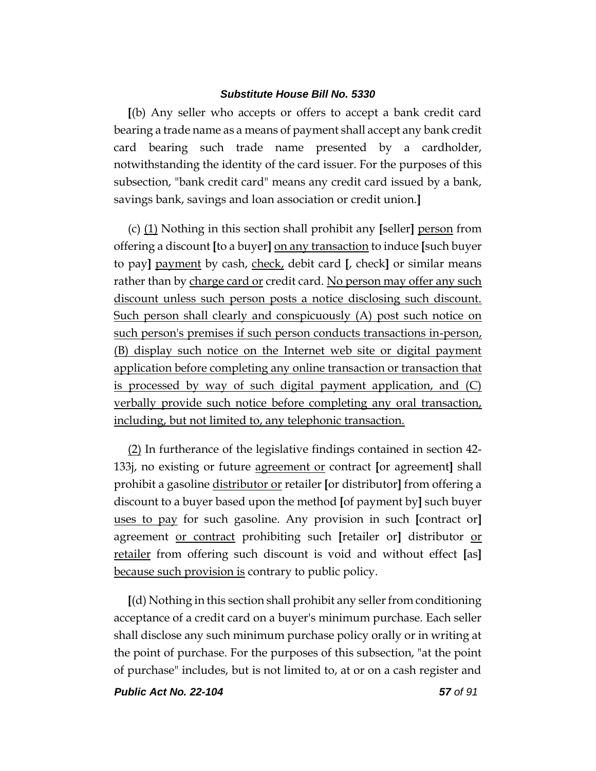**[**(b) Any seller who accepts or offers to accept a bank credit card bearing a trade name as a means of payment shall accept any bank credit card bearing such trade name presented by a cardholder, notwithstanding the identity of the card issuer. For the purposes of this subsection, "bank credit card" means any credit card issued by a bank, savings bank, savings and loan association or credit union.**]**

(c) <u>(1)</u> Nothing in this section shall prohibit any **[**seller**]** <u>person</u> from offering a discount **[**to a buyer**]** <u>on any transaction</u> to induce **[**such buyer to pay**]** <u>payment</u> by cash, <u>check,</u> debit card **[**, check**]** or similar means rather than by <u>charge card or</u> credit card. <u>No person may offer any such discount unless such person posts a notice disclosing such discount. Such person shall clearly and conspicuously (A) post such notice on such person's premises if such person conducts transactions in-person, (B) display such notice on the Internet web site or digital payment application before completing any online transaction or transaction that is processed by way of such digital payment application, and (C) verbally provide such notice before completing any oral transaction, including, but not limited to, any telephonic transaction.</u>

<u>(2)</u> In furtherance of the legislative findings contained in section 42-133j, no existing or future <u>agreement or</u> contract **[**or agreement**]** shall prohibit a gasoline <u>distributor or</u> retailer **[**or distributor**]** from offering a discount to a buyer based upon the method **[**of payment by**]** such buyer <u>uses to pay</u> for such gasoline. Any provision in such **[**contract or**]** agreement <u>or contract</u> prohibiting such **[**retailer or**]** distributor <u>or retailer</u> from offering such discount is void and without effect **[**as**]** <u>because such provision is</u> contrary to public policy.

**[**(d) Nothing in this section shall prohibit any seller from conditioning acceptance of a credit card on a buyer's minimum purchase. Each seller shall disclose any such minimum purchase policy orally or in writing at the point of purchase. For the purposes of this subsection, "at the point of purchase" includes, but is not limited to, at or on a cash register and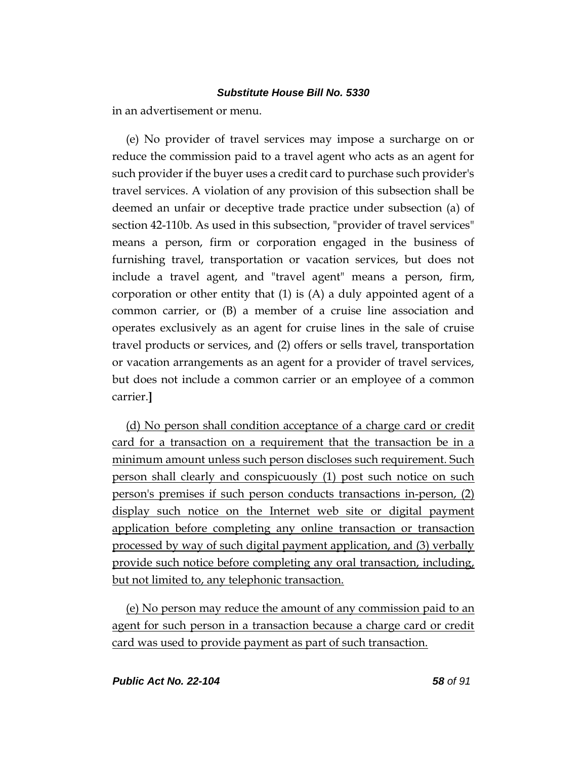in an advertisement or menu.

(e) No provider of travel services may impose a surcharge on or reduce the commission paid to a travel agent who acts as an agent for such provider if the buyer uses a credit card to purchase such provider's travel services. A violation of any provision of this subsection shall be deemed an unfair or deceptive trade practice under subsection (a) of section 42-110b. As used in this subsection, "provider of travel services" means a person, firm or corporation engaged in the business of furnishing travel, transportation or vacation services, but does not include a travel agent, and "travel agent" means a person, firm, corporation or other entity that (1) is (A) a duly appointed agent of a common carrier, or (B) a member of a cruise line association and operates exclusively as an agent for cruise lines in the sale of cruise travel products or services, and (2) offers or sells travel, transportation or vacation arrangements as an agent for a provider of travel services, but does not include a common carrier or an employee of a common carrier.**]**

<u>(d) No person shall condition acceptance of a charge card or credit card for a transaction on a requirement that the transaction be in a minimum amount unless such person discloses such requirement. Such person shall clearly and conspicuously (1) post such notice on such person's premises if such person conducts transactions in-person, (2) display such notice on the Internet web site or digital payment application before completing any online transaction or transaction processed by way of such digital payment application, and (3) verbally provide such notice before completing any oral transaction, including, but not limited to, any telephonic transaction.</u>

<u>(e) No person may reduce the amount of any commission paid to an agent for such person in a transaction because a charge card or credit card was used to provide payment as part of such transaction.</u>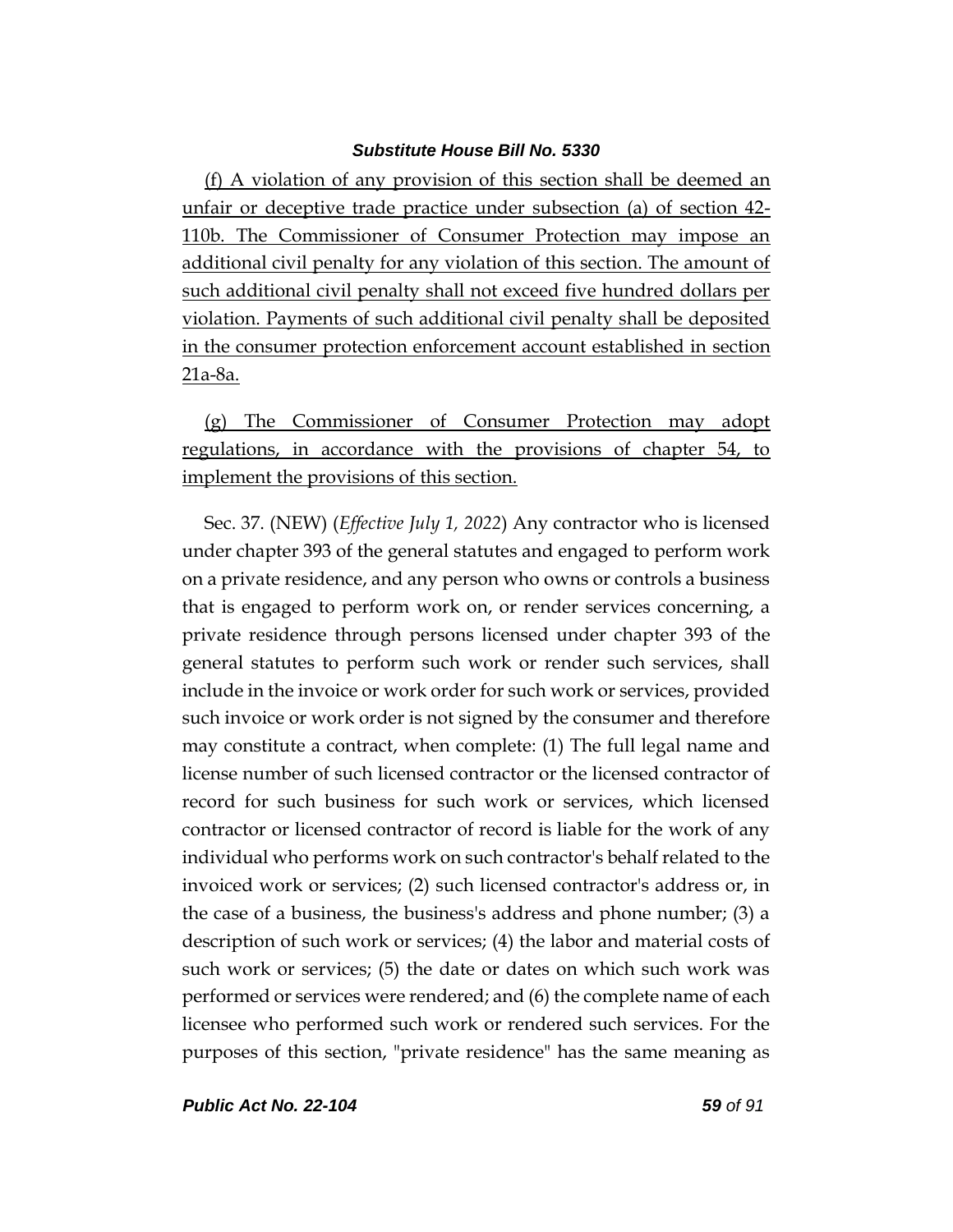(f) A violation of any provision of this section shall be deemed an unfair or deceptive trade practice under subsection (a) of section 42-110b. The Commissioner of Consumer Protection may impose an additional civil penalty for any violation of this section. The amount of such additional civil penalty shall not exceed five hundred dollars per violation. Payments of such additional civil penalty shall be deposited in the consumer protection enforcement account established in section 21a-8a.

(g) The Commissioner of Consumer Protection may adopt regulations, in accordance with the provisions of chapter 54, to implement the provisions of this section.

Sec. 37. (NEW) (*Effective July 1, 2022*) Any contractor who is licensed under chapter 393 of the general statutes and engaged to perform work on a private residence, and any person who owns or controls a business that is engaged to perform work on, or render services concerning, a private residence through persons licensed under chapter 393 of the general statutes to perform such work or render such services, shall include in the invoice or work order for such work or services, provided such invoice or work order is not signed by the consumer and therefore may constitute a contract, when complete: (1) The full legal name and license number of such licensed contractor or the licensed contractor of record for such business for such work or services, which licensed contractor or licensed contractor of record is liable for the work of any individual who performs work on such contractor's behalf related to the invoiced work or services; (2) such licensed contractor's address or, in the case of a business, the business's address and phone number; (3) a description of such work or services; (4) the labor and material costs of such work or services; (5) the date or dates on which such work was performed or services were rendered; and (6) the complete name of each licensee who performed such work or rendered such services. For the purposes of this section, "private residence" has the same meaning as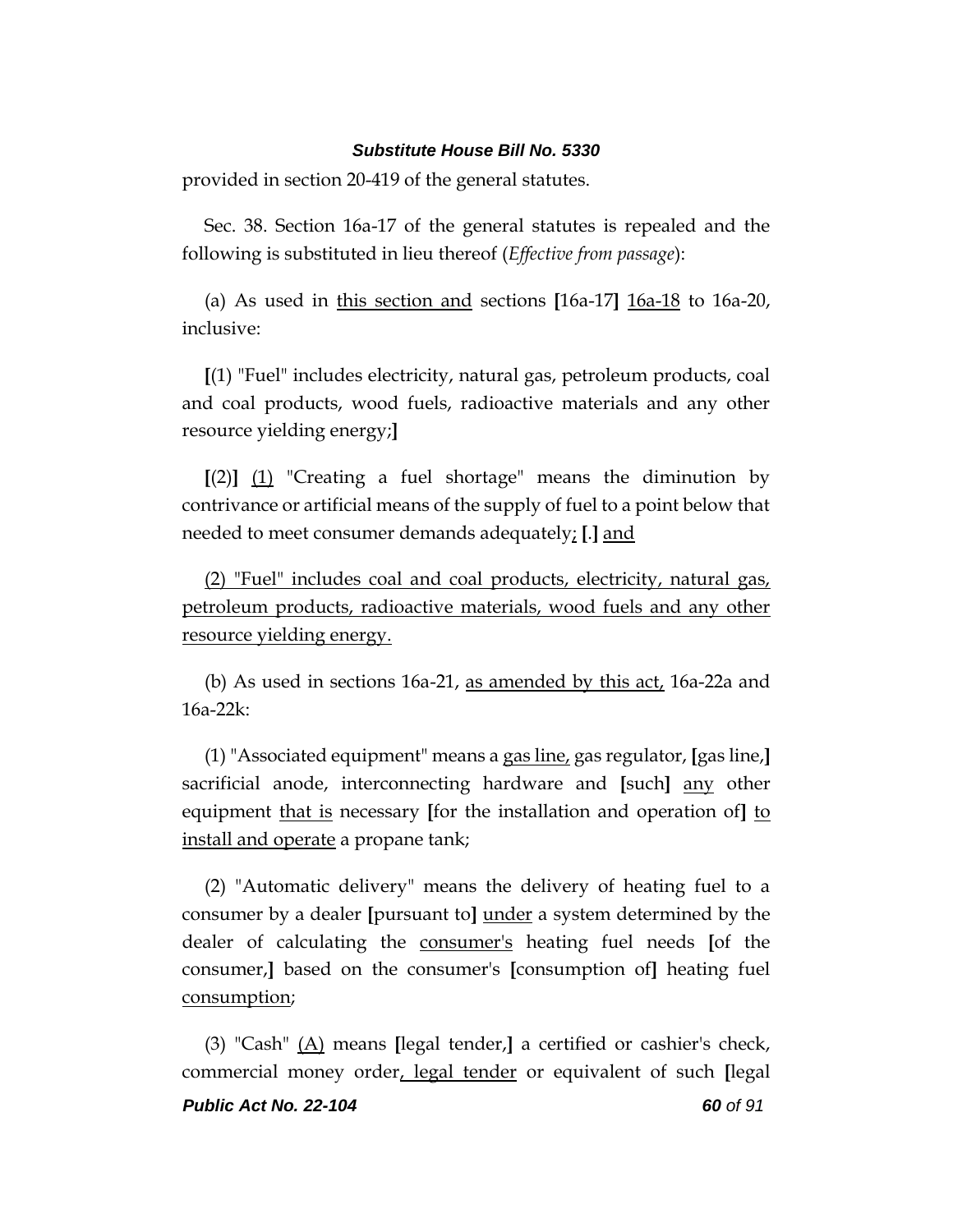provided in section 20-419 of the general statutes.

Sec. 38. Section 16a-17 of the general statutes is repealed and the following is substituted in lieu thereof (*Effective from passage*):

(a) As used in <u>this section and</u> sections **[**16a-17**]** <u>16a-18</u> to 16a-20, inclusive:

**[**(1) "Fuel" includes electricity, natural gas, petroleum products, coal and coal products, wood fuels, radioactive materials and any other resource yielding energy;**]**

**[**(2)**]** <u>(1)</u> "Creating a fuel shortage" means the diminution by contrivance or artificial means of the supply of fuel to a point below that needed to meet consumer demands adequately<u>;</u> **[**.**]** <u>and</u>

<u>(2) "Fuel" includes coal and coal products, electricity, natural gas, petroleum products, radioactive materials, wood fuels and any other resource yielding energy.</u>

(b) As used in sections 16a-21, <u>as amended by this act,</u> 16a-22a and 16a-22k:

(1) "Associated equipment" means a <u>gas line,</u> gas regulator, **[**gas line,**]** sacrificial anode, interconnecting hardware and **[**such**]** <u>any</u> other equipment <u>that is</u> necessary **[**for the installation and operation of**]** <u>to install and operate</u> a propane tank;

(2) "Automatic delivery" means the delivery of heating fuel to a consumer by a dealer **[**pursuant to**]** <u>under</u> a system determined by the dealer of calculating the <u>consumer's</u> heating fuel needs **[**of the consumer,**]** based on the consumer's **[**consumption of**]** heating fuel <u>consumption</u>;

(3) "Cash" <u>(A)</u> means **[**legal tender,**]** a certified or cashier's check, commercial money order<u>, legal tender</u> or equivalent of such **[**legal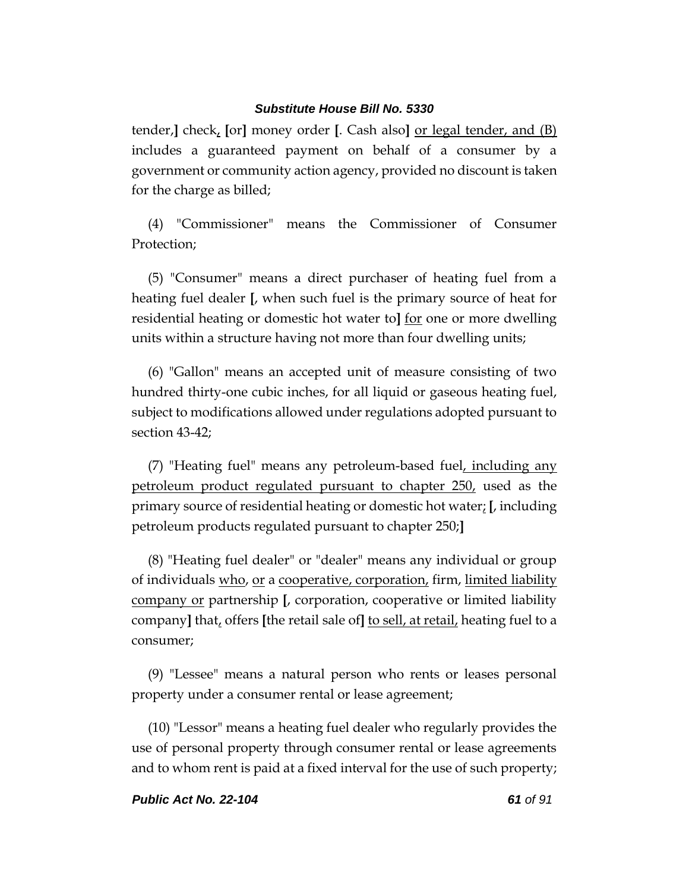tender,] check, [or] money order [. Cash also] <u>or legal tender, and (B)</u> includes a guaranteed payment on behalf of a consumer by a government or community action agency, provided no discount is taken for the charge as billed;

(4) "Commissioner" means the Commissioner of Consumer Protection;

(5) "Consumer" means a direct purchaser of heating fuel from a heating fuel dealer [, when such fuel is the primary source of heat for residential heating or domestic hot water to] <u>for</u> one or more dwelling units within a structure having not more than four dwelling units;

(6) "Gallon" means an accepted unit of measure consisting of two hundred thirty-one cubic inches, for all liquid or gaseous heating fuel, subject to modifications allowed under regulations adopted pursuant to section 43-42;

(7) "Heating fuel" means any petroleum-based fuel<u>, including any petroleum product regulated pursuant to chapter 250,</u> used as the primary source of residential heating or domestic hot water<u>;</u> [, including petroleum products regulated pursuant to chapter 250;]

(8) "Heating fuel dealer" or "dealer" means any individual or group of individuals <u>who</u>, <u>or</u> a <u>cooperative, corporation,</u> firm, <u>limited liability company or</u> partnership [, corporation, cooperative or limited liability company] that<u>,</u> offers [the retail sale of] <u>to sell, at retail,</u> heating fuel to a consumer;

(9) "Lessee" means a natural person who rents or leases personal property under a consumer rental or lease agreement;

(10) "Lessor" means a heating fuel dealer who regularly provides the use of personal property through consumer rental or lease agreements and to whom rent is paid at a fixed interval for the use of such property;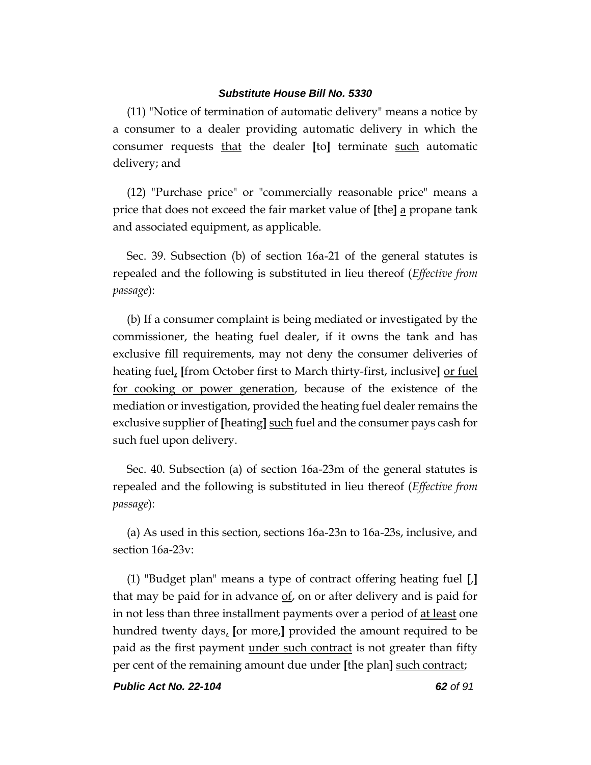(11) "Notice of termination of automatic delivery" means a notice by a consumer to a dealer providing automatic delivery in which the consumer requests <u>that</u> the dealer **[**to**]** terminate <u>such</u> automatic delivery; and

(12) "Purchase price" or "commercially reasonable price" means a price that does not exceed the fair market value of **[**the**]** <u>a</u> propane tank and associated equipment, as applicable.

Sec. 39. Subsection (b) of section 16a-21 of the general statutes is repealed and the following is substituted in lieu thereof (*Effective from passage*):

(b) If a consumer complaint is being mediated or investigated by the commissioner, the heating fuel dealer, if it owns the tank and has exclusive fill requirements, may not deny the consumer deliveries of heating fuel<u>,</u> **[**from October first to March thirty-first, inclusive**]** <u>or fuel for cooking or power generation</u>, because of the existence of the mediation or investigation, provided the heating fuel dealer remains the exclusive supplier of **[**heating**]** <u>such</u> fuel and the consumer pays cash for such fuel upon delivery.

Sec. 40. Subsection (a) of section 16a-23m of the general statutes is repealed and the following is substituted in lieu thereof (*Effective from passage*):

(a) As used in this section, sections 16a-23n to 16a-23s, inclusive, and section 16a-23v:

(1) "Budget plan" means a type of contract offering heating fuel **[**,**]** that may be paid for in advance <u>of</u>, on or after delivery and is paid for in not less than three installment payments over a period of <u>at least</u> one hundred twenty days<u>,</u> **[**or more,**]** provided the amount required to be paid as the first payment <u>under such contract</u> is not greater than fifty per cent of the remaining amount due under **[**the plan**]** <u>such contract</u>;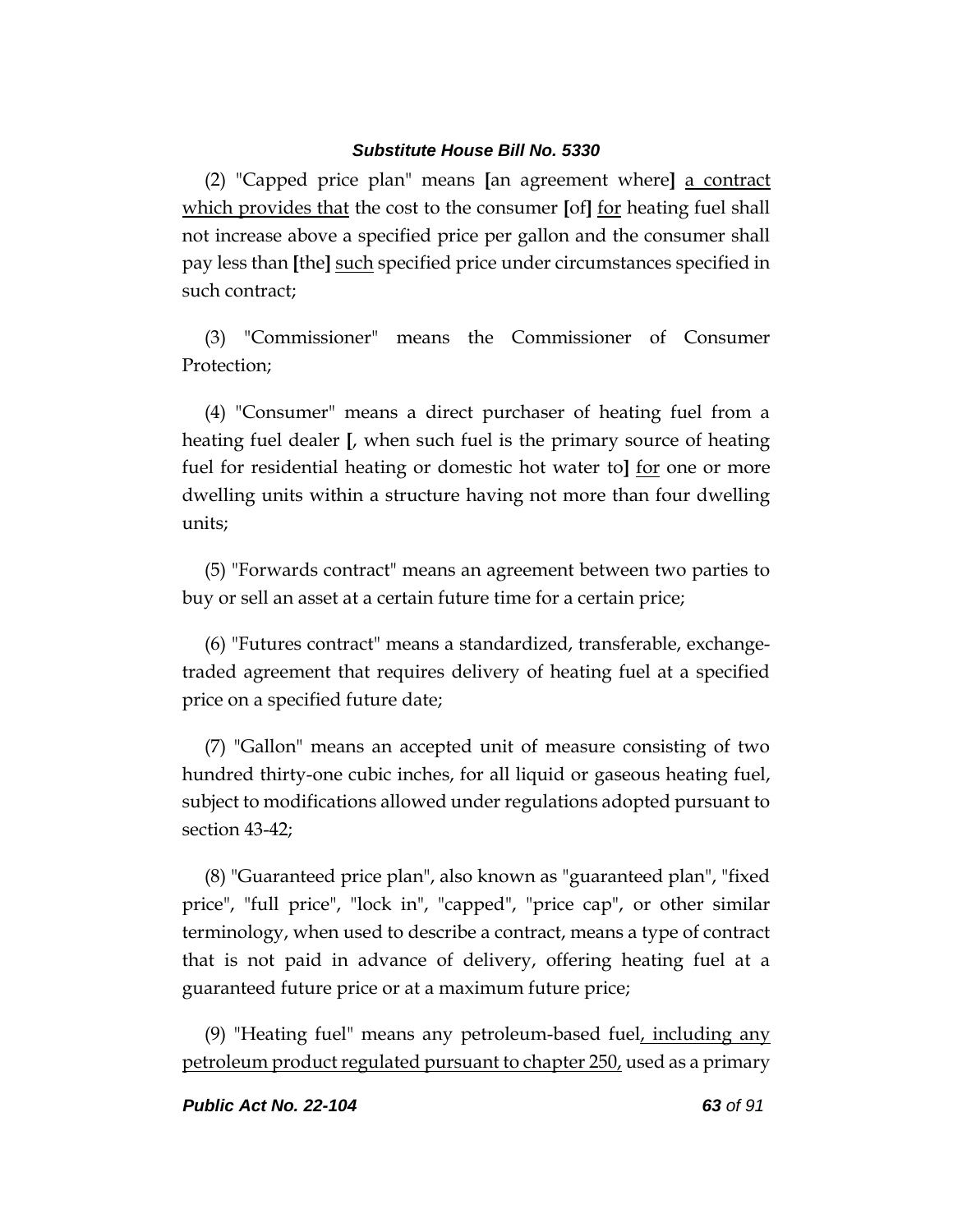(2) "Capped price plan" means [an agreement where] <u>a contract which provides that</u> the cost to the consumer [of] <u>for</u> heating fuel shall not increase above a specified price per gallon and the consumer shall pay less than [the] <u>such</u> specified price under circumstances specified in such contract;

(3) "Commissioner" means the Commissioner of Consumer Protection;

(4) "Consumer" means a direct purchaser of heating fuel from a heating fuel dealer [, when such fuel is the primary source of heating fuel for residential heating or domestic hot water to] <u>for</u> one or more dwelling units within a structure having not more than four dwelling units;

(5) "Forwards contract" means an agreement between two parties to buy or sell an asset at a certain future time for a certain price;

(6) "Futures contract" means a standardized, transferable, exchange-traded agreement that requires delivery of heating fuel at a specified price on a specified future date;

(7) "Gallon" means an accepted unit of measure consisting of two hundred thirty-one cubic inches, for all liquid or gaseous heating fuel, subject to modifications allowed under regulations adopted pursuant to section 43-42;

(8) "Guaranteed price plan", also known as "guaranteed plan", "fixed price", "full price", "lock in", "capped", "price cap", or other similar terminology, when used to describe a contract, means a type of contract that is not paid in advance of delivery, offering heating fuel at a guaranteed future price or at a maximum future price;

(9) "Heating fuel" means any petroleum-based fuel<u>, including any petroleum product regulated pursuant to chapter 250,</u> used as a primary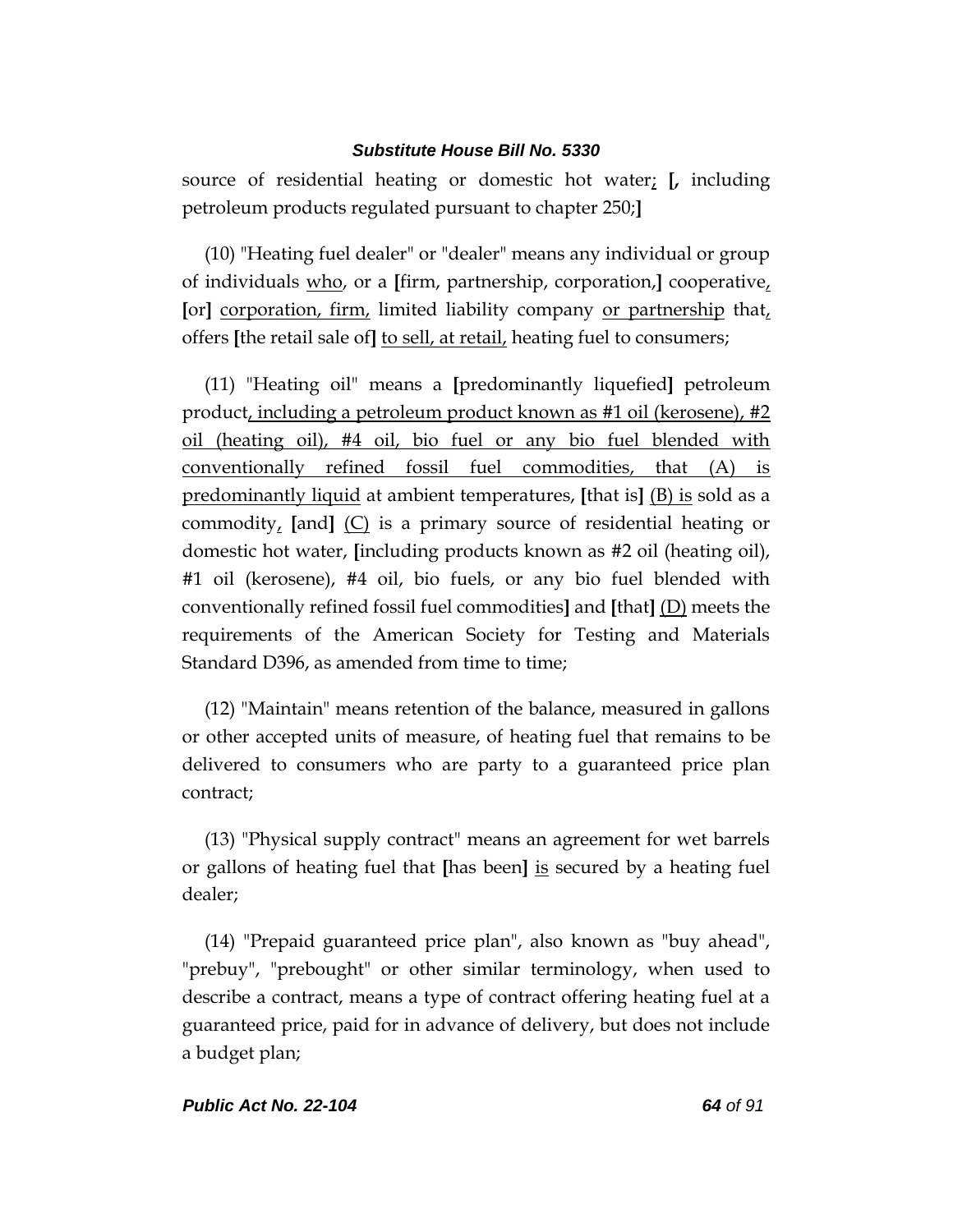source of residential heating or domestic hot water; [, including petroleum products regulated pursuant to chapter 250;]

(10) "Heating fuel dealer" or "dealer" means any individual or group of individuals who, or a [firm, partnership, corporation,] cooperative, [or] corporation, firm, limited liability company or partnership that, offers [the retail sale of] to sell, at retail, heating fuel to consumers;

(11) "Heating oil" means a [predominantly liquefied] petroleum product, including a petroleum product known as #1 oil (kerosene), #2 oil (heating oil), #4 oil, bio fuel or any bio fuel blended with conventionally refined fossil fuel commodities, that (A) is predominantly liquid at ambient temperatures, [that is] (B) is sold as a commodity, [and] (C) is a primary source of residential heating or domestic hot water, [including products known as #2 oil (heating oil), #1 oil (kerosene), #4 oil, bio fuels, or any bio fuel blended with conventionally refined fossil fuel commodities] and [that] (D) meets the requirements of the American Society for Testing and Materials Standard D396, as amended from time to time;

(12) "Maintain" means retention of the balance, measured in gallons or other accepted units of measure, of heating fuel that remains to be delivered to consumers who are party to a guaranteed price plan contract;

(13) "Physical supply contract" means an agreement for wet barrels or gallons of heating fuel that [has been] is secured by a heating fuel dealer;

(14) "Prepaid guaranteed price plan", also known as "buy ahead", "prebuy", "prebought" or other similar terminology, when used to describe a contract, means a type of contract offering heating fuel at a guaranteed price, paid for in advance of delivery, but does not include a budget plan;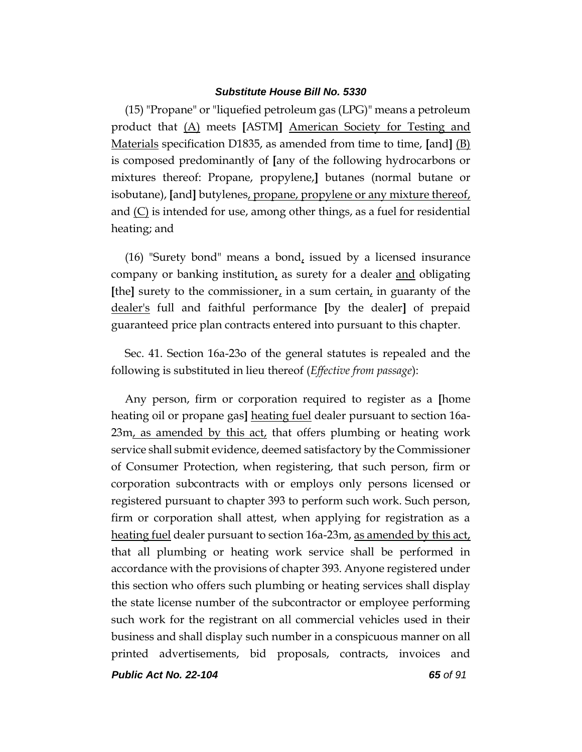(15) "Propane" or "liquefied petroleum gas (LPG)" means a petroleum product that (A) meets [ASTM] American Society for Testing and Materials specification D1835, as amended from time to time, [and] (B) is composed predominantly of [any of the following hydrocarbons or mixtures thereof: Propane, propylene,] butanes (normal butane or isobutane), [and] butylenes, propane, propylene or any mixture thereof, and (C) is intended for use, among other things, as a fuel for residential heating; and

(16) "Surety bond" means a bond, issued by a licensed insurance company or banking institution, as surety for a dealer and obligating [the] surety to the commissioner, in a sum certain, in guaranty of the dealer's full and faithful performance [by the dealer] of prepaid guaranteed price plan contracts entered into pursuant to this chapter.

Sec. 41. Section 16a-23o of the general statutes is repealed and the following is substituted in lieu thereof (*Effective from passage*):

Any person, firm or corporation required to register as a [home heating oil or propane gas] heating fuel dealer pursuant to section 16a-23m, as amended by this act, that offers plumbing or heating work service shall submit evidence, deemed satisfactory by the Commissioner of Consumer Protection, when registering, that such person, firm or corporation subcontracts with or employs only persons licensed or registered pursuant to chapter 393 to perform such work. Such person, firm or corporation shall attest, when applying for registration as a heating fuel dealer pursuant to section 16a-23m, as amended by this act, that all plumbing or heating work service shall be performed in accordance with the provisions of chapter 393. Anyone registered under this section who offers such plumbing or heating services shall display the state license number of the subcontractor or employee performing such work for the registrant on all commercial vehicles used in their business and shall display such number in a conspicuous manner on all printed advertisements, bid proposals, contracts, invoices and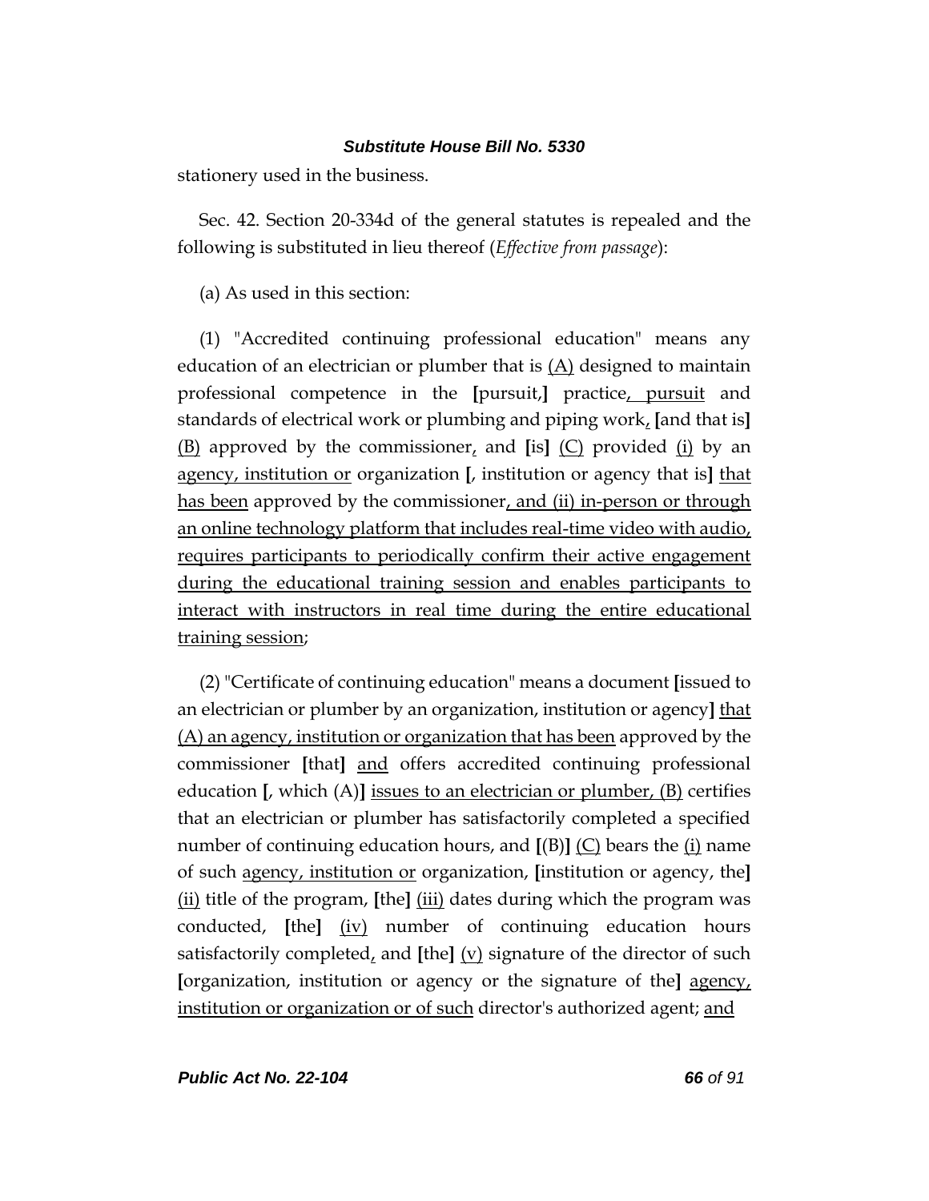stationery used in the business.

Sec. 42. Section 20-334d of the general statutes is repealed and the following is substituted in lieu thereof (*Effective from passage*):

(a) As used in this section:

(1) "Accredited continuing professional education" means any education of an electrician or plumber that is <u>(A)</u> designed to maintain professional competence in the **[**pursuit,**]** practice<u>, pursuit</u> and standards of electrical work or plumbing and piping work<u>,</u> **[**and that is**]** <u>(B)</u> approved by the commissioner<u>,</u> and **[**is**]** <u>(C)</u> provided <u>(i)</u> by an <u>agency, institution or</u> organization **[**, institution or agency that is**]** <u>that has been</u> approved by the commissioner<u>, and (ii) in-person or through an online technology platform that includes real-time video with audio, requires participants to periodically confirm their active engagement during the educational training session and enables participants to interact with instructors in real time during the entire educational training session</u>;

(2) "Certificate of continuing education" means a document **[**issued to an electrician or plumber by an organization, institution or agency**]** <u>that (A) an agency, institution or organization that has been</u> approved by the commissioner **[**that**]** <u>and</u> offers accredited continuing professional education **[**, which (A)**]** <u>issues to an electrician or plumber, (B)</u> certifies that an electrician or plumber has satisfactorily completed a specified number of continuing education hours, and **[**(B)**]** <u>(C)</u> bears the <u>(i)</u> name of such <u>agency, institution or</u> organization, **[**institution or agency, the**]** <u>(ii)</u> title of the program, **[**the**]** <u>(iii)</u> dates during which the program was conducted, **[**the**]** <u>(iv)</u> number of continuing education hours satisfactorily completed<u>,</u> and **[**the**]** <u>(v)</u> signature of the director of such **[**organization, institution or agency or the signature of the**]** <u>agency, institution or organization or of such</u> director's authorized agent; <u>and</u>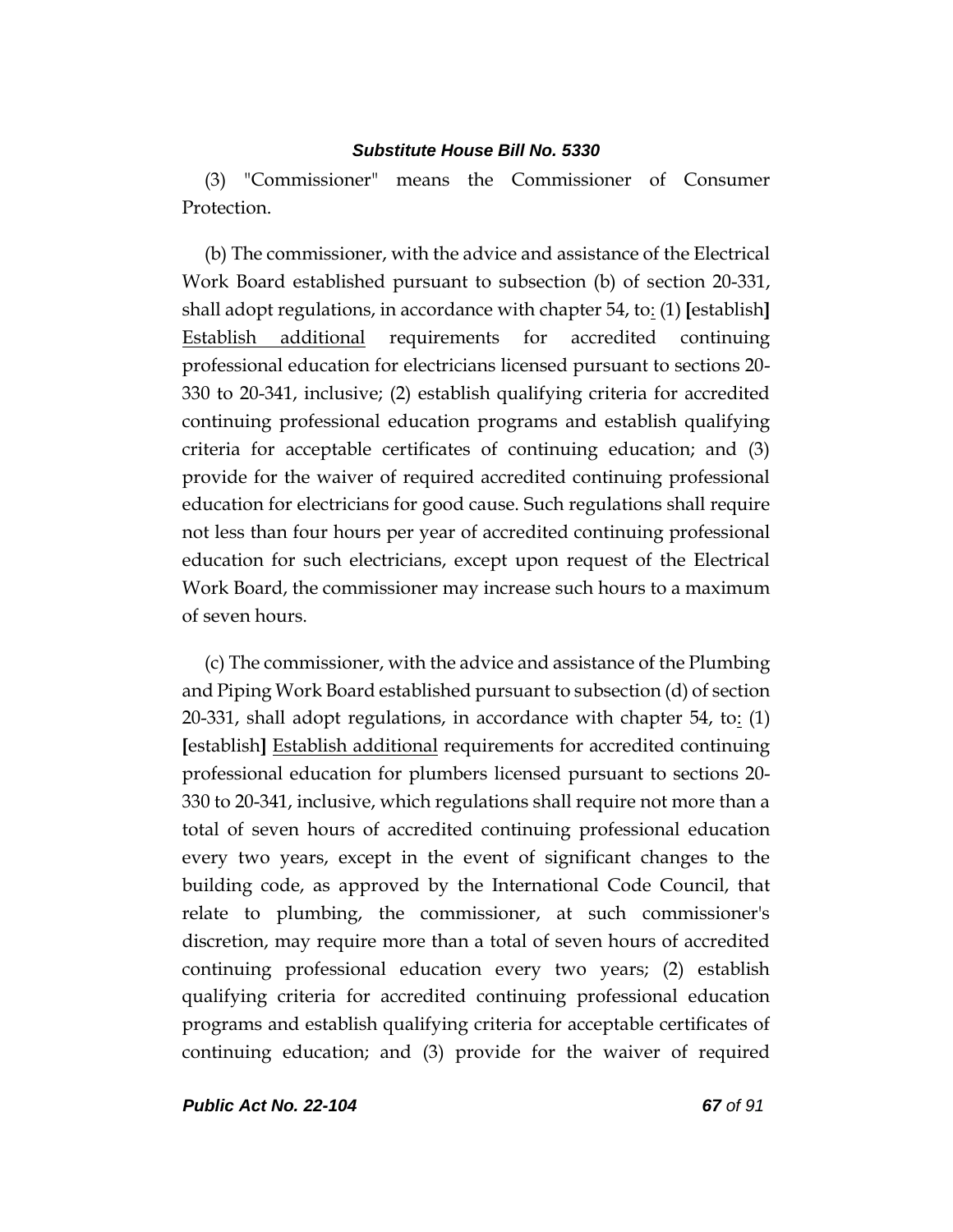(3) "Commissioner" means the Commissioner of Consumer Protection.

(b) The commissioner, with the advice and assistance of the Electrical Work Board established pursuant to subsection (b) of section 20-331, shall adopt regulations, in accordance with chapter 54, to<u>:</u> (1) **[**establish**]** <u>Establish additional</u> requirements for accredited continuing professional education for electricians licensed pursuant to sections 20-330 to 20-341, inclusive; (2) establish qualifying criteria for accredited continuing professional education programs and establish qualifying criteria for acceptable certificates of continuing education; and (3) provide for the waiver of required accredited continuing professional education for electricians for good cause. Such regulations shall require not less than four hours per year of accredited continuing professional education for such electricians, except upon request of the Electrical Work Board, the commissioner may increase such hours to a maximum of seven hours.

(c) The commissioner, with the advice and assistance of the Plumbing and Piping Work Board established pursuant to subsection (d) of section 20-331, shall adopt regulations, in accordance with chapter 54, to<u>:</u> (1) **[**establish**]** <u>Establish additional</u> requirements for accredited continuing professional education for plumbers licensed pursuant to sections 20-330 to 20-341, inclusive, which regulations shall require not more than a total of seven hours of accredited continuing professional education every two years, except in the event of significant changes to the building code, as approved by the International Code Council, that relate to plumbing, the commissioner, at such commissioner's discretion, may require more than a total of seven hours of accredited continuing professional education every two years; (2) establish qualifying criteria for accredited continuing professional education programs and establish qualifying criteria for acceptable certificates of continuing education; and (3) provide for the waiver of required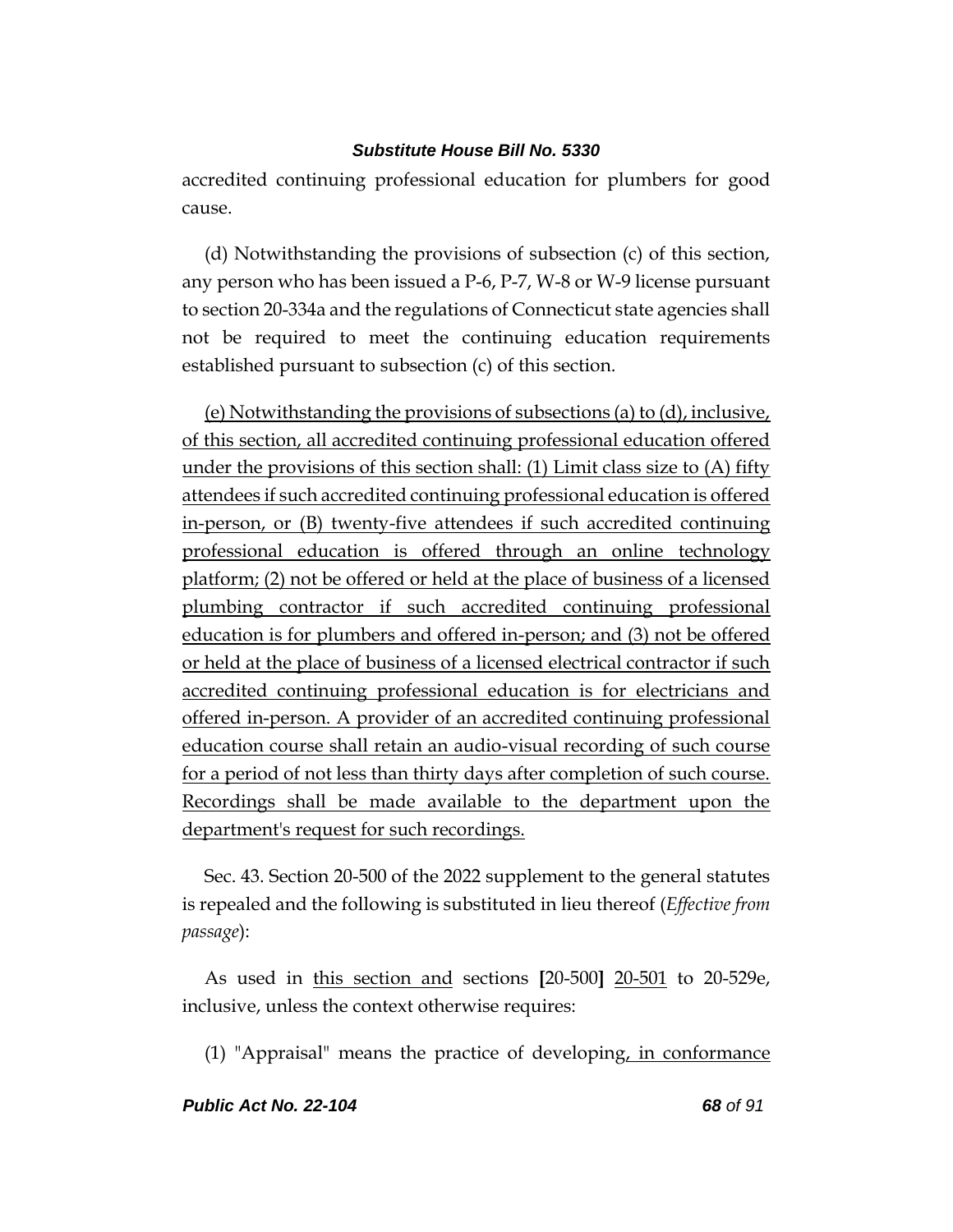accredited continuing professional education for plumbers for good cause.

(d) Notwithstanding the provisions of subsection (c) of this section, any person who has been issued a P-6, P-7, W-8 or W-9 license pursuant to section 20-334a and the regulations of Connecticut state agencies shall not be required to meet the continuing education requirements established pursuant to subsection (c) of this section.

<u>(e) Notwithstanding the provisions of subsections (a) to (d), inclusive, of this section, all accredited continuing professional education offered under the provisions of this section shall: (1) Limit class size to (A) fifty attendees if such accredited continuing professional education is offered in-person, or (B) twenty-five attendees if such accredited continuing professional education is offered through an online technology platform; (2) not be offered or held at the place of business of a licensed plumbing contractor if such accredited continuing professional education is for plumbers and offered in-person; and (3) not be offered or held at the place of business of a licensed electrical contractor if such accredited continuing professional education is for electricians and offered in-person. A provider of an accredited continuing professional education course shall retain an audio-visual recording of such course for a period of not less than thirty days after completion of such course. Recordings shall be made available to the department upon the department's request for such recordings.</u>

Sec. 43. Section 20-500 of the 2022 supplement to the general statutes is repealed and the following is substituted in lieu thereof (*Effective from passage*):

As used in <u>this section and</u> sections **[**20-500**]** <u>20-501</u> to 20-529e, inclusive, unless the context otherwise requires:

(1) "Appraisal" means the practice of developing<u>, in conformance</u>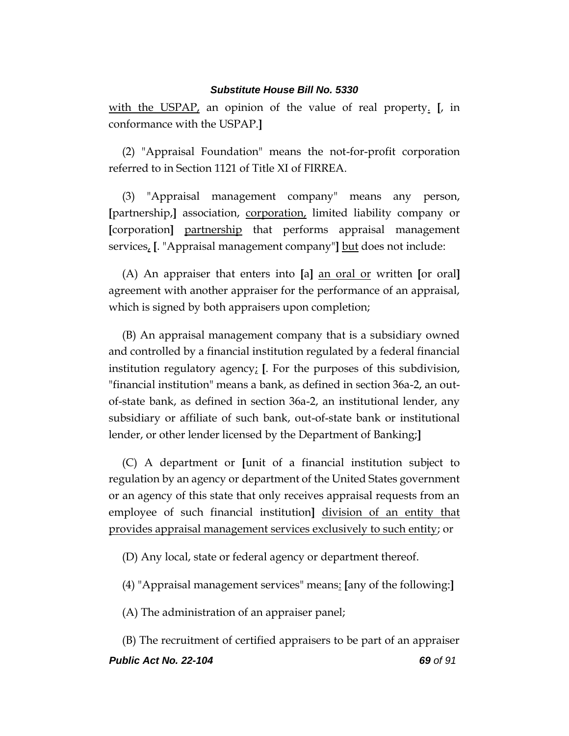with the USPAP, an opinion of the value of real property. [, in conformance with the USPAP.]

(2) "Appraisal Foundation" means the not-for-profit corporation referred to in Section 1121 of Title XI of FIRREA.

(3) "Appraisal management company" means any person, [partnership,] association, corporation, limited liability company or [corporation] partnership that performs appraisal management services, [. "Appraisal management company"] but does not include:

(A) An appraiser that enters into [a] an oral or written [or oral] agreement with another appraiser for the performance of an appraisal, which is signed by both appraisers upon completion;

(B) An appraisal management company that is a subsidiary owned and controlled by a financial institution regulated by a federal financial institution regulatory agency; [. For the purposes of this subdivision, "financial institution" means a bank, as defined in section 36a-2, an out-of-state bank, as defined in section 36a-2, an institutional lender, any subsidiary or affiliate of such bank, out-of-state bank or institutional lender, or other lender licensed by the Department of Banking;]

(C) A department or [unit of a financial institution subject to regulation by an agency or department of the United States government or an agency of this state that only receives appraisal requests from an employee of such financial institution] division of an entity that provides appraisal management services exclusively to such entity; or

(D) Any local, state or federal agency or department thereof.

(4) "Appraisal management services" means: [any of the following:]

(A) The administration of an appraiser panel;

(B) The recruitment of certified appraisers to be part of an appraiser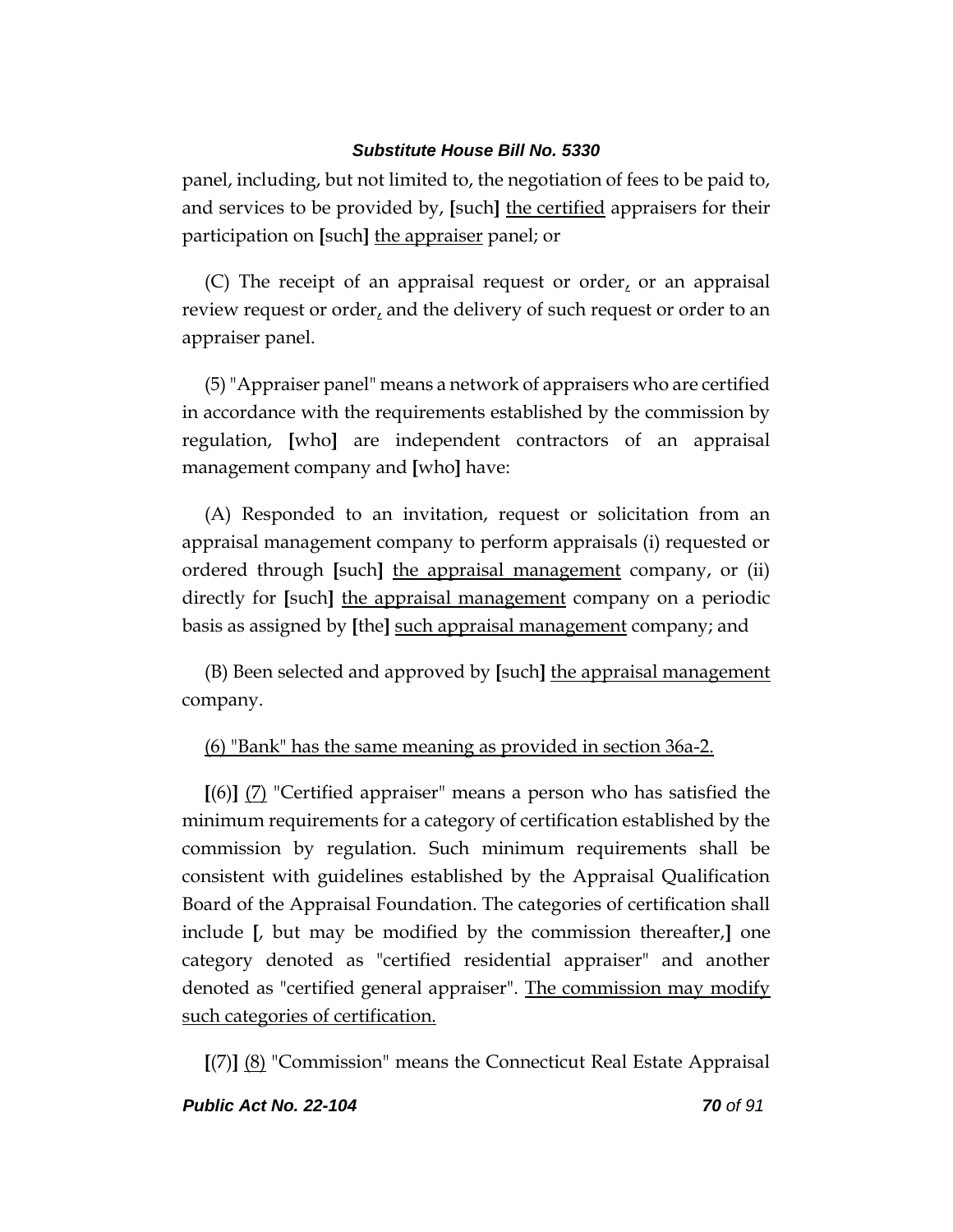panel, including, but not limited to, the negotiation of fees to be paid to, and services to be provided by, [such] <u>the certified</u> appraisers for their participation on [such] <u>the appraiser</u> panel; or

(C) The receipt of an appraisal request or order<u>,</u> or an appraisal review request or order<u>,</u> and the delivery of such request or order to an appraiser panel.

(5) "Appraiser panel" means a network of appraisers who are certified in accordance with the requirements established by the commission by regulation, [who] are independent contractors of an appraisal management company and [who] have:

(A) Responded to an invitation, request or solicitation from an appraisal management company to perform appraisals (i) requested or ordered through [such] <u>the appraisal management</u> company, or (ii) directly for [such] <u>the appraisal management</u> company on a periodic basis as assigned by [the] <u>such appraisal management</u> company; and

(B) Been selected and approved by [such] <u>the appraisal management</u> company.

<u>(6) "Bank" has the same meaning as provided in section 36a-2.</u>

[(6)] <u>(7)</u> "Certified appraiser" means a person who has satisfied the minimum requirements for a category of certification established by the commission by regulation. Such minimum requirements shall be consistent with guidelines established by the Appraisal Qualification Board of the Appraisal Foundation. The categories of certification shall include [, but may be modified by the commission thereafter,] one category denoted as "certified residential appraiser" and another denoted as "certified general appraiser". <u>The commission may modify such categories of certification.</u>

[(7)] <u>(8)</u> "Commission" means the Connecticut Real Estate Appraisal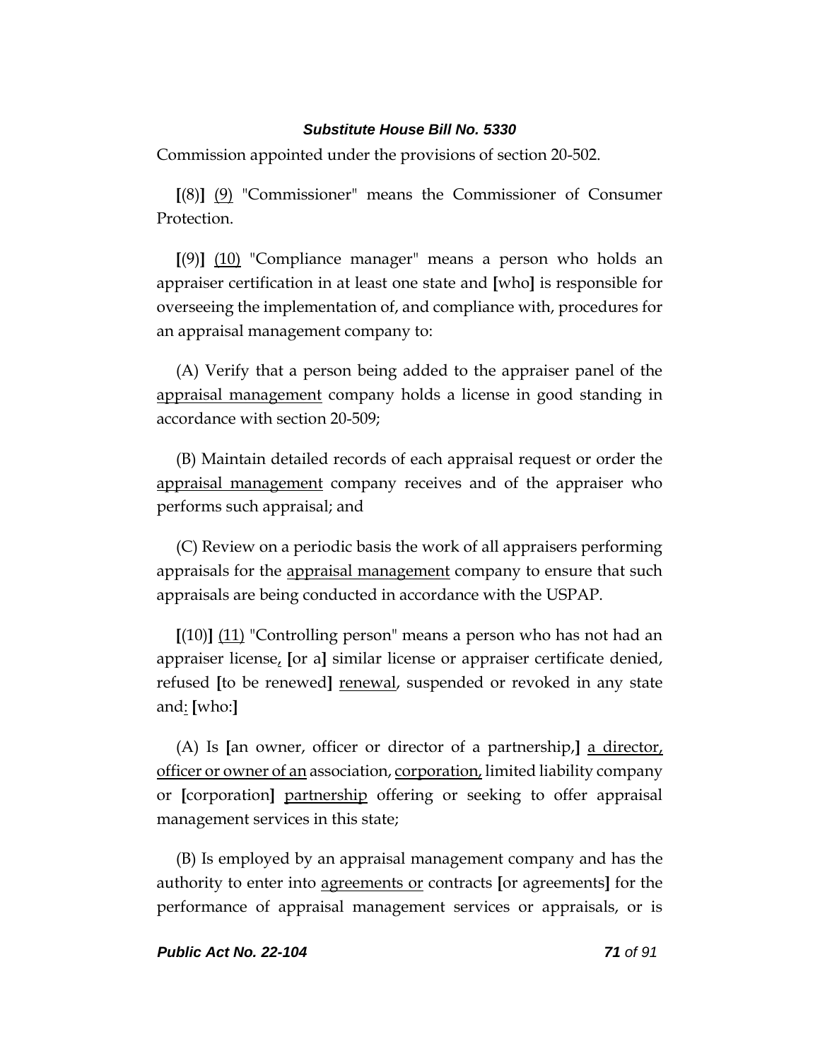Commission appointed under the provisions of section 20-502.

**[**(8)**]** <u>(9)</u> "Commissioner" means the Commissioner of Consumer Protection.

**[**(9)**]** <u>(10)</u> "Compliance manager" means a person who holds an appraiser certification in at least one state and **[**who**]** is responsible for overseeing the implementation of, and compliance with, procedures for an appraisal management company to:

(A) Verify that a person being added to the appraiser panel of the <u>appraisal management</u> company holds a license in good standing in accordance with section 20-509;

(B) Maintain detailed records of each appraisal request or order the <u>appraisal management</u> company receives and of the appraiser who performs such appraisal; and

(C) Review on a periodic basis the work of all appraisers performing appraisals for the <u>appraisal management</u> company to ensure that such appraisals are being conducted in accordance with the USPAP.

**[**(10)**]** <u>(11)</u> "Controlling person" means a person who has not had an appraiser license<u>,</u> **[**or a**]** similar license or appraiser certificate denied, refused **[**to be renewed**]** <u>renewal</u>, suspended or revoked in any state and<u>:</u> **[**who:**]**

(A) Is **[**an owner, officer or director of a partnership,**]** <u>a director, officer or owner of an</u> association, <u>corporation,</u> limited liability company or **[**corporation**]** <u>partnership</u> offering or seeking to offer appraisal management services in this state;

(B) Is employed by an appraisal management company and has the authority to enter into <u>agreements or</u> contracts **[**or agreements**]** for the performance of appraisal management services or appraisals, or is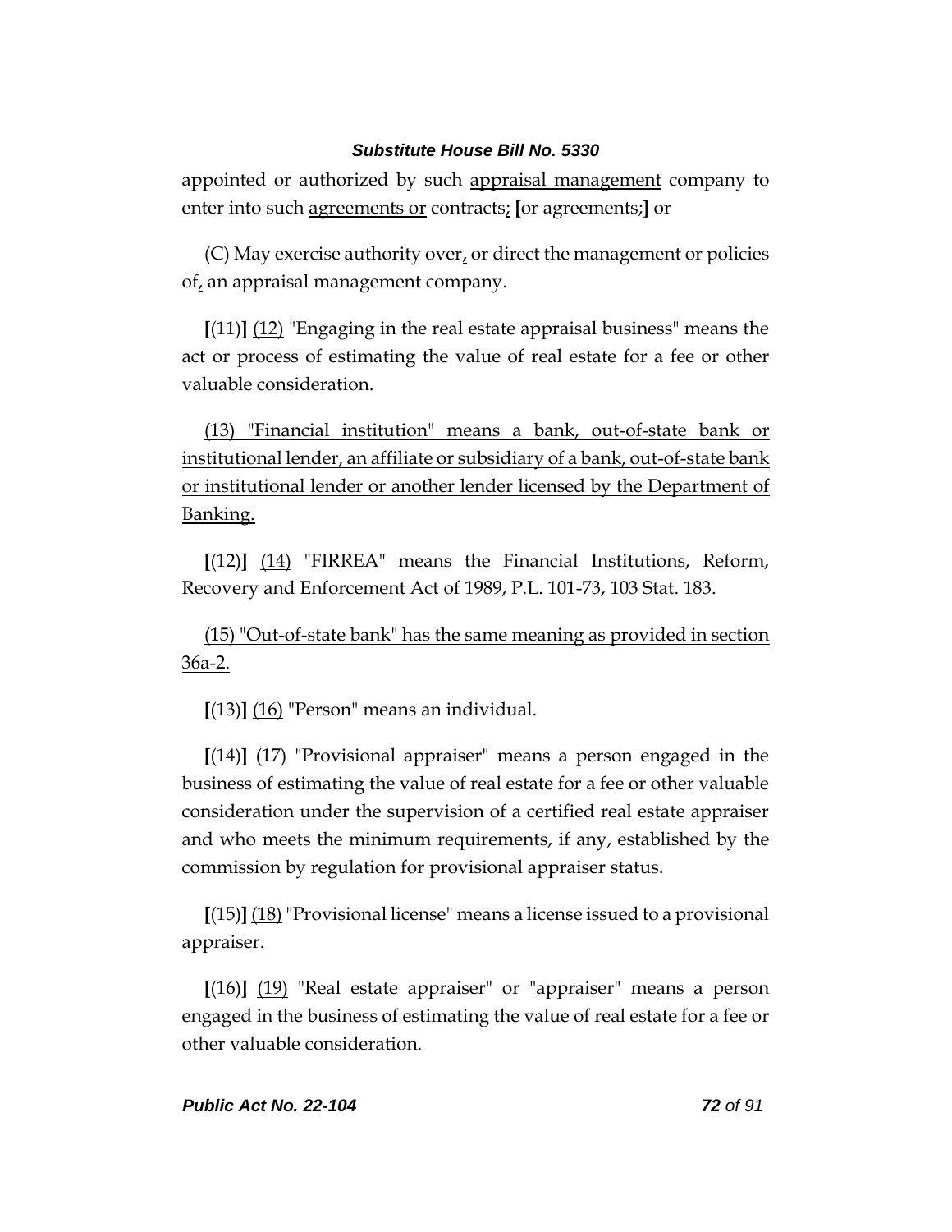appointed or authorized by such appraisal management company to enter into such agreements or contracts; [or agreements;] or

(C) May exercise authority over, or direct the management or policies of, an appraisal management company.

[(11)] (12) "Engaging in the real estate appraisal business" means the act or process of estimating the value of real estate for a fee or other valuable consideration.

(13) "Financial institution" means a bank, out-of-state bank or institutional lender, an affiliate or subsidiary of a bank, out-of-state bank or institutional lender or another lender licensed by the Department of Banking.

[(12)] (14) "FIRREA" means the Financial Institutions, Reform, Recovery and Enforcement Act of 1989, P.L. 101-73, 103 Stat. 183.

(15) "Out-of-state bank" has the same meaning as provided in section 36a-2.

[(13)] (16) "Person" means an individual.

[(14)] (17) "Provisional appraiser" means a person engaged in the business of estimating the value of real estate for a fee or other valuable consideration under the supervision of a certified real estate appraiser and who meets the minimum requirements, if any, established by the commission by regulation for provisional appraiser status.

[(15)] (18) "Provisional license" means a license issued to a provisional appraiser.

[(16)] (19) "Real estate appraiser" or "appraiser" means a person engaged in the business of estimating the value of real estate for a fee or other valuable consideration.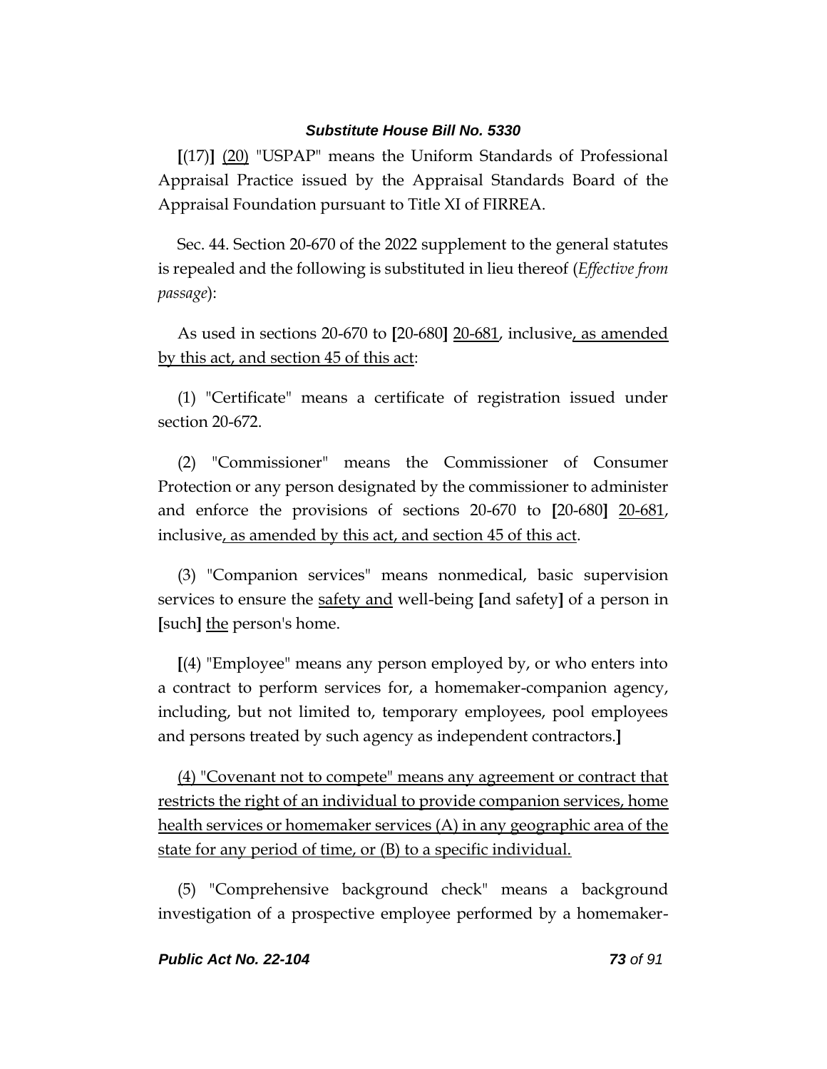**[**(17)**]** <u>(20)</u> "USPAP" means the Uniform Standards of Professional Appraisal Practice issued by the Appraisal Standards Board of the Appraisal Foundation pursuant to Title XI of FIRREA.

Sec. 44. Section 20-670 of the 2022 supplement to the general statutes is repealed and the following is substituted in lieu thereof (*Effective from passage*):

As used in sections 20-670 to **[**20-680**]** <u>20-681</u>, inclusive<u>, as amended by this act, and section 45 of this act</u>:

(1) "Certificate" means a certificate of registration issued under section 20-672.

(2) "Commissioner" means the Commissioner of Consumer Protection or any person designated by the commissioner to administer and enforce the provisions of sections 20-670 to **[**20-680**]** <u>20-681</u>, inclusive<u>, as amended by this act, and section 45 of this act</u>.

(3) "Companion services" means nonmedical, basic supervision services to ensure the <u>safety and</u> well-being **[**and safety**]** of a person in **[**such**]** <u>the</u> person's home.

**[**(4) "Employee" means any person employed by, or who enters into a contract to perform services for, a homemaker-companion agency, including, but not limited to, temporary employees, pool employees and persons treated by such agency as independent contractors.**]**

<u>(4) "Covenant not to compete" means any agreement or contract that restricts the right of an individual to provide companion services, home health services or homemaker services (A) in any geographic area of the state for any period of time, or (B) to a specific individual.</u>

(5) "Comprehensive background check" means a background investigation of a prospective employee performed by a homemaker-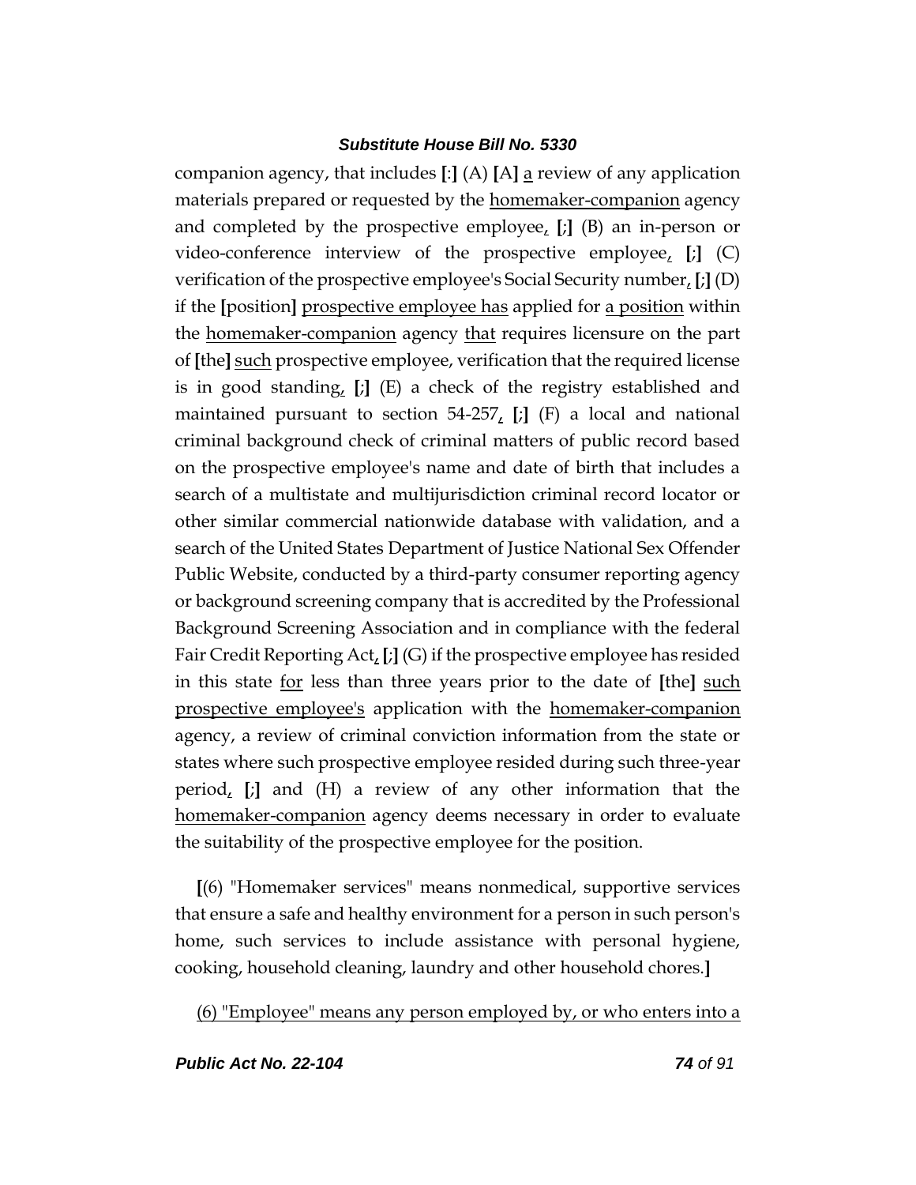companion agency, that includes [:] (A) [A] a review of any application materials prepared or requested by the homemaker-companion agency and completed by the prospective employee, [;] (B) an in-person or video-conference interview of the prospective employee, [;] (C) verification of the prospective employee's Social Security number, [;] (D) if the [position] prospective employee has applied for a position within the homemaker-companion agency that requires licensure on the part of [the] such prospective employee, verification that the required license is in good standing, [;] (E) a check of the registry established and maintained pursuant to section 54-257, [;] (F) a local and national criminal background check of criminal matters of public record based on the prospective employee's name and date of birth that includes a search of a multistate and multijurisdiction criminal record locator or other similar commercial nationwide database with validation, and a search of the United States Department of Justice National Sex Offender Public Website, conducted by a third-party consumer reporting agency or background screening company that is accredited by the Professional Background Screening Association and in compliance with the federal Fair Credit Reporting Act, [;] (G) if the prospective employee has resided in this state for less than three years prior to the date of [the] such prospective employee's application with the homemaker-companion agency, a review of criminal conviction information from the state or states where such prospective employee resided during such three-year period, [;] and (H) a review of any other information that the homemaker-companion agency deems necessary in order to evaluate the suitability of the prospective employee for the position.

[(6) "Homemaker services" means nonmedical, supportive services that ensure a safe and healthy environment for a person in such person's home, such services to include assistance with personal hygiene, cooking, household cleaning, laundry and other household chores.]

(6) "Employee" means any person employed by, or who enters into a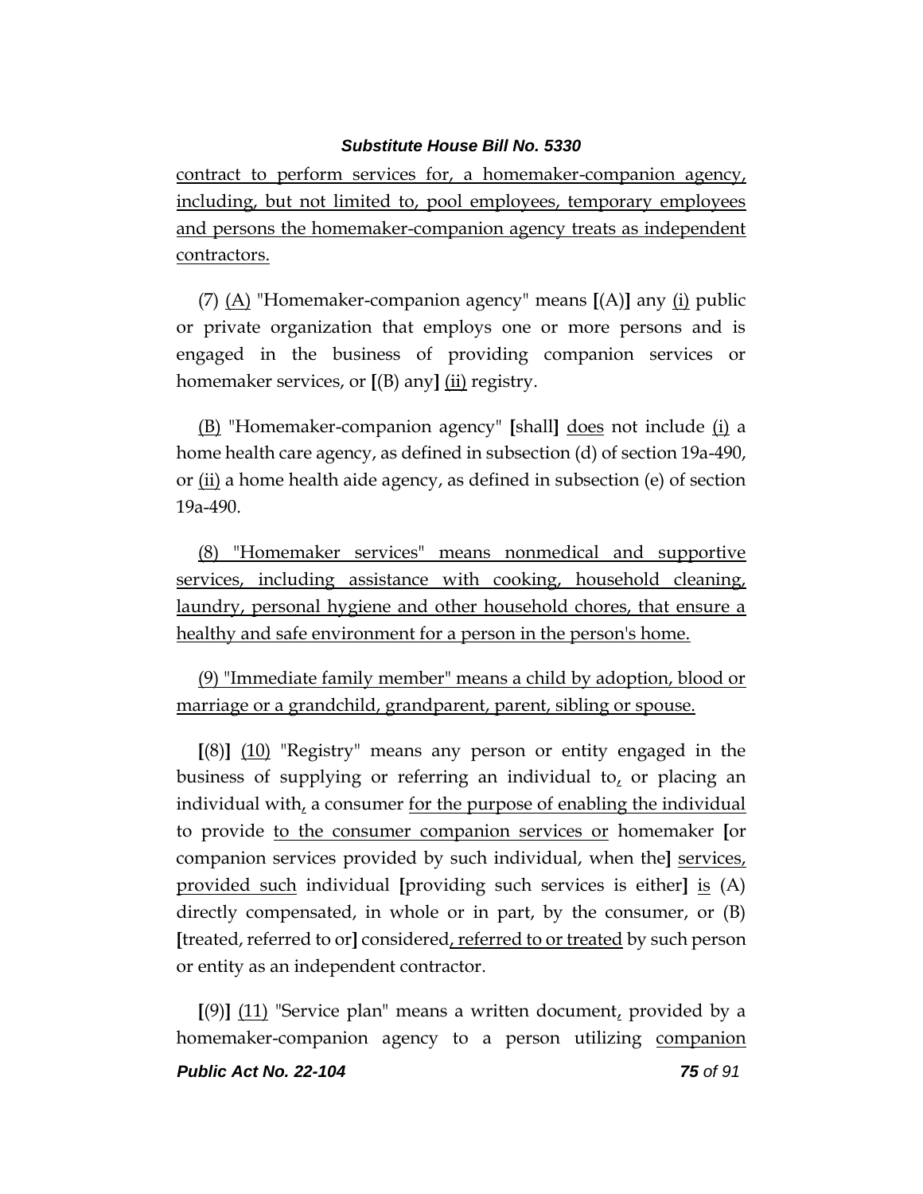contract to perform services for, a homemaker-companion agency, including, but not limited to, pool employees, temporary employees and persons the homemaker-companion agency treats as independent contractors.

(7) (A) "Homemaker-companion agency" means [(A)] any (i) public or private organization that employs one or more persons and is engaged in the business of providing companion services or homemaker services, or [(B) any] (ii) registry.

(B) "Homemaker-companion agency" [shall] does not include (i) a home health care agency, as defined in subsection (d) of section 19a-490, or (ii) a home health aide agency, as defined in subsection (e) of section 19a-490.

(8) "Homemaker services" means nonmedical and supportive services, including assistance with cooking, household cleaning, laundry, personal hygiene and other household chores, that ensure a healthy and safe environment for a person in the person's home.

(9) "Immediate family member" means a child by adoption, blood or marriage or a grandchild, grandparent, parent, sibling or spouse.

[(8)] (10) "Registry" means any person or entity engaged in the business of supplying or referring an individual to, or placing an individual with, a consumer for the purpose of enabling the individual to provide to the consumer companion services or homemaker [or companion services provided by such individual, when the] services, provided such individual [providing such services is either] is (A) directly compensated, in whole or in part, by the consumer, or (B) [treated, referred to or] considered, referred to or treated by such person or entity as an independent contractor.

[(9)] (11) "Service plan" means a written document, provided by a homemaker-companion agency to a person utilizing companion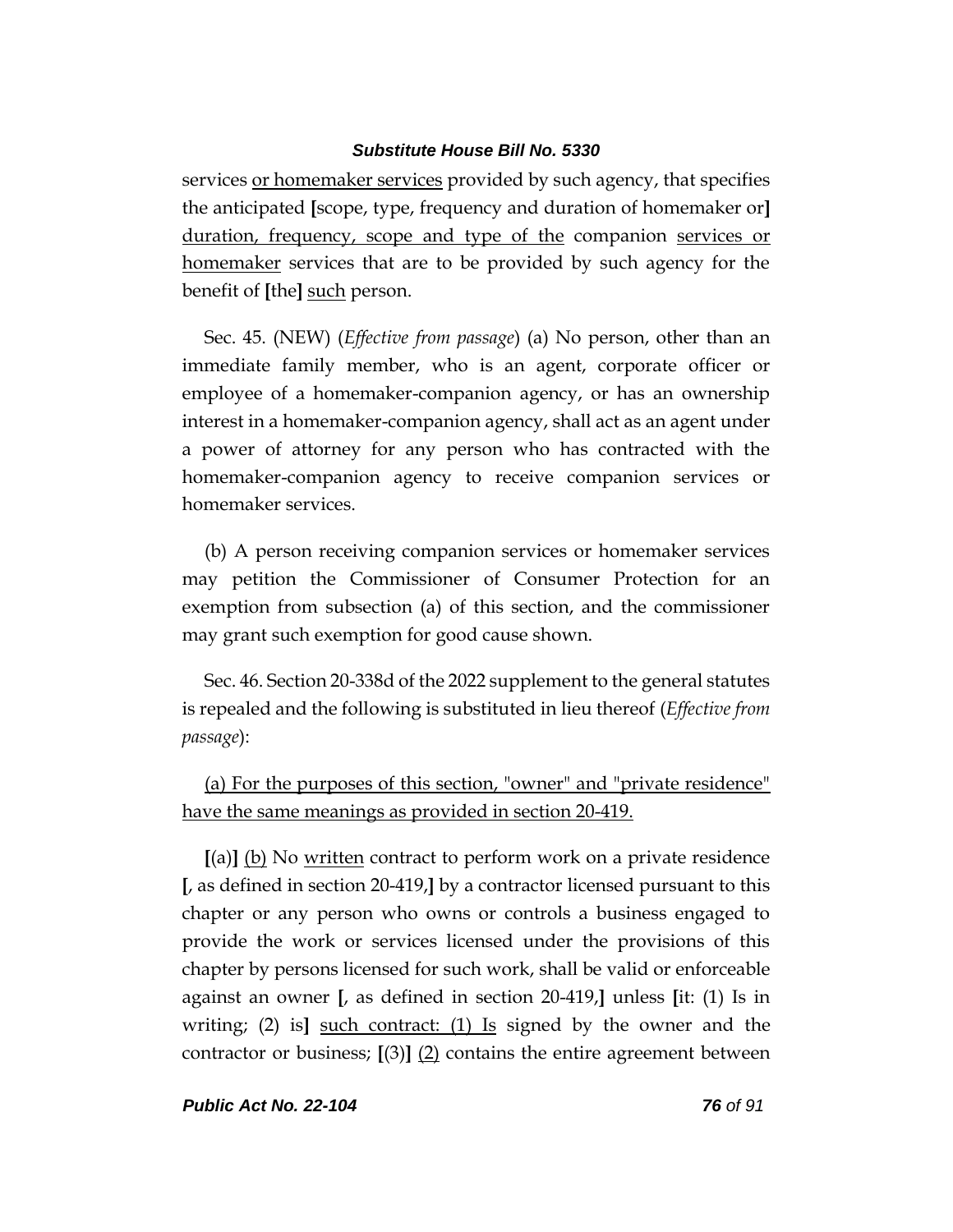services <u>or homemaker services</u> provided by such agency, that specifies the anticipated [scope, type, frequency and duration of homemaker or] <u>duration, frequency, scope and type of the</u> companion <u>services or homemaker</u> services that are to be provided by such agency for the benefit of [the] <u>such</u> person.

Sec. 45. (NEW) (*Effective from passage*) (a) No person, other than an immediate family member, who is an agent, corporate officer or employee of a homemaker-companion agency, or has an ownership interest in a homemaker-companion agency, shall act as an agent under a power of attorney for any person who has contracted with the homemaker-companion agency to receive companion services or homemaker services.

(b) A person receiving companion services or homemaker services may petition the Commissioner of Consumer Protection for an exemption from subsection (a) of this section, and the commissioner may grant such exemption for good cause shown.

Sec. 46. Section 20-338d of the 2022 supplement to the general statutes is repealed and the following is substituted in lieu thereof (*Effective from passage*):

<u>(a) For the purposes of this section, "owner" and "private residence" have the same meanings as provided in section 20-419.</u>

**[**(a)**]** <u>(b)</u> No <u>written</u> contract to perform work on a private residence **[**, as defined in section 20-419,**]** by a contractor licensed pursuant to this chapter or any person who owns or controls a business engaged to provide the work or services licensed under the provisions of this chapter by persons licensed for such work, shall be valid or enforceable against an owner **[**, as defined in section 20-419,**]** unless **[**it: (1) Is in writing; (2) is**]** <u>such contract: (1) Is</u> signed by the owner and the contractor or business; **[**(3)**]** <u>(2)</u> contains the entire agreement between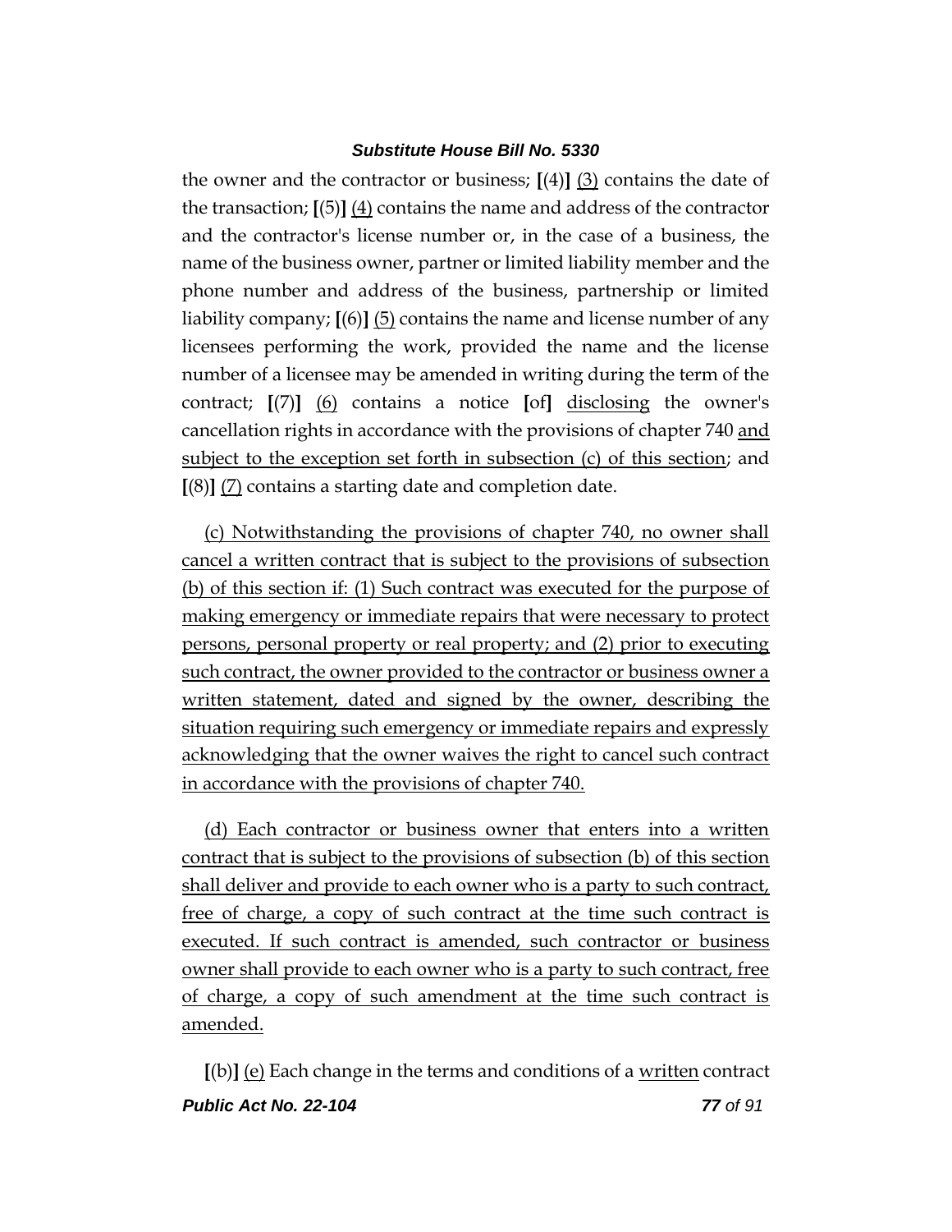the owner and the contractor or business; [(4)] <u>(3)</u> contains the date of the transaction; [(5)] <u>(4)</u> contains the name and address of the contractor and the contractor's license number or, in the case of a business, the name of the business owner, partner or limited liability member and the phone number and address of the business, partnership or limited liability company; [(6)] <u>(5)</u> contains the name and license number of any licensees performing the work, provided the name and the license number of a licensee may be amended in writing during the term of the contract; [(7)] <u>(6)</u> contains a notice [of] <u>disclosing</u> the owner's cancellation rights in accordance with the provisions of chapter 740 <u>and subject to the exception set forth in subsection (c) of this section</u>; and [(8)] <u>(7)</u> contains a starting date and completion date.

<u>(c) Notwithstanding the provisions of chapter 740, no owner shall cancel a written contract that is subject to the provisions of subsection (b) of this section if: (1) Such contract was executed for the purpose of making emergency or immediate repairs that were necessary to protect persons, personal property or real property; and (2) prior to executing such contract, the owner provided to the contractor or business owner a written statement, dated and signed by the owner, describing the situation requiring such emergency or immediate repairs and expressly acknowledging that the owner waives the right to cancel such contract in accordance with the provisions of chapter 740.</u>

<u>(d) Each contractor or business owner that enters into a written contract that is subject to the provisions of subsection (b) of this section shall deliver and provide to each owner who is a party to such contract, free of charge, a copy of such contract at the time such contract is executed. If such contract is amended, such contractor or business owner shall provide to each owner who is a party to such contract, free of charge, a copy of such amendment at the time such contract is amended.</u>

[(b)] <u>(e)</u> Each change in the terms and conditions of a <u>written</u> contract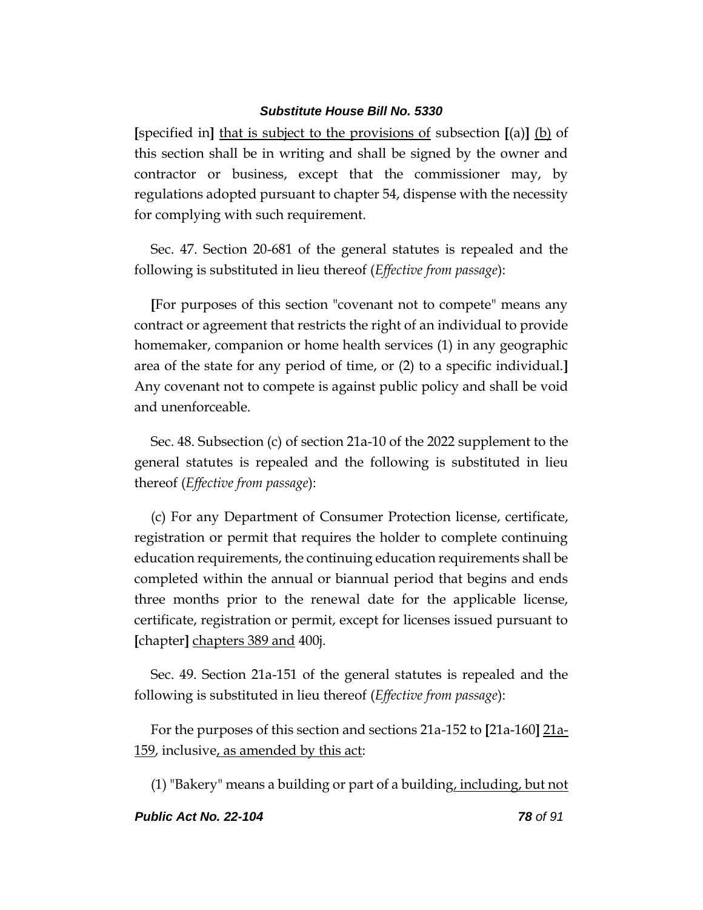[specified in] that is subject to the provisions of subsection [(a)] (b) of this section shall be in writing and shall be signed by the owner and contractor or business, except that the commissioner may, by regulations adopted pursuant to chapter 54, dispense with the necessity for complying with such requirement.

Sec. 47. Section 20-681 of the general statutes is repealed and the following is substituted in lieu thereof (*Effective from passage*):

[For purposes of this section "covenant not to compete" means any contract or agreement that restricts the right of an individual to provide homemaker, companion or home health services (1) in any geographic area of the state for any period of time, or (2) to a specific individual.] Any covenant not to compete is against public policy and shall be void and unenforceable.

Sec. 48. Subsection (c) of section 21a-10 of the 2022 supplement to the general statutes is repealed and the following is substituted in lieu thereof (*Effective from passage*):

(c) For any Department of Consumer Protection license, certificate, registration or permit that requires the holder to complete continuing education requirements, the continuing education requirements shall be completed within the annual or biannual period that begins and ends three months prior to the renewal date for the applicable license, certificate, registration or permit, except for licenses issued pursuant to [chapter] chapters 389 and 400j.

Sec. 49. Section 21a-151 of the general statutes is repealed and the following is substituted in lieu thereof (*Effective from passage*):

For the purposes of this section and sections 21a-152 to [21a-160] 21a-159, inclusive, as amended by this act:

(1) "Bakery" means a building or part of a building, including, but not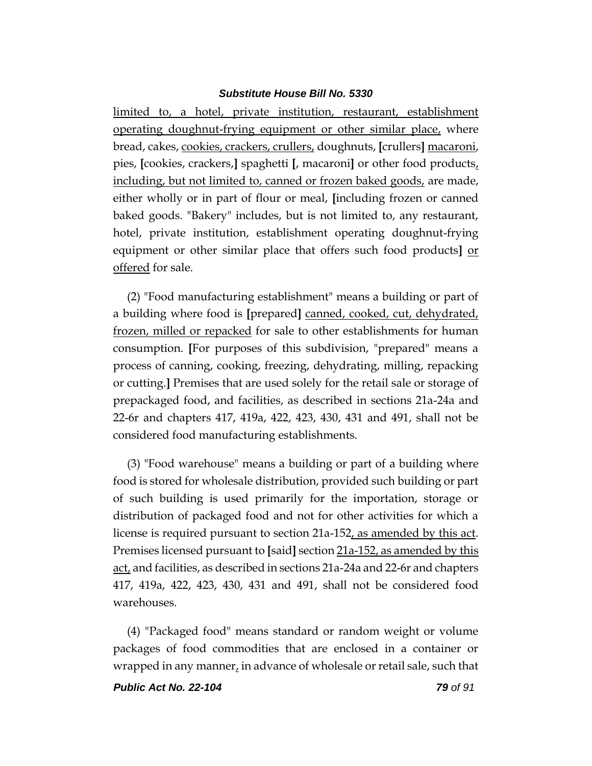limited to, a hotel, private institution, restaurant, establishment operating doughnut-frying equipment or other similar place, where bread, cakes, cookies, crackers, crullers, doughnuts, [crullers] macaroni, pies, [cookies, crackers,] spaghetti [, macaroni] or other food products, including, but not limited to, canned or frozen baked goods, are made, either wholly or in part of flour or meal, [including frozen or canned baked goods. "Bakery" includes, but is not limited to, any restaurant, hotel, private institution, establishment operating doughnut-frying equipment or other similar place that offers such food products] or offered for sale.

(2) "Food manufacturing establishment" means a building or part of a building where food is [prepared] canned, cooked, cut, dehydrated, frozen, milled or repacked for sale to other establishments for human consumption. [For purposes of this subdivision, "prepared" means a process of canning, cooking, freezing, dehydrating, milling, repacking or cutting.] Premises that are used solely for the retail sale or storage of prepackaged food, and facilities, as described in sections 21a-24a and 22-6r and chapters 417, 419a, 422, 423, 430, 431 and 491, shall not be considered food manufacturing establishments.

(3) "Food warehouse" means a building or part of a building where food is stored for wholesale distribution, provided such building or part of such building is used primarily for the importation, storage or distribution of packaged food and not for other activities for which a license is required pursuant to section 21a-152, as amended by this act. Premises licensed pursuant to [said] section 21a-152, as amended by this act, and facilities, as described in sections 21a-24a and 22-6r and chapters 417, 419a, 422, 423, 430, 431 and 491, shall not be considered food warehouses.

(4) "Packaged food" means standard or random weight or volume packages of food commodities that are enclosed in a container or wrapped in any manner, in advance of wholesale or retail sale, such that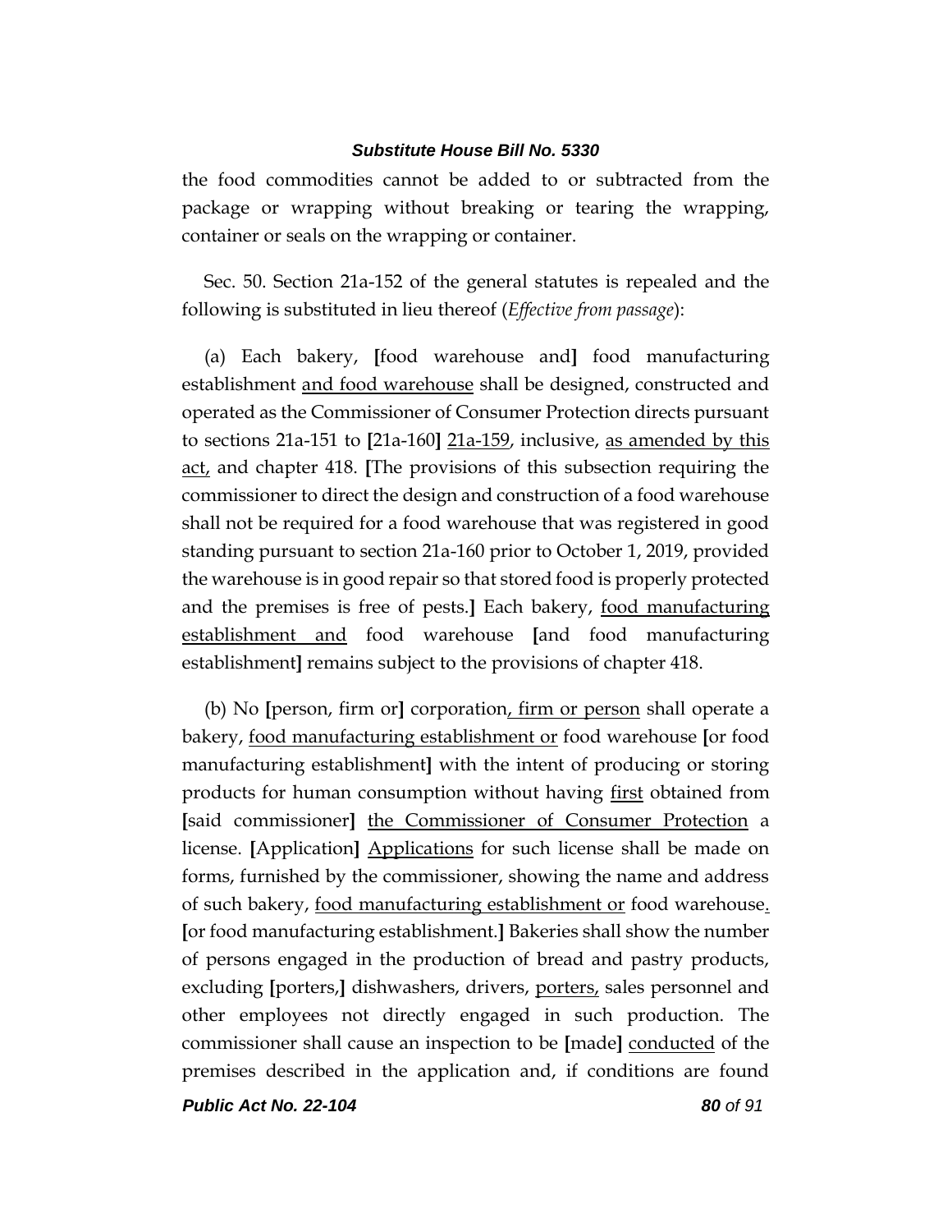the food commodities cannot be added to or subtracted from the package or wrapping without breaking or tearing the wrapping, container or seals on the wrapping or container.

Sec. 50. Section 21a-152 of the general statutes is repealed and the following is substituted in lieu thereof (*Effective from passage*):

(a) Each bakery, **[**food warehouse and**]** food manufacturing establishment <u>and food warehouse</u> shall be designed, constructed and operated as the Commissioner of Consumer Protection directs pursuant to sections 21a-151 to **[**21a-160**]** <u>21a-159</u>, inclusive, <u>as amended by this act,</u> and chapter 418. **[**The provisions of this subsection requiring the commissioner to direct the design and construction of a food warehouse shall not be required for a food warehouse that was registered in good standing pursuant to section 21a-160 prior to October 1, 2019, provided the warehouse is in good repair so that stored food is properly protected and the premises is free of pests.**]** Each bakery, <u>food manufacturing establishment and</u> food warehouse **[**and food manufacturing establishment**]** remains subject to the provisions of chapter 418.

(b) No **[**person, firm or**]** corporation<u>, firm or person</u> shall operate a bakery, <u>food manufacturing establishment or</u> food warehouse **[**or food manufacturing establishment**]** with the intent of producing or storing products for human consumption without having <u>first</u> obtained from **[**said commissioner**]** <u>the Commissioner of Consumer Protection</u> a license. **[**Application**]** <u>Applications</u> for such license shall be made on forms, furnished by the commissioner, showing the name and address of such bakery, <u>food manufacturing establishment or</u> food warehouse<u>.</u> **[**or food manufacturing establishment.**]** Bakeries shall show the number of persons engaged in the production of bread and pastry products, excluding **[**porters,**]** dishwashers, drivers, <u>porters,</u> sales personnel and other employees not directly engaged in such production. The commissioner shall cause an inspection to be **[**made**]** <u>conducted</u> of the premises described in the application and, if conditions are found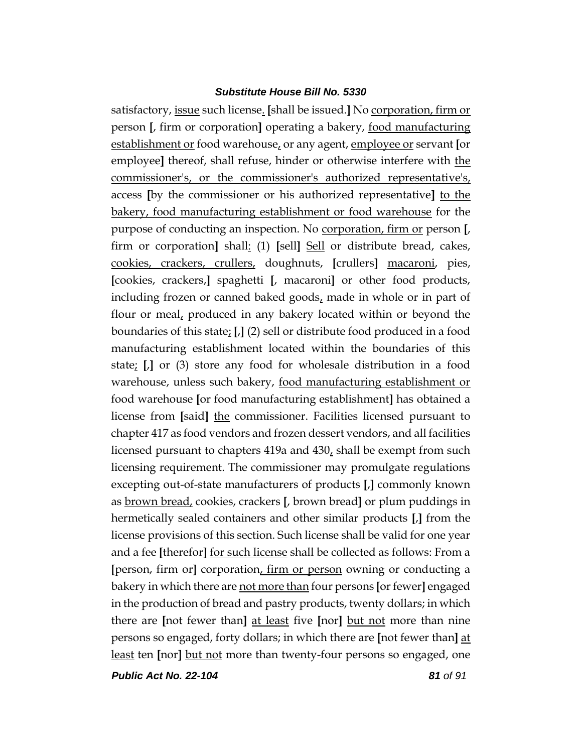satisfactory, issue such license. [shall be issued.] No corporation, firm or person [, firm or corporation] operating a bakery, food manufacturing establishment or food warehouse, or any agent, employee or servant [or employee] thereof, shall refuse, hinder or otherwise interfere with the commissioner's, or the commissioner's authorized representative's, access [by the commissioner or his authorized representative] to the bakery, food manufacturing establishment or food warehouse for the purpose of conducting an inspection. No corporation, firm or person [, firm or corporation] shall: (1) [sell] Sell or distribute bread, cakes, cookies, crackers, crullers, doughnuts, [crullers] macaroni, pies, [cookies, crackers,] spaghetti [, macaroni] or other food products, including frozen or canned baked goods, made in whole or in part of flour or meal, produced in any bakery located within or beyond the boundaries of this state; [,] (2) sell or distribute food produced in a food manufacturing establishment located within the boundaries of this state; [,] or (3) store any food for wholesale distribution in a food warehouse, unless such bakery, food manufacturing establishment or food warehouse [or food manufacturing establishment] has obtained a license from [said] the commissioner. Facilities licensed pursuant to chapter 417 as food vendors and frozen dessert vendors, and all facilities licensed pursuant to chapters 419a and 430, shall be exempt from such licensing requirement. The commissioner may promulgate regulations excepting out-of-state manufacturers of products [,] commonly known as brown bread, cookies, crackers [, brown bread] or plum puddings in hermetically sealed containers and other similar products [,] from the license provisions of this section. Such license shall be valid for one year and a fee [therefor] for such license shall be collected as follows: From a [person, firm or] corporation, firm or person owning or conducting a bakery in which there are not more than four persons [or fewer] engaged in the production of bread and pastry products, twenty dollars; in which there are [not fewer than] at least five [nor] but not more than nine persons so engaged, forty dollars; in which there are [not fewer than] at least ten [nor] but not more than twenty-four persons so engaged, one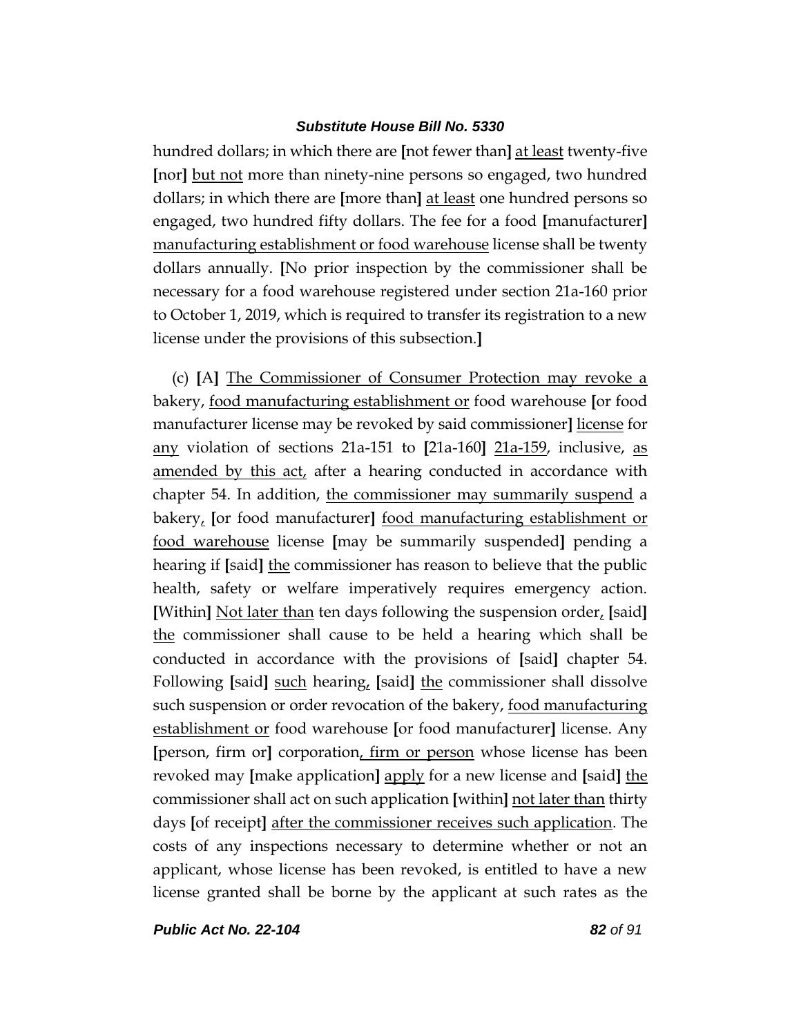hundred dollars; in which there are [not fewer than] <u>at least</u> twenty-five [nor] <u>but not</u> more than ninety-nine persons so engaged, two hundred dollars; in which there are [more than] <u>at least</u> one hundred persons so engaged, two hundred fifty dollars. The fee for a food [manufacturer] <u>manufacturing establishment or food warehouse</u> license shall be twenty dollars annually. [No prior inspection by the commissioner shall be necessary for a food warehouse registered under section 21a-160 prior to October 1, 2019, which is required to transfer its registration to a new license under the provisions of this subsection.]

(c) [A] <u>The Commissioner of Consumer Protection may revoke a</u> bakery, <u>food manufacturing establishment or</u> food warehouse [or food manufacturer license may be revoked by said commissioner] <u>license</u> for <u>any</u> violation of sections 21a-151 to [21a-160] <u>21a-159</u>, inclusive, <u>as amended by this act,</u> after a hearing conducted in accordance with chapter 54. In addition, <u>the commissioner may summarily suspend</u> a bakery<u>,</u> [or food manufacturer] <u>food manufacturing establishment or food warehouse</u> license [may be summarily suspended] pending a hearing if [said] <u>the</u> commissioner has reason to believe that the public health, safety or welfare imperatively requires emergency action. [Within] <u>Not later than</u> ten days following the suspension order<u>,</u> [said] <u>the</u> commissioner shall cause to be held a hearing which shall be conducted in accordance with the provisions of [said] chapter 54. Following [said] <u>such</u> hearing<u>,</u> [said] <u>the</u> commissioner shall dissolve such suspension or order revocation of the bakery, <u>food manufacturing establishment or</u> food warehouse [or food manufacturer] license. Any [person, firm or] corporation<u>, firm or person</u> whose license has been revoked may [make application] <u>apply</u> for a new license and [said] <u>the</u> commissioner shall act on such application [within] <u>not later than</u> thirty days [of receipt] <u>after the commissioner receives such application</u>. The costs of any inspections necessary to determine whether or not an applicant, whose license has been revoked, is entitled to have a new license granted shall be borne by the applicant at such rates as the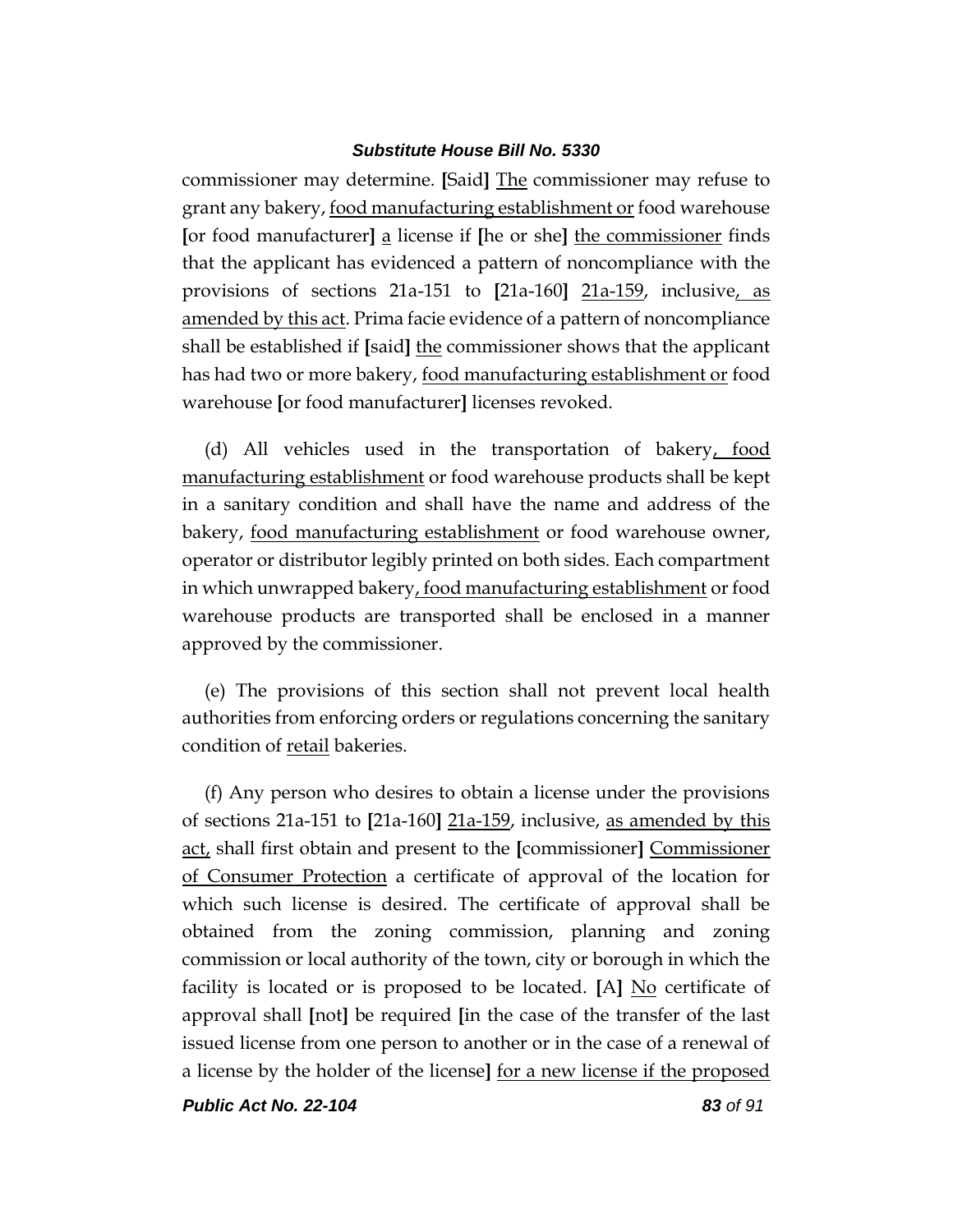commissioner may determine. [Said] The commissioner may refuse to grant any bakery, food manufacturing establishment or food warehouse [or food manufacturer] a license if [he or she] the commissioner finds that the applicant has evidenced a pattern of noncompliance with the provisions of sections 21a-151 to [21a-160] 21a-159, inclusive, as amended by this act. Prima facie evidence of a pattern of noncompliance shall be established if [said] the commissioner shows that the applicant has had two or more bakery, food manufacturing establishment or food warehouse [or food manufacturer] licenses revoked.

(d) All vehicles used in the transportation of bakery, food manufacturing establishment or food warehouse products shall be kept in a sanitary condition and shall have the name and address of the bakery, food manufacturing establishment or food warehouse owner, operator or distributor legibly printed on both sides. Each compartment in which unwrapped bakery, food manufacturing establishment or food warehouse products are transported shall be enclosed in a manner approved by the commissioner.

(e) The provisions of this section shall not prevent local health authorities from enforcing orders or regulations concerning the sanitary condition of retail bakeries.

(f) Any person who desires to obtain a license under the provisions of sections 21a-151 to [21a-160] 21a-159, inclusive, as amended by this act, shall first obtain and present to the [commissioner] Commissioner of Consumer Protection a certificate of approval of the location for which such license is desired. The certificate of approval shall be obtained from the zoning commission, planning and zoning commission or local authority of the town, city or borough in which the facility is located or is proposed to be located. [A] No certificate of approval shall [not] be required [in the case of the transfer of the last issued license from one person to another or in the case of a renewal of a license by the holder of the license] for a new license if the proposed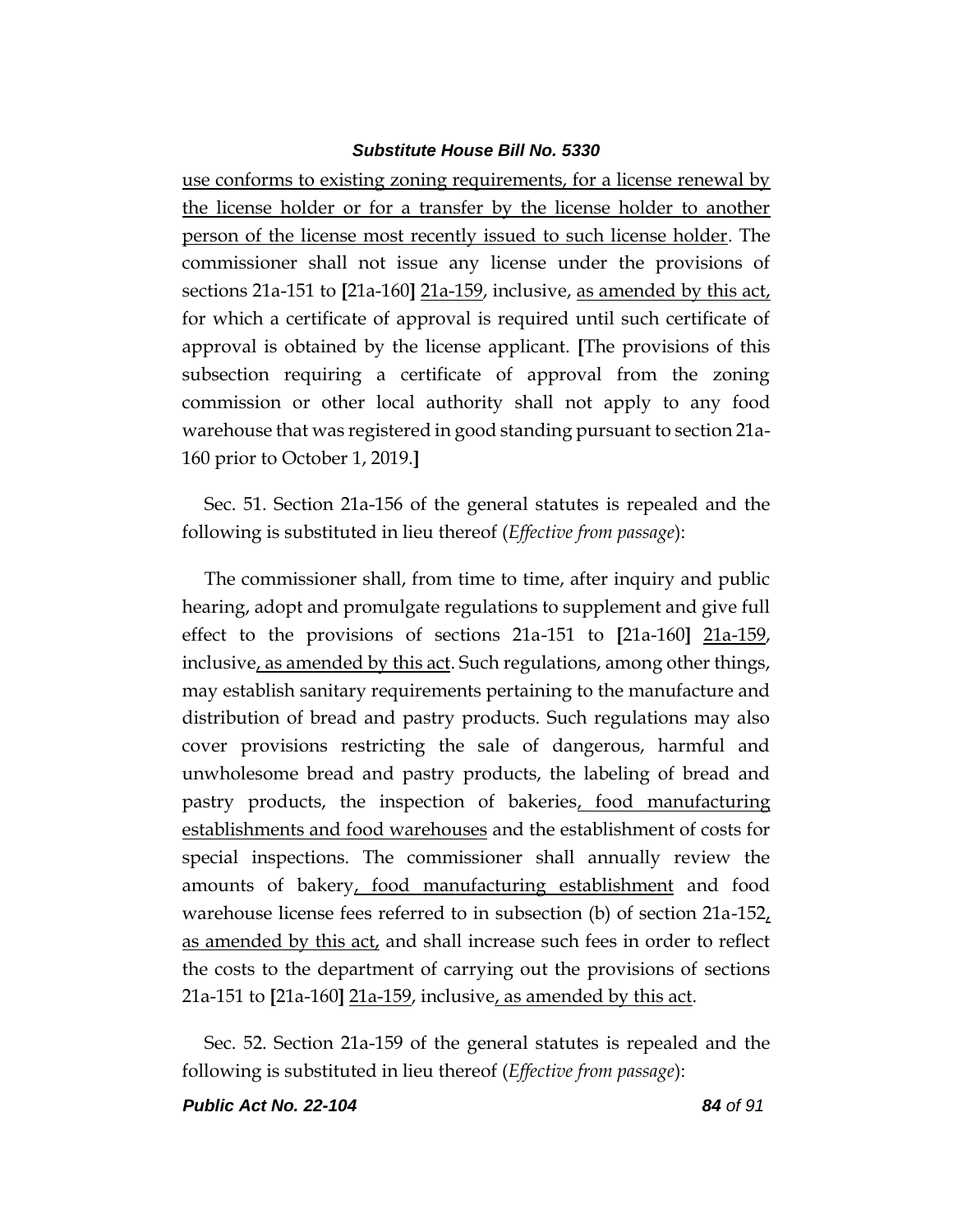<u>use conforms to existing zoning requirements, for a license renewal by the license holder or for a transfer by the license holder to another person of the license most recently issued to such license holder</u>. The commissioner shall not issue any license under the provisions of sections 21a-151 to **[**21a-160**]** <u>21a-159</u>, inclusive, <u>as amended by this act,</u> for which a certificate of approval is required until such certificate of approval is obtained by the license applicant. **[**The provisions of this subsection requiring a certificate of approval from the zoning commission or other local authority shall not apply to any food warehouse that was registered in good standing pursuant to section 21a-160 prior to October 1, 2019.**]**

Sec. 51. Section 21a-156 of the general statutes is repealed and the following is substituted in lieu thereof (*Effective from passage*):

The commissioner shall, from time to time, after inquiry and public hearing, adopt and promulgate regulations to supplement and give full effect to the provisions of sections 21a-151 to **[**21a-160**]** <u>21a-159</u>, inclusive<u>, as amended by this act</u>. Such regulations, among other things, may establish sanitary requirements pertaining to the manufacture and distribution of bread and pastry products. Such regulations may also cover provisions restricting the sale of dangerous, harmful and unwholesome bread and pastry products, the labeling of bread and pastry products, the inspection of bakeries<u>, food manufacturing establishments and food warehouses</u> and the establishment of costs for special inspections. The commissioner shall annually review the amounts of bakery<u>, food manufacturing establishment</u> and food warehouse license fees referred to in subsection (b) of section 21a-152<u>, as amended by this act,</u> and shall increase such fees in order to reflect the costs to the department of carrying out the provisions of sections 21a-151 to **[**21a-160**]** <u>21a-159</u>, inclusive<u>, as amended by this act</u>.

Sec. 52. Section 21a-159 of the general statutes is repealed and the following is substituted in lieu thereof (*Effective from passage*):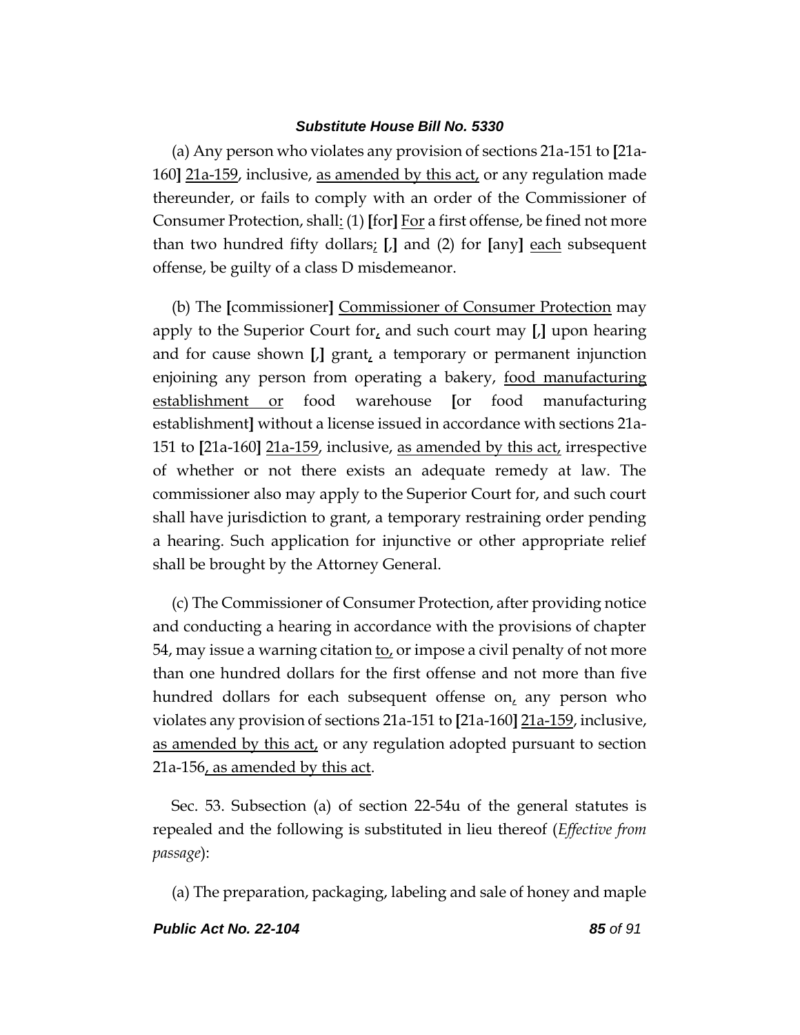(a) Any person who violates any provision of sections 21a-151 to **[**21a-160**]** <u>21a-159</u>, inclusive, <u>as amended by this act,</u> or any regulation made thereunder, or fails to comply with an order of the Commissioner of Consumer Protection, shall<u>:</u> (1) **[**for**]** <u>For</u> a first offense, be fined not more than two hundred fifty dollars<u>;</u> **[**,**]** and (2) for **[**any**]** <u>each</u> subsequent offense, be guilty of a class D misdemeanor.

(b) The **[**commissioner**]** <u>Commissioner of Consumer Protection</u> may apply to the Superior Court for<u>,</u> and such court may **[**,**]** upon hearing and for cause shown **[**,**]** grant<u>,</u> a temporary or permanent injunction enjoining any person from operating a bakery, <u>food manufacturing establishment or</u> food warehouse **[**or food manufacturing establishment**]** without a license issued in accordance with sections 21a-151 to **[**21a-160**]** <u>21a-159</u>, inclusive, <u>as amended by this act,</u> irrespective of whether or not there exists an adequate remedy at law. The commissioner also may apply to the Superior Court for, and such court shall have jurisdiction to grant, a temporary restraining order pending a hearing. Such application for injunctive or other appropriate relief shall be brought by the Attorney General.

(c) The Commissioner of Consumer Protection, after providing notice and conducting a hearing in accordance with the provisions of chapter 54, may issue a warning citation <u>to,</u> or impose a civil penalty of not more than one hundred dollars for the first offense and not more than five hundred dollars for each subsequent offense on<u>,</u> any person who violates any provision of sections 21a-151 to **[**21a-160**]** <u>21a-159</u>, inclusive, <u>as amended by this act,</u> or any regulation adopted pursuant to section 21a-156<u>, as amended by this act</u>.

Sec. 53. Subsection (a) of section 22-54u of the general statutes is repealed and the following is substituted in lieu thereof (*Effective from passage*):

(a) The preparation, packaging, labeling and sale of honey and maple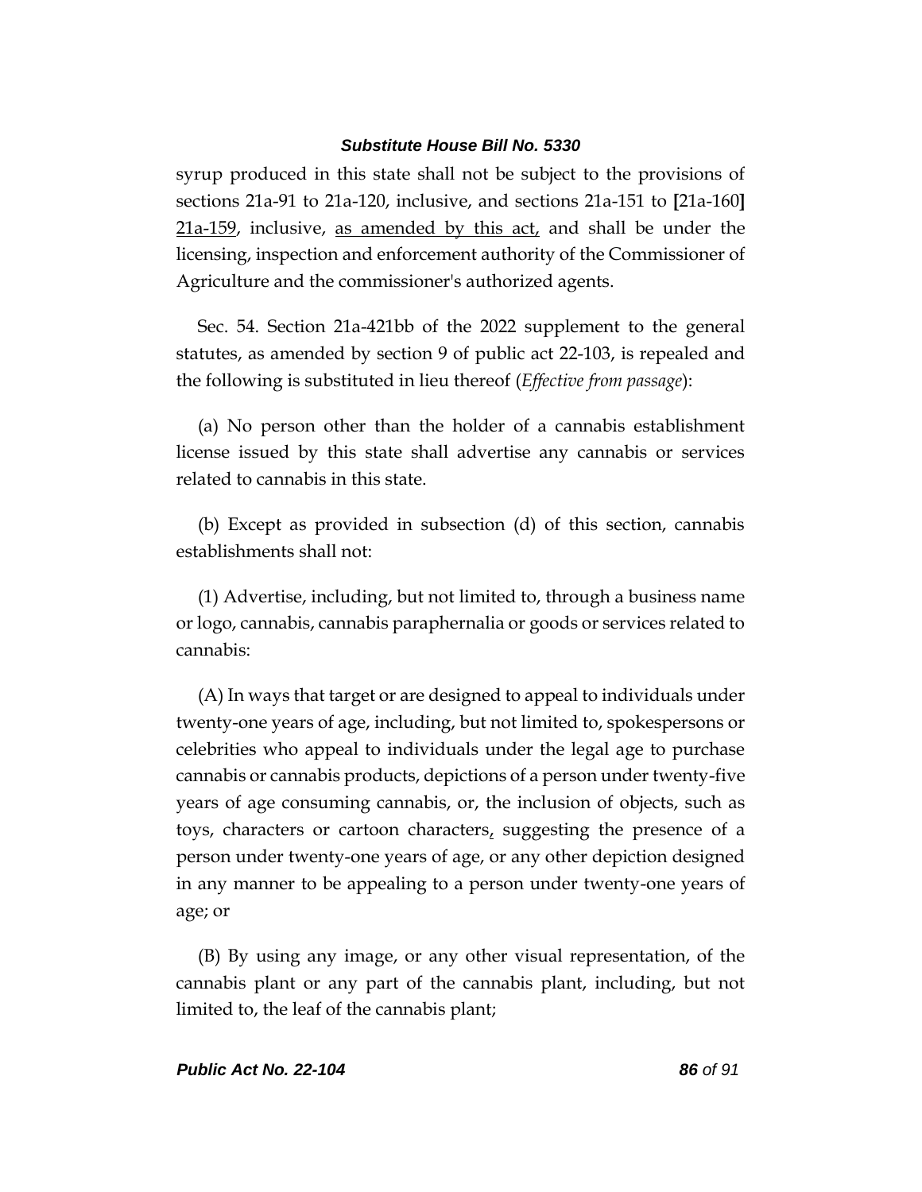syrup produced in this state shall not be subject to the provisions of sections 21a-91 to 21a-120, inclusive, and sections 21a-151 to [21a-160] 21a-159, inclusive, as amended by this act, and shall be under the licensing, inspection and enforcement authority of the Commissioner of Agriculture and the commissioner's authorized agents.

Sec. 54. Section 21a-421bb of the 2022 supplement to the general statutes, as amended by section 9 of public act 22-103, is repealed and the following is substituted in lieu thereof (*Effective from passage*):

(a) No person other than the holder of a cannabis establishment license issued by this state shall advertise any cannabis or services related to cannabis in this state.

(b) Except as provided in subsection (d) of this section, cannabis establishments shall not:

(1) Advertise, including, but not limited to, through a business name or logo, cannabis, cannabis paraphernalia or goods or services related to cannabis:

(A) In ways that target or are designed to appeal to individuals under twenty-one years of age, including, but not limited to, spokespersons or celebrities who appeal to individuals under the legal age to purchase cannabis or cannabis products, depictions of a person under twenty-five years of age consuming cannabis, or, the inclusion of objects, such as toys, characters or cartoon characters, suggesting the presence of a person under twenty-one years of age, or any other depiction designed in any manner to be appealing to a person under twenty-one years of age; or

(B) By using any image, or any other visual representation, of the cannabis plant or any part of the cannabis plant, including, but not limited to, the leaf of the cannabis plant;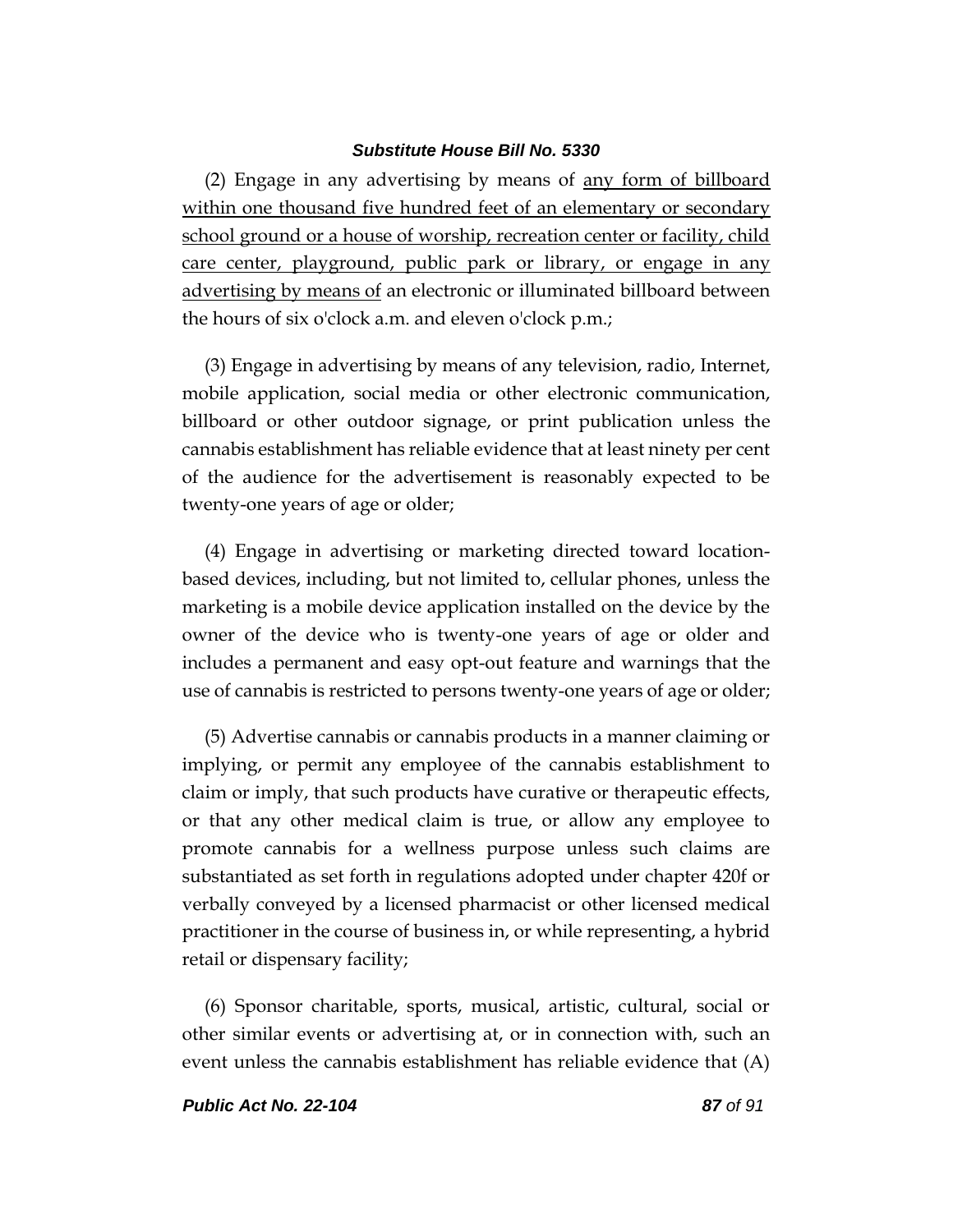(2) Engage in any advertising by means of <u>any form of billboard within one thousand five hundred feet of an elementary or secondary school ground or a house of worship, recreation center or facility, child care center, playground, public park or library, or engage in any advertising by means of</u> an electronic or illuminated billboard between the hours of six o'clock a.m. and eleven o'clock p.m.;

(3) Engage in advertising by means of any television, radio, Internet, mobile application, social media or other electronic communication, billboard or other outdoor signage, or print publication unless the cannabis establishment has reliable evidence that at least ninety per cent of the audience for the advertisement is reasonably expected to be twenty-one years of age or older;

(4) Engage in advertising or marketing directed toward location-based devices, including, but not limited to, cellular phones, unless the marketing is a mobile device application installed on the device by the owner of the device who is twenty-one years of age or older and includes a permanent and easy opt-out feature and warnings that the use of cannabis is restricted to persons twenty-one years of age or older;

(5) Advertise cannabis or cannabis products in a manner claiming or implying, or permit any employee of the cannabis establishment to claim or imply, that such products have curative or therapeutic effects, or that any other medical claim is true, or allow any employee to promote cannabis for a wellness purpose unless such claims are substantiated as set forth in regulations adopted under chapter 420f or verbally conveyed by a licensed pharmacist or other licensed medical practitioner in the course of business in, or while representing, a hybrid retail or dispensary facility;

(6) Sponsor charitable, sports, musical, artistic, cultural, social or other similar events or advertising at, or in connection with, such an event unless the cannabis establishment has reliable evidence that (A)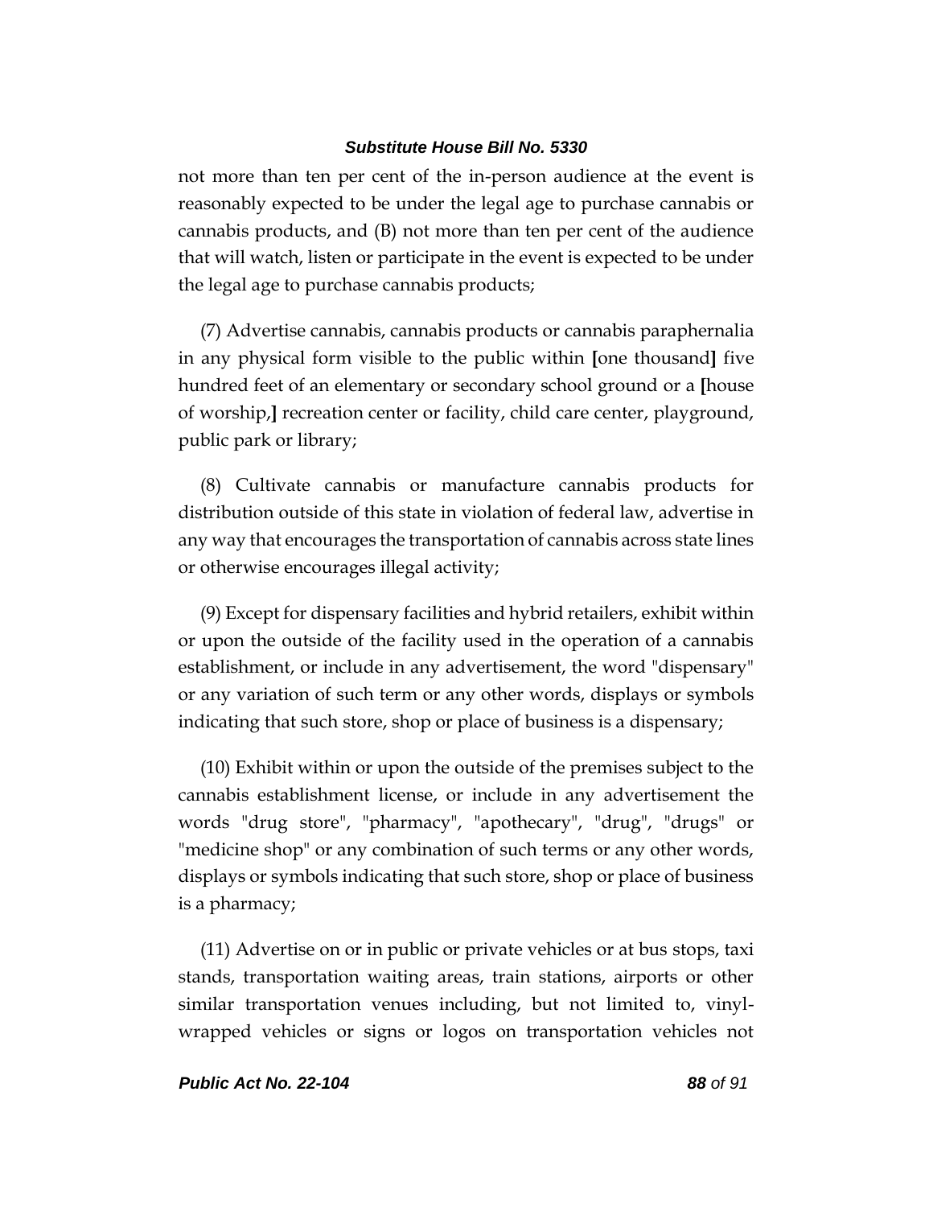not more than ten per cent of the in-person audience at the event is reasonably expected to be under the legal age to purchase cannabis or cannabis products, and (B) not more than ten per cent of the audience that will watch, listen or participate in the event is expected to be under the legal age to purchase cannabis products;

(7) Advertise cannabis, cannabis products or cannabis paraphernalia in any physical form visible to the public within **[**one thousand**]** five hundred feet of an elementary or secondary school ground or a **[**house of worship,**]** recreation center or facility, child care center, playground, public park or library;

(8) Cultivate cannabis or manufacture cannabis products for distribution outside of this state in violation of federal law, advertise in any way that encourages the transportation of cannabis across state lines or otherwise encourages illegal activity;

(9) Except for dispensary facilities and hybrid retailers, exhibit within or upon the outside of the facility used in the operation of a cannabis establishment, or include in any advertisement, the word "dispensary" or any variation of such term or any other words, displays or symbols indicating that such store, shop or place of business is a dispensary;

(10) Exhibit within or upon the outside of the premises subject to the cannabis establishment license, or include in any advertisement the words "drug store", "pharmacy", "apothecary", "drug", "drugs" or "medicine shop" or any combination of such terms or any other words, displays or symbols indicating that such store, shop or place of business is a pharmacy;

(11) Advertise on or in public or private vehicles or at bus stops, taxi stands, transportation waiting areas, train stations, airports or other similar transportation venues including, but not limited to, vinyl-wrapped vehicles or signs or logos on transportation vehicles not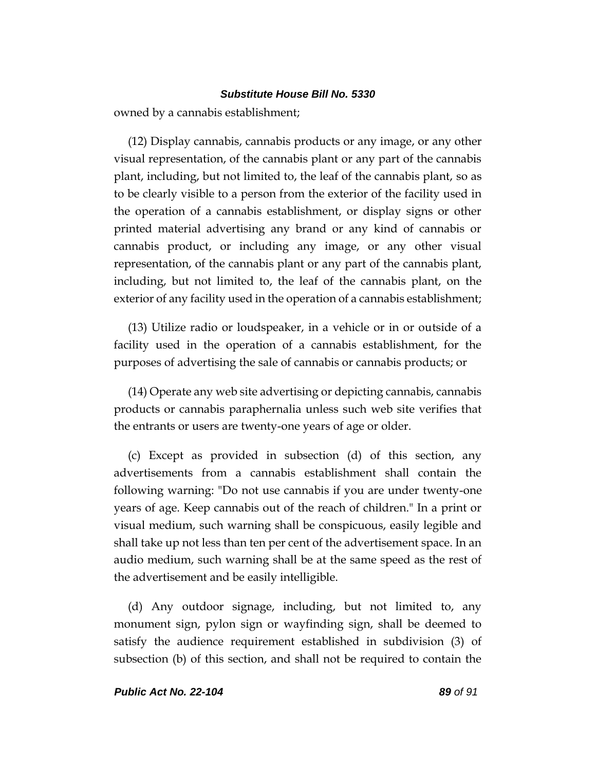owned by a cannabis establishment;

(12) Display cannabis, cannabis products or any image, or any other visual representation, of the cannabis plant or any part of the cannabis plant, including, but not limited to, the leaf of the cannabis plant, so as to be clearly visible to a person from the exterior of the facility used in the operation of a cannabis establishment, or display signs or other printed material advertising any brand or any kind of cannabis or cannabis product, or including any image, or any other visual representation, of the cannabis plant or any part of the cannabis plant, including, but not limited to, the leaf of the cannabis plant, on the exterior of any facility used in the operation of a cannabis establishment;

(13) Utilize radio or loudspeaker, in a vehicle or in or outside of a facility used in the operation of a cannabis establishment, for the purposes of advertising the sale of cannabis or cannabis products; or

(14) Operate any web site advertising or depicting cannabis, cannabis products or cannabis paraphernalia unless such web site verifies that the entrants or users are twenty-one years of age or older.

(c) Except as provided in subsection (d) of this section, any advertisements from a cannabis establishment shall contain the following warning: "Do not use cannabis if you are under twenty-one years of age. Keep cannabis out of the reach of children." In a print or visual medium, such warning shall be conspicuous, easily legible and shall take up not less than ten per cent of the advertisement space. In an audio medium, such warning shall be at the same speed as the rest of the advertisement and be easily intelligible.

(d) Any outdoor signage, including, but not limited to, any monument sign, pylon sign or wayfinding sign, shall be deemed to satisfy the audience requirement established in subdivision (3) of subsection (b) of this section, and shall not be required to contain the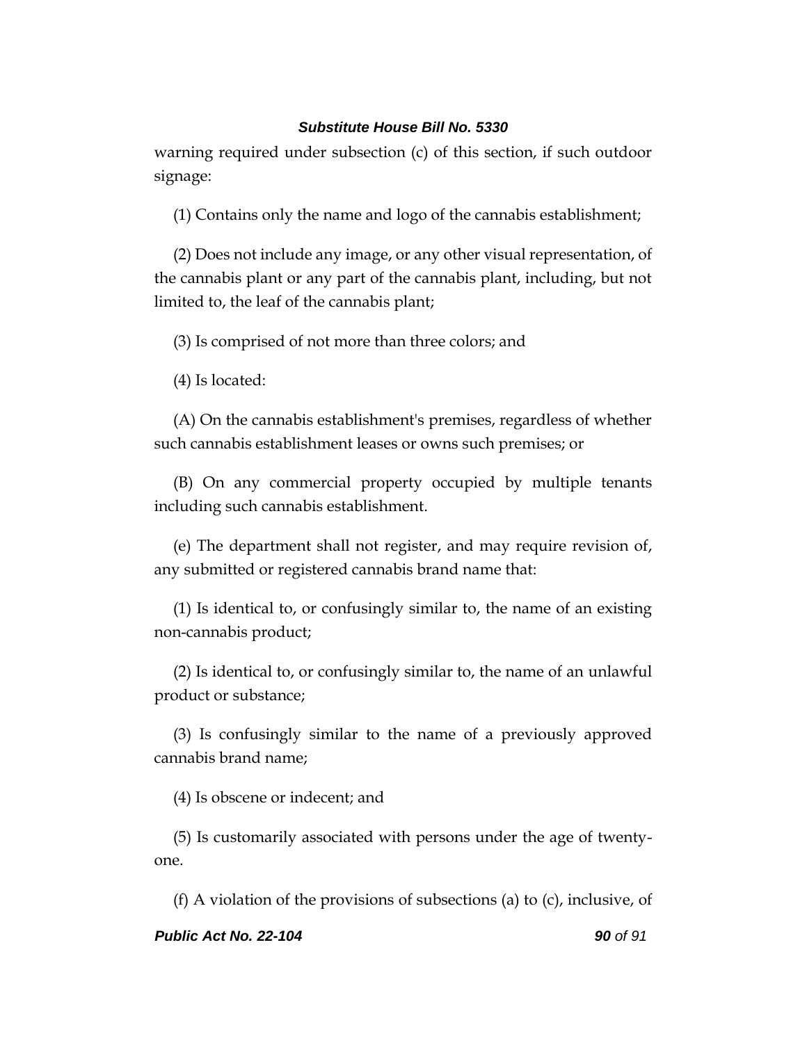warning required under subsection (c) of this section, if such outdoor signage:

(1) Contains only the name and logo of the cannabis establishment;

(2) Does not include any image, or any other visual representation, of the cannabis plant or any part of the cannabis plant, including, but not limited to, the leaf of the cannabis plant;

(3) Is comprised of not more than three colors; and

(4) Is located:

(A) On the cannabis establishment's premises, regardless of whether such cannabis establishment leases or owns such premises; or

(B) On any commercial property occupied by multiple tenants including such cannabis establishment.

(e) The department shall not register, and may require revision of, any submitted or registered cannabis brand name that:

(1) Is identical to, or confusingly similar to, the name of an existing non-cannabis product;

(2) Is identical to, or confusingly similar to, the name of an unlawful product or substance;

(3) Is confusingly similar to the name of a previously approved cannabis brand name;

(4) Is obscene or indecent; and

(5) Is customarily associated with persons under the age of twenty-one.

(f) A violation of the provisions of subsections (a) to (c), inclusive, of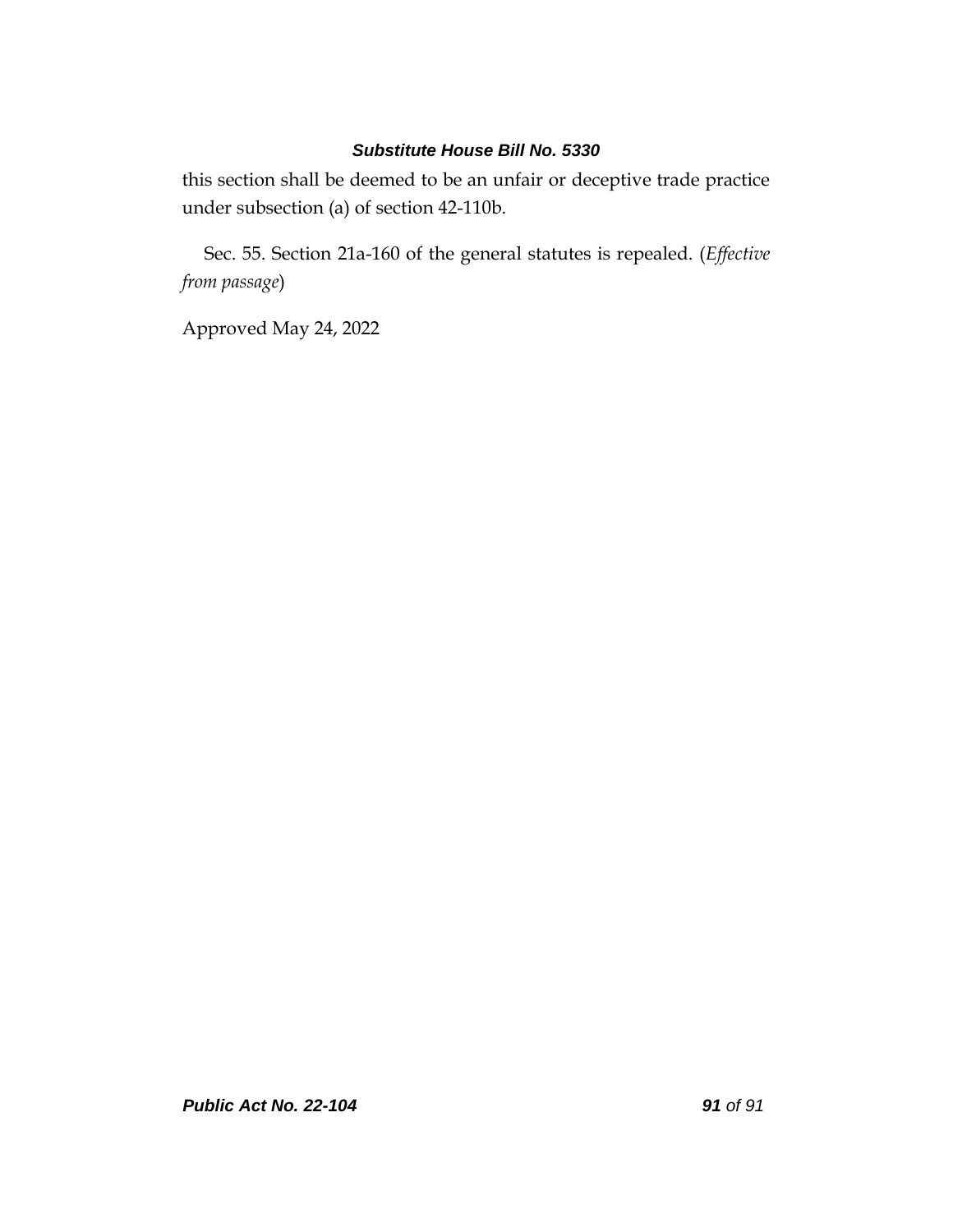this section shall be deemed to be an unfair or deceptive trade practice under subsection (a) of section 42-110b.

Sec. 55. Section 21a-160 of the general statutes is repealed. (*Effective from passage*)

Approved May 24, 2022